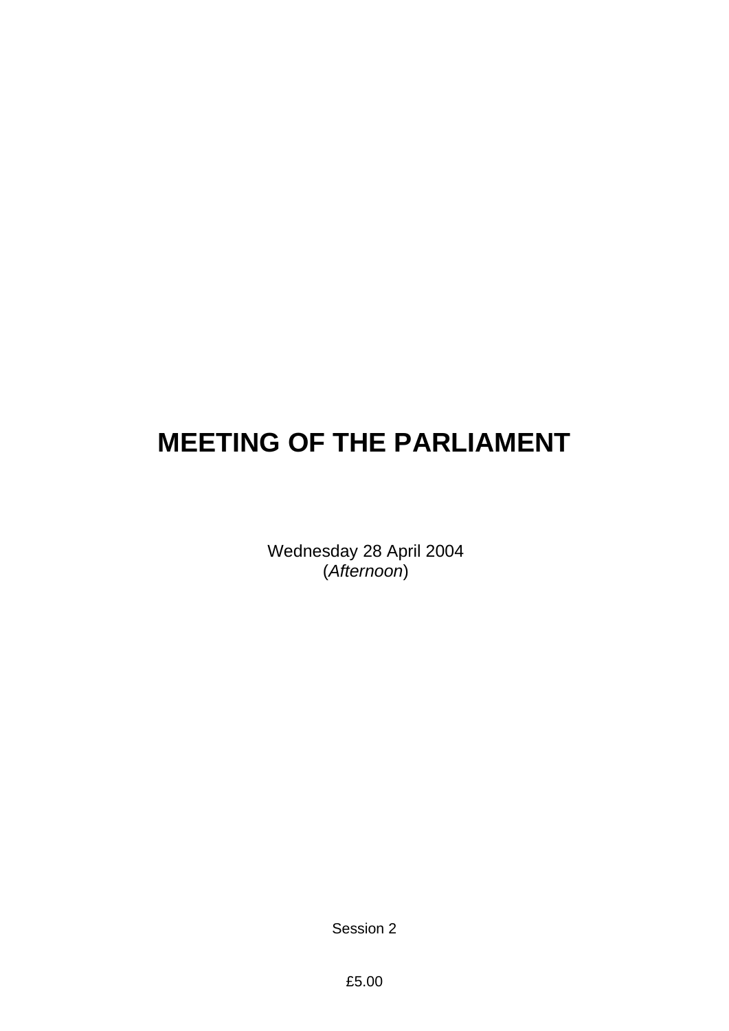# MEETING OF THE PARLIAMENT

Wednesday 28 April 2004
(*Afternoon*)

Session 2

£5.00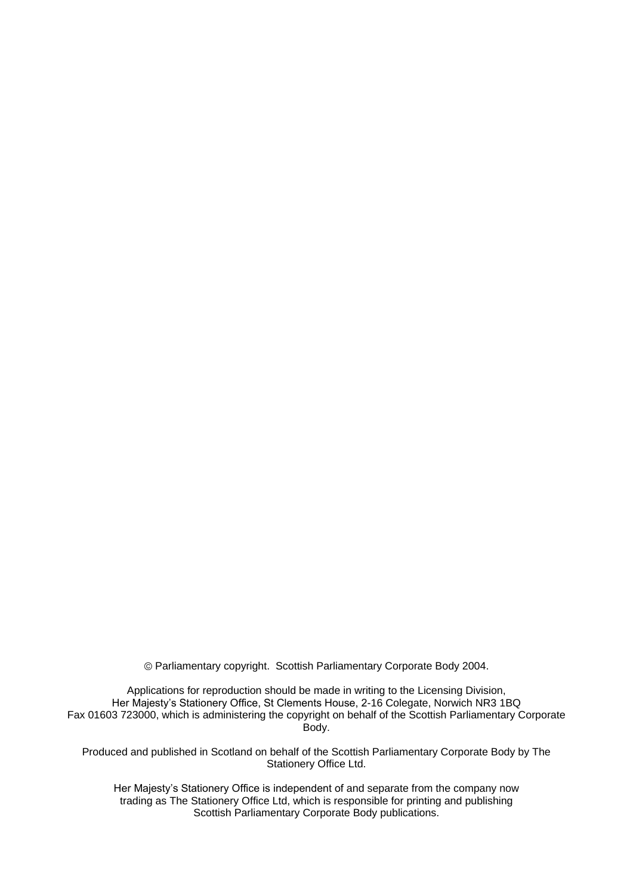© Parliamentary copyright. Scottish Parliamentary Corporate Body 2004.

Applications for reproduction should be made in writing to the Licensing Division, Her Majesty's Stationery Office, St Clements House, 2-16 Colegate, Norwich NR3 1BQ Fax 01603 723000, which is administering the copyright on behalf of the Scottish Parliamentary Corporate Body.

Produced and published in Scotland on behalf of the Scottish Parliamentary Corporate Body by The Stationery Office Ltd.

Her Majesty's Stationery Office is independent of and separate from the company now trading as The Stationery Office Ltd, which is responsible for printing and publishing Scottish Parliamentary Corporate Body publications.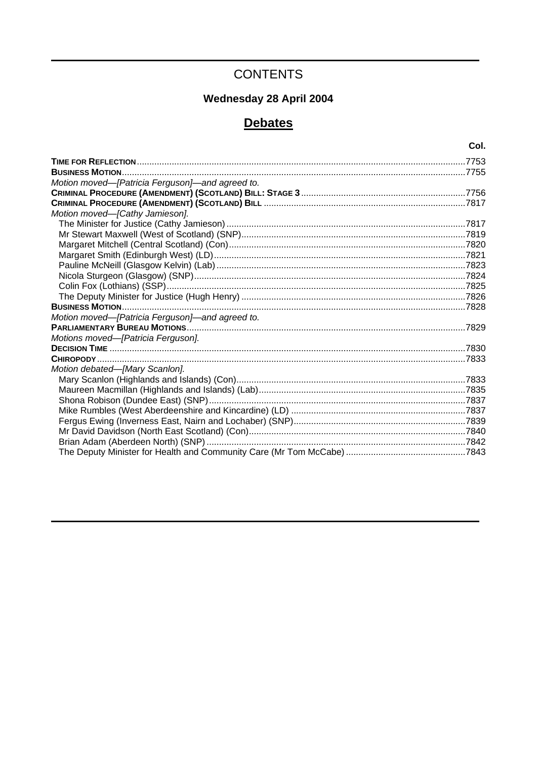# CONTENTS

## Wednesday 28 April 2004

## Debates

| | Col. |
|---|---|
| **TIME FOR REFLECTION** | 7753 |
| **BUSINESS MOTION** | 7755 |
| *Motion moved—[Patricia Ferguson]—and agreed to.* | |
| **CRIMINAL PROCEDURE (AMENDMENT) (SCOTLAND) BILL: STAGE 3** | 7756 |
| **CRIMINAL PROCEDURE (AMENDMENT) (SCOTLAND) BILL** | 7817 |
| *Motion moved—[Cathy Jamieson].* | |
| The Minister for Justice (Cathy Jamieson) | 7817 |
| Mr Stewart Maxwell (West of Scotland) (SNP) | 7819 |
| Margaret Mitchell (Central Scotland) (Con) | 7820 |
| Margaret Smith (Edinburgh West) (LD) | 7821 |
| Pauline McNeill (Glasgow Kelvin) (Lab) | 7823 |
| Nicola Sturgeon (Glasgow) (SNP) | 7824 |
| Colin Fox (Lothians) (SSP) | 7825 |
| The Deputy Minister for Justice (Hugh Henry) | 7826 |
| **BUSINESS MOTION** | 7828 |
| *Motion moved—[Patricia Ferguson]—and agreed to.* | |
| **PARLIAMENTARY BUREAU MOTIONS** | 7829 |
| *Motions moved—[Patricia Ferguson].* | |
| **DECISION TIME** | 7830 |
| **CHIROPODY** | 7833 |
| *Motion debated—[Mary Scanlon].* | |
| Mary Scanlon (Highlands and Islands) (Con) | 7833 |
| Maureen Macmillan (Highlands and Islands) (Lab) | 7835 |
| Shona Robison (Dundee East) (SNP) | 7837 |
| Mike Rumbles (West Aberdeenshire and Kincardine) (LD) | 7837 |
| Fergus Ewing (Inverness East, Nairn and Lochaber) (SNP) | 7839 |
| Mr David Davidson (North East Scotland) (Con) | 7840 |
| Brian Adam (Aberdeen North) (SNP) | 7842 |
| The Deputy Minister for Health and Community Care (Mr Tom McCabe) | 7843 |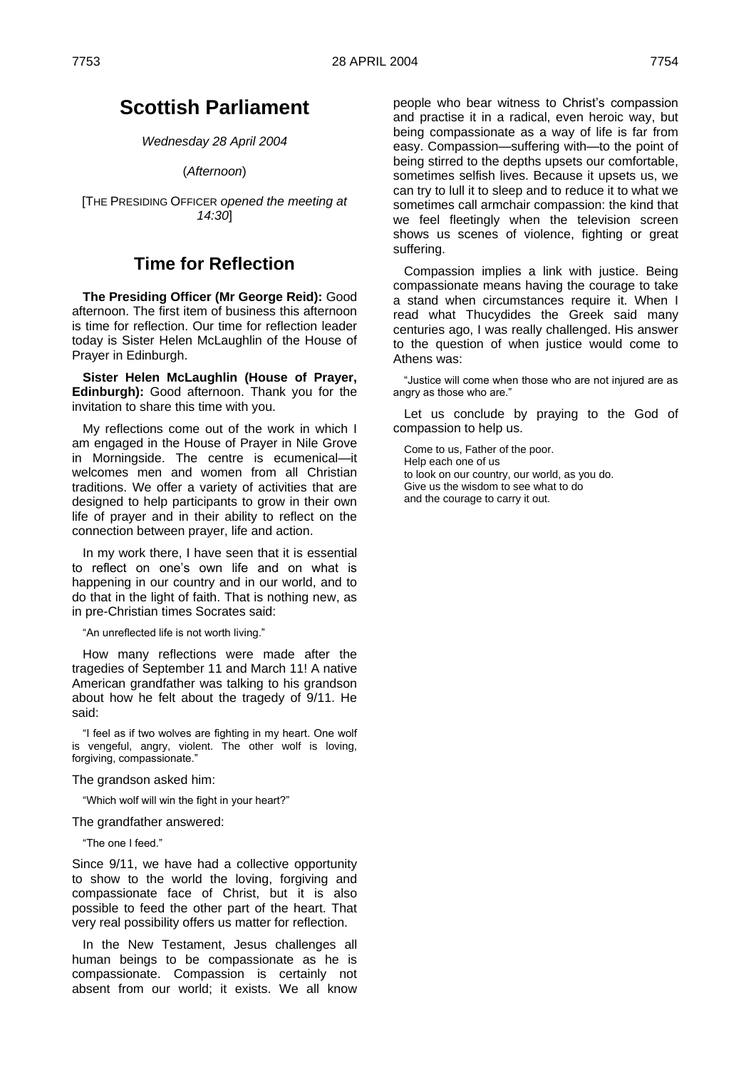# Scottish Parliament

*Wednesday 28 April 2004*

(*Afternoon*)

[THE PRESIDING OFFICER *opened the meeting at 14:30*]

## Time for Reflection

**The Presiding Officer (Mr George Reid):** Good afternoon. The first item of business this afternoon is time for reflection. Our time for reflection leader today is Sister Helen McLaughlin of the House of Prayer in Edinburgh.

**Sister Helen McLaughlin (House of Prayer, Edinburgh):** Good afternoon. Thank you for the invitation to share this time with you.

My reflections come out of the work in which I am engaged in the House of Prayer in Nile Grove in Morningside. The centre is ecumenical—it welcomes men and women from all Christian traditions. We offer a variety of activities that are designed to help participants to grow in their own life of prayer and in their ability to reflect on the connection between prayer, life and action.

In my work there, I have seen that it is essential to reflect on one's own life and on what is happening in our country and in our world, and to do that in the light of faith. That is nothing new, as in pre-Christian times Socrates said:

"An unreflected life is not worth living."

How many reflections were made after the tragedies of September 11 and March 11! A native American grandfather was talking to his grandson about how he felt about the tragedy of 9/11. He said:

"I feel as if two wolves are fighting in my heart. One wolf is vengeful, angry, violent. The other wolf is loving, forgiving, compassionate."

The grandson asked him:

"Which wolf will win the fight in your heart?"

The grandfather answered:

"The one I feed."

Since 9/11, we have had a collective opportunity to show to the world the loving, forgiving and compassionate face of Christ, but it is also possible to feed the other part of the heart. That very real possibility offers us matter for reflection.

In the New Testament, Jesus challenges all human beings to be compassionate as he is compassionate. Compassion is certainly not absent from our world; it exists. We all know people who bear witness to Christ's compassion and practise it in a radical, even heroic way, but being compassionate as a way of life is far from easy. Compassion—suffering with—to the point of being stirred to the depths upsets our comfortable, sometimes selfish lives. Because it upsets us, we can try to lull it to sleep and to reduce it to what we sometimes call armchair compassion: the kind that we feel fleetingly when the television screen shows us scenes of violence, fighting or great suffering.

Compassion implies a link with justice. Being compassionate means having the courage to take a stand when circumstances require it. When I read what Thucydides the Greek said many centuries ago, I was really challenged. His answer to the question of when justice would come to Athens was:

"Justice will come when those who are not injured are as angry as those who are."

Let us conclude by praying to the God of compassion to help us.

Come to us, Father of the poor.
Help each one of us
to look on our country, our world, as you do.
Give us the wisdom to see what to do
and the courage to carry it out.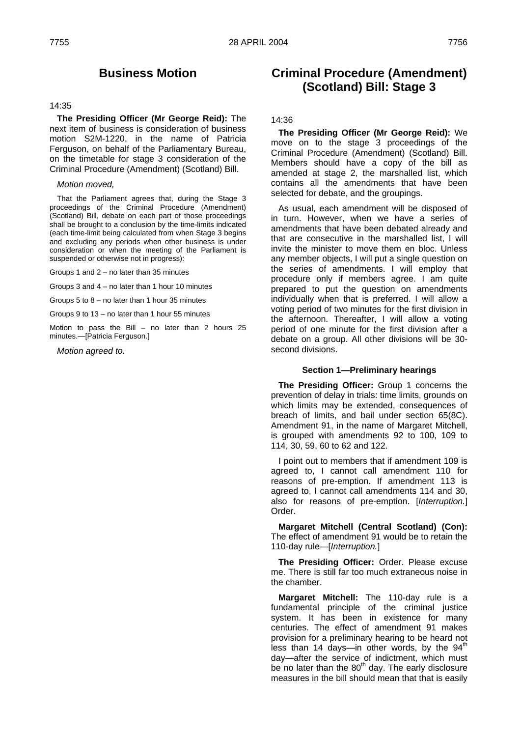## Business Motion

14:35

**The Presiding Officer (Mr George Reid):** The next item of business is consideration of business motion S2M-1220, in the name of Patricia Ferguson, on behalf of the Parliamentary Bureau, on the timetable for stage 3 consideration of the Criminal Procedure (Amendment) (Scotland) Bill.

*Motion moved,*

That the Parliament agrees that, during the Stage 3 proceedings of the Criminal Procedure (Amendment) (Scotland) Bill, debate on each part of those proceedings shall be brought to a conclusion by the time-limits indicated (each time-limit being calculated from when Stage 3 begins and excluding any periods when other business is under consideration or when the meeting of the Parliament is suspended or otherwise not in progress):

Groups 1 and 2 – no later than 35 minutes

Groups 3 and 4 – no later than 1 hour 10 minutes

Groups 5 to 8 – no later than 1 hour 35 minutes

Groups 9 to 13 – no later than 1 hour 55 minutes

Motion to pass the Bill – no later than 2 hours 25 minutes.—[Patricia Ferguson.]

*Motion agreed to.*

## Criminal Procedure (Amendment) (Scotland) Bill: Stage 3

14:36

**The Presiding Officer (Mr George Reid):** We move on to the stage 3 proceedings of the Criminal Procedure (Amendment) (Scotland) Bill. Members should have a copy of the bill as amended at stage 2, the marshalled list, which contains all the amendments that have been selected for debate, and the groupings.

As usual, each amendment will be disposed of in turn. However, when we have a series of amendments that have been debated already and that are consecutive in the marshalled list, I will invite the minister to move them en bloc. Unless any member objects, I will put a single question on the series of amendments. I will employ that procedure only if members agree. I am quite prepared to put the question on amendments individually when that is preferred. I will allow a voting period of two minutes for the first division in the afternoon. Thereafter, I will allow a voting period of one minute for the first division after a debate on a group. All other divisions will be 30-second divisions.

#### Section 1—Preliminary hearings

**The Presiding Officer:** Group 1 concerns the prevention of delay in trials: time limits, grounds on which limits may be extended, consequences of breach of limits, and bail under section 65(8C). Amendment 91, in the name of Margaret Mitchell, is grouped with amendments 92 to 100, 109 to 114, 30, 59, 60 to 62 and 122.

I point out to members that if amendment 109 is agreed to, I cannot call amendment 110 for reasons of pre-emption. If amendment 113 is agreed to, I cannot call amendments 114 and 30, also for reasons of pre-emption. [*Interruption.*] Order.

**Margaret Mitchell (Central Scotland) (Con):** The effect of amendment 91 would be to retain the 110-day rule—[*Interruption.*]

**The Presiding Officer:** Order. Please excuse me. There is still far too much extraneous noise in the chamber.

**Margaret Mitchell:** The 110-day rule is a fundamental principle of the criminal justice system. It has been in existence for many centuries. The effect of amendment 91 makes provision for a preliminary hearing to be heard not less than 14 days—in other words, by the 94th day—after the service of indictment, which must be no later than the 80th day. The early disclosure measures in the bill should mean that that is easily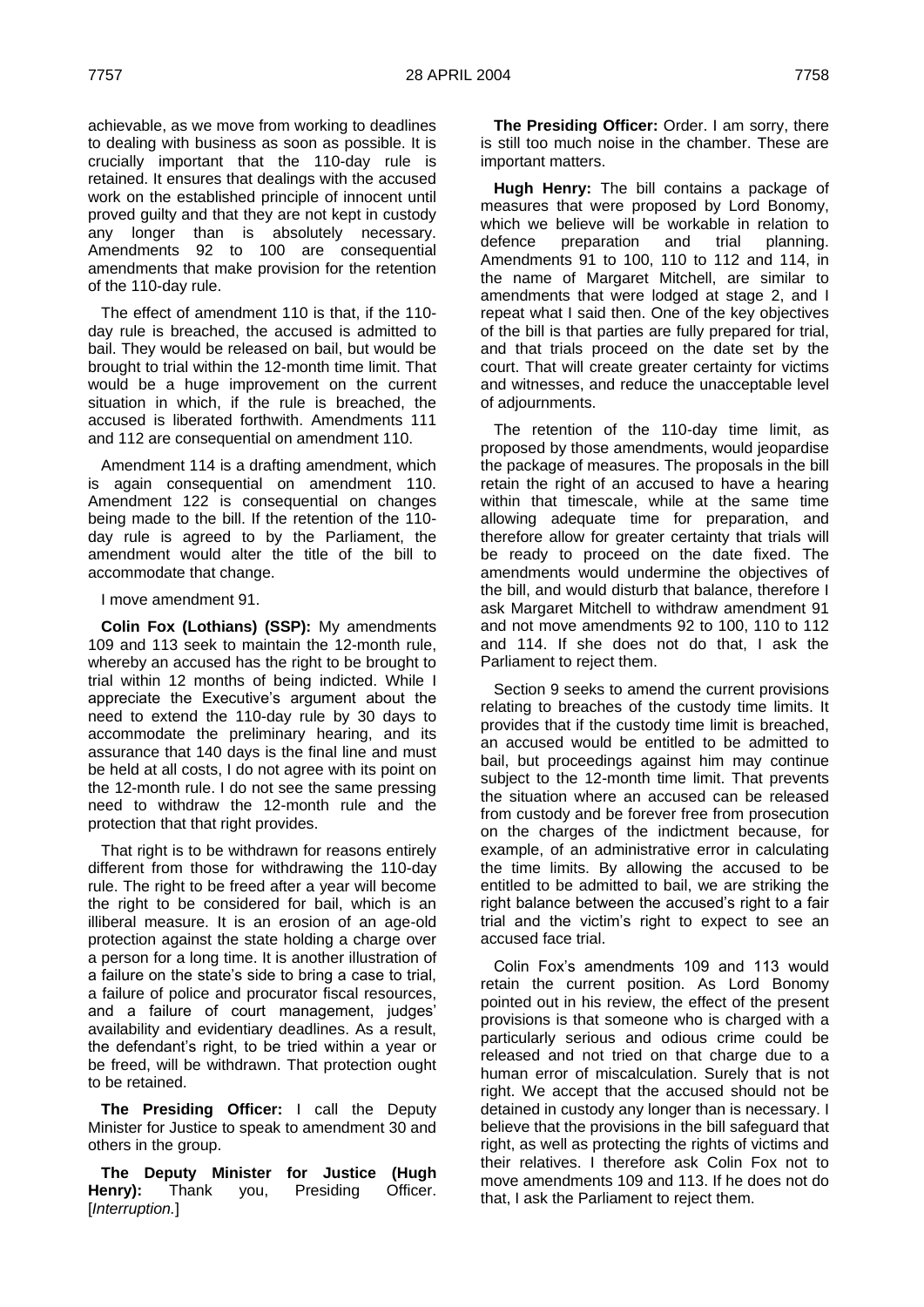achievable, as we move from working to deadlines to dealing with business as soon as possible. It is crucially important that the 110-day rule is retained. It ensures that dealings with the accused work on the established principle of innocent until proved guilty and that they are not kept in custody any longer than is absolutely necessary. Amendments 92 to 100 are consequential amendments that make provision for the retention of the 110-day rule.

The effect of amendment 110 is that, if the 110-day rule is breached, the accused is admitted to bail. They would be released on bail, but would be brought to trial within the 12-month time limit. That would be a huge improvement on the current situation in which, if the rule is breached, the accused is liberated forthwith. Amendments 111 and 112 are consequential on amendment 110.

Amendment 114 is a drafting amendment, which is again consequential on amendment 110. Amendment 122 is consequential on changes being made to the bill. If the retention of the 110-day rule is agreed to by the Parliament, the amendment would alter the title of the bill to accommodate that change.

I move amendment 91.

**Colin Fox (Lothians) (SSP):** My amendments 109 and 113 seek to maintain the 12-month rule, whereby an accused has the right to be brought to trial within 12 months of being indicted. While I appreciate the Executive's argument about the need to extend the 110-day rule by 30 days to accommodate the preliminary hearing, and its assurance that 140 days is the final line and must be held at all costs, I do not agree with its point on the 12-month rule. I do not see the same pressing need to withdraw the 12-month rule and the protection that that right provides.

That right is to be withdrawn for reasons entirely different from those for withdrawing the 110-day rule. The right to be freed after a year will become the right to be considered for bail, which is an illiberal measure. It is an erosion of an age-old protection against the state holding a charge over a person for a long time. It is another illustration of a failure on the state's side to bring a case to trial, a failure of police and procurator fiscal resources, and a failure of court management, judges' availability and evidentiary deadlines. As a result, the defendant's right, to be tried within a year or be freed, will be withdrawn. That protection ought to be retained.

**The Presiding Officer:** I call the Deputy Minister for Justice to speak to amendment 30 and others in the group.

**The Deputy Minister for Justice (Hugh Henry):** Thank you, Presiding Officer. [*Interruption.*]

**The Presiding Officer:** Order. I am sorry, there is still too much noise in the chamber. These are important matters.

**Hugh Henry:** The bill contains a package of measures that were proposed by Lord Bonomy, which we believe will be workable in relation to defence preparation and trial planning. Amendments 91 to 100, 110 to 112 and 114, in the name of Margaret Mitchell, are similar to amendments that were lodged at stage 2, and I repeat what I said then. One of the key objectives of the bill is that parties are fully prepared for trial, and that trials proceed on the date set by the court. That will create greater certainty for victims and witnesses, and reduce the unacceptable level of adjournments.

The retention of the 110-day time limit, as proposed by those amendments, would jeopardise the package of measures. The proposals in the bill retain the right of an accused to have a hearing within that timescale, while at the same time allowing adequate time for preparation, and therefore allow for greater certainty that trials will be ready to proceed on the date fixed. The amendments would undermine the objectives of the bill, and would disturb that balance, therefore I ask Margaret Mitchell to withdraw amendment 91 and not move amendments 92 to 100, 110 to 112 and 114. If she does not do that, I ask the Parliament to reject them.

Section 9 seeks to amend the current provisions relating to breaches of the custody time limits. It provides that if the custody time limit is breached, an accused would be entitled to be admitted to bail, but proceedings against him may continue subject to the 12-month time limit. That prevents the situation where an accused can be released from custody and be forever free from prosecution on the charges of the indictment because, for example, of an administrative error in calculating the time limits. By allowing the accused to be entitled to be admitted to bail, we are striking the right balance between the accused's right to a fair trial and the victim's right to expect to see an accused face trial.

Colin Fox's amendments 109 and 113 would retain the current position. As Lord Bonomy pointed out in his review, the effect of the present provisions is that someone who is charged with a particularly serious and odious crime could be released and not tried on that charge due to a human error of miscalculation. Surely that is not right. We accept that the accused should not be detained in custody any longer than is necessary. I believe that the provisions in the bill safeguard that right, as well as protecting the rights of victims and their relatives. I therefore ask Colin Fox not to move amendments 109 and 113. If he does not do that, I ask the Parliament to reject them.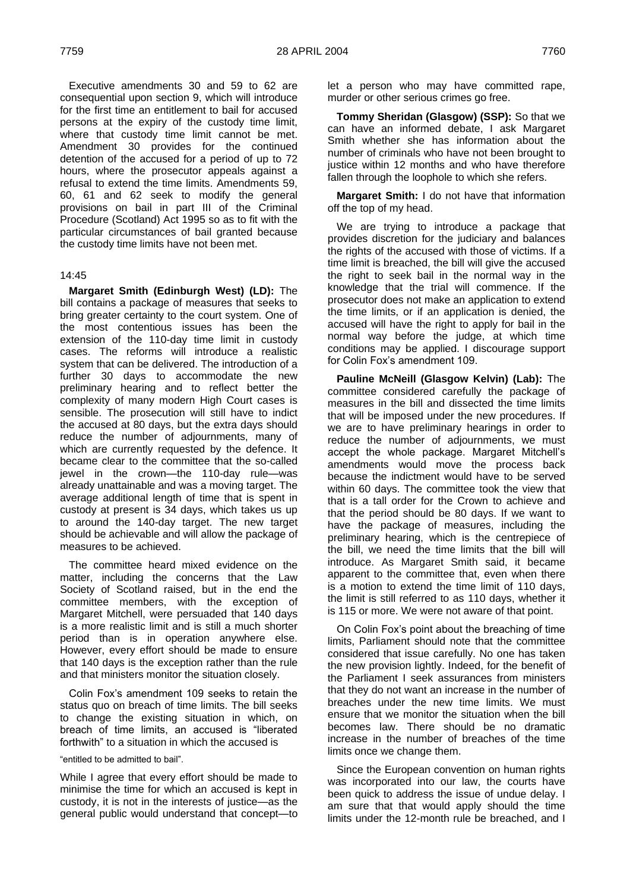Executive amendments 30 and 59 to 62 are consequential upon section 9, which will introduce for the first time an entitlement to bail for accused persons at the expiry of the custody time limit, where that custody time limit cannot be met. Amendment 30 provides for the continued detention of the accused for a period of up to 72 hours, where the prosecutor appeals against a refusal to extend the time limits. Amendments 59, 60, 61 and 62 seek to modify the general provisions on bail in part III of the Criminal Procedure (Scotland) Act 1995 so as to fit with the particular circumstances of bail granted because the custody time limits have not been met.

14:45

**Margaret Smith (Edinburgh West) (LD):** The bill contains a package of measures that seeks to bring greater certainty to the court system. One of the most contentious issues has been the extension of the 110-day time limit in custody cases. The reforms will introduce a realistic system that can be delivered. The introduction of a further 30 days to accommodate the new preliminary hearing and to reflect better the complexity of many modern High Court cases is sensible. The prosecution will still have to indict the accused at 80 days, but the extra days should reduce the number of adjournments, many of which are currently requested by the defence. It became clear to the committee that the so-called jewel in the crown—the 110-day rule—was already unattainable and was a moving target. The average additional length of time that is spent in custody at present is 34 days, which takes us up to around the 140-day target. The new target should be achievable and will allow the package of measures to be achieved.

The committee heard mixed evidence on the matter, including the concerns that the Law Society of Scotland raised, but in the end the committee members, with the exception of Margaret Mitchell, were persuaded that 140 days is a more realistic limit and is still a much shorter period than is in operation anywhere else. However, every effort should be made to ensure that 140 days is the exception rather than the rule and that ministers monitor the situation closely.

Colin Fox's amendment 109 seeks to retain the status quo on breach of time limits. The bill seeks to change the existing situation in which, on breach of time limits, an accused is "liberated forthwith" to a situation in which the accused is

"entitled to be admitted to bail".

While I agree that every effort should be made to minimise the time for which an accused is kept in custody, it is not in the interests of justice—as the general public would understand that concept—to let a person who may have committed rape, murder or other serious crimes go free.

**Tommy Sheridan (Glasgow) (SSP):** So that we can have an informed debate, I ask Margaret Smith whether she has information about the number of criminals who have not been brought to justice within 12 months and who have therefore fallen through the loophole to which she refers.

**Margaret Smith:** I do not have that information off the top of my head.

We are trying to introduce a package that provides discretion for the judiciary and balances the rights of the accused with those of victims. If a time limit is breached, the bill will give the accused the right to seek bail in the normal way in the knowledge that the trial will commence. If the prosecutor does not make an application to extend the time limits, or if an application is denied, the accused will have the right to apply for bail in the normal way before the judge, at which time conditions may be applied. I discourage support for Colin Fox's amendment 109.

**Pauline McNeill (Glasgow Kelvin) (Lab):** The committee considered carefully the package of measures in the bill and dissected the time limits that will be imposed under the new procedures. If we are to have preliminary hearings in order to reduce the number of adjournments, we must accept the whole package. Margaret Mitchell's amendments would move the process back because the indictment would have to be served within 60 days. The committee took the view that that is a tall order for the Crown to achieve and that the period should be 80 days. If we want to have the package of measures, including the preliminary hearing, which is the centrepiece of the bill, we need the time limits that the bill will introduce. As Margaret Smith said, it became apparent to the committee that, even when there is a motion to extend the time limit of 110 days, the limit is still referred to as 110 days, whether it is 115 or more. We were not aware of that point.

On Colin Fox's point about the breaching of time limits, Parliament should note that the committee considered that issue carefully. No one has taken the new provision lightly. Indeed, for the benefit of the Parliament I seek assurances from ministers that they do not want an increase in the number of breaches under the new time limits. We must ensure that we monitor the situation when the bill becomes law. There should be no dramatic increase in the number of breaches of the time limits once we change them.

Since the European convention on human rights was incorporated into our law, the courts have been quick to address the issue of undue delay. I am sure that that would apply should the time limits under the 12-month rule be breached, and I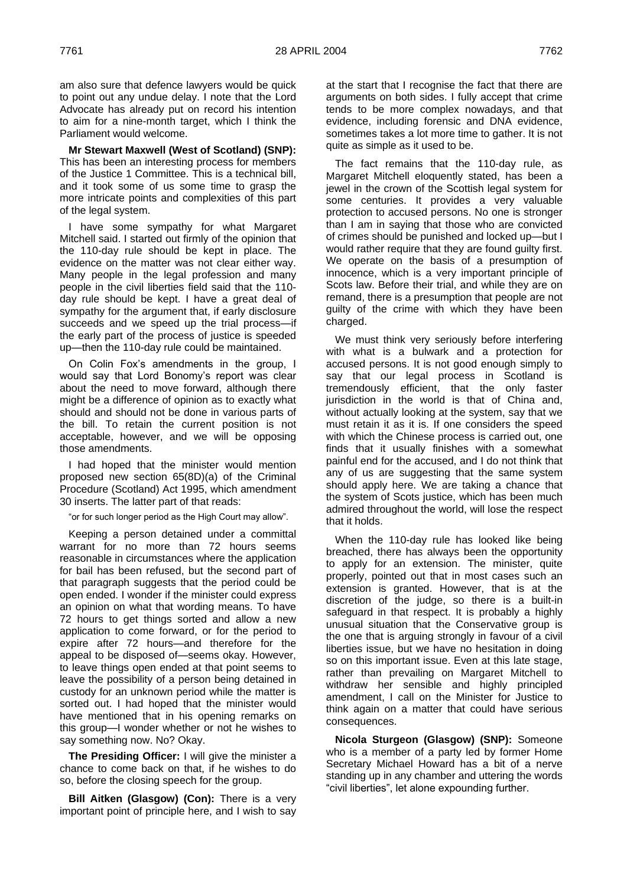am also sure that defence lawyers would be quick to point out any undue delay. I note that the Lord Advocate has already put on record his intention to aim for a nine-month target, which I think the Parliament would welcome.

**Mr Stewart Maxwell (West of Scotland) (SNP):** This has been an interesting process for members of the Justice 1 Committee. This is a technical bill, and it took some of us some time to grasp the more intricate points and complexities of this part of the legal system.

I have some sympathy for what Margaret Mitchell said. I started out firmly of the opinion that the 110-day rule should be kept in place. The evidence on the matter was not clear either way. Many people in the legal profession and many people in the civil liberties field said that the 110-day rule should be kept. I have a great deal of sympathy for the argument that, if early disclosure succeeds and we speed up the trial process—if the early part of the process of justice is speeded up—then the 110-day rule could be maintained.

On Colin Fox's amendments in the group, I would say that Lord Bonomy's report was clear about the need to move forward, although there might be a difference of opinion as to exactly what should and should not be done in various parts of the bill. To retain the current position is not acceptable, however, and we will be opposing those amendments.

I had hoped that the minister would mention proposed new section 65(8D)(a) of the Criminal Procedure (Scotland) Act 1995, which amendment 30 inserts. The latter part of that reads:

"or for such longer period as the High Court may allow".

Keeping a person detained under a committal warrant for no more than 72 hours seems reasonable in circumstances where the application for bail has been refused, but the second part of that paragraph suggests that the period could be open ended. I wonder if the minister could express an opinion on what that wording means. To have 72 hours to get things sorted and allow a new application to come forward, or for the period to expire after 72 hours—and therefore for the appeal to be disposed of—seems okay. However, to leave things open ended at that point seems to leave the possibility of a person being detained in custody for an unknown period while the matter is sorted out. I had hoped that the minister would have mentioned that in his opening remarks on this group—I wonder whether or not he wishes to say something now. No? Okay.

**The Presiding Officer:** I will give the minister a chance to come back on that, if he wishes to do so, before the closing speech for the group.

**Bill Aitken (Glasgow) (Con):** There is a very important point of principle here, and I wish to say at the start that I recognise the fact that there are arguments on both sides. I fully accept that crime tends to be more complex nowadays, and that evidence, including forensic and DNA evidence, sometimes takes a lot more time to gather. It is not quite as simple as it used to be.

The fact remains that the 110-day rule, as Margaret Mitchell eloquently stated, has been a jewel in the crown of the Scottish legal system for some centuries. It provides a very valuable protection to accused persons. No one is stronger than I am in saying that those who are convicted of crimes should be punished and locked up—but I would rather require that they are found guilty first. We operate on the basis of a presumption of innocence, which is a very important principle of Scots law. Before their trial, and while they are on remand, there is a presumption that people are not guilty of the crime with which they have been charged.

We must think very seriously before interfering with what is a bulwark and a protection for accused persons. It is not good enough simply to say that our legal process in Scotland is tremendously efficient, that the only faster jurisdiction in the world is that of China and, without actually looking at the system, say that we must retain it as it is. If one considers the speed with which the Chinese process is carried out, one finds that it usually finishes with a somewhat painful end for the accused, and I do not think that any of us are suggesting that the same system should apply here. We are taking a chance that the system of Scots justice, which has been much admired throughout the world, will lose the respect that it holds.

When the 110-day rule has looked like being breached, there has always been the opportunity to apply for an extension. The minister, quite properly, pointed out that in most cases such an extension is granted. However, that is at the discretion of the judge, so there is a built-in safeguard in that respect. It is probably a highly unusual situation that the Conservative group is the one that is arguing strongly in favour of a civil liberties issue, but we have no hesitation in doing so on this important issue. Even at this late stage, rather than prevailing on Margaret Mitchell to withdraw her sensible and highly principled amendment, I call on the Minister for Justice to think again on a matter that could have serious consequences.

**Nicola Sturgeon (Glasgow) (SNP):** Someone who is a member of a party led by former Home Secretary Michael Howard has a bit of a nerve standing up in any chamber and uttering the words "civil liberties", let alone expounding further.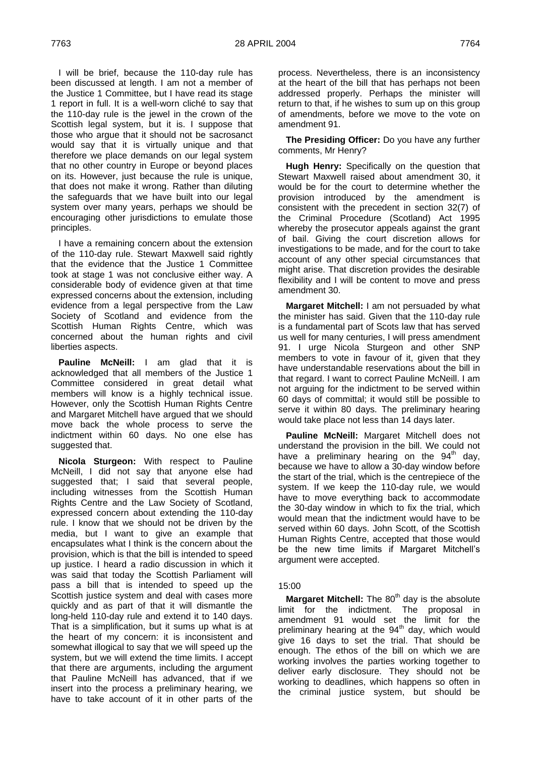I will be brief, because the 110-day rule has been discussed at length. I am not a member of the Justice 1 Committee, but I have read its stage 1 report in full. It is a well-worn cliché to say that the 110-day rule is the jewel in the crown of the Scottish legal system, but it is. I suppose that those who argue that it should not be sacrosanct would say that it is virtually unique and that therefore we place demands on our legal system that no other country in Europe or beyond places on its. However, just because the rule is unique, that does not make it wrong. Rather than diluting the safeguards that we have built into our legal system over many years, perhaps we should be encouraging other jurisdictions to emulate those principles.

I have a remaining concern about the extension of the 110-day rule. Stewart Maxwell said rightly that the evidence that the Justice 1 Committee took at stage 1 was not conclusive either way. A considerable body of evidence given at that time expressed concerns about the extension, including evidence from a legal perspective from the Law Society of Scotland and evidence from the Scottish Human Rights Centre, which was concerned about the human rights and civil liberties aspects.

**Pauline McNeill:** I am glad that it is acknowledged that all members of the Justice 1 Committee considered in great detail what members will know is a highly technical issue. However, only the Scottish Human Rights Centre and Margaret Mitchell have argued that we should move back the whole process to serve the indictment within 60 days. No one else has suggested that.

**Nicola Sturgeon:** With respect to Pauline McNeill, I did not say that anyone else had suggested that; I said that several people, including witnesses from the Scottish Human Rights Centre and the Law Society of Scotland, expressed concern about extending the 110-day rule. I know that we should not be driven by the media, but I want to give an example that encapsulates what I think is the concern about the provision, which is that the bill is intended to speed up justice. I heard a radio discussion in which it was said that today the Scottish Parliament will pass a bill that is intended to speed up the Scottish justice system and deal with cases more quickly and as part of that it will dismantle the long-held 110-day rule and extend it to 140 days. That is a simplification, but it sums up what is at the heart of my concern: it is inconsistent and somewhat illogical to say that we will speed up the system, but we will extend the time limits. I accept that there are arguments, including the argument that Pauline McNeill has advanced, that if we insert into the process a preliminary hearing, we have to take account of it in other parts of the process. Nevertheless, there is an inconsistency at the heart of the bill that has perhaps not been addressed properly. Perhaps the minister will return to that, if he wishes to sum up on this group of amendments, before we move to the vote on amendment 91.

**The Presiding Officer:** Do you have any further comments, Mr Henry?

**Hugh Henry:** Specifically on the question that Stewart Maxwell raised about amendment 30, it would be for the court to determine whether the provision introduced by the amendment is consistent with the precedent in section 32(7) of the Criminal Procedure (Scotland) Act 1995 whereby the prosecutor appeals against the grant of bail. Giving the court discretion allows for investigations to be made, and for the court to take account of any other special circumstances that might arise. That discretion provides the desirable flexibility and I will be content to move and press amendment 30.

**Margaret Mitchell:** I am not persuaded by what the minister has said. Given that the 110-day rule is a fundamental part of Scots law that has served us well for many centuries, I will press amendment 91. I urge Nicola Sturgeon and other SNP members to vote in favour of it, given that they have understandable reservations about the bill in that regard. I want to correct Pauline McNeill. I am not arguing for the indictment to be served within 60 days of committal; it would still be possible to serve it within 80 days. The preliminary hearing would take place not less than 14 days later.

**Pauline McNeill:** Margaret Mitchell does not understand the provision in the bill. We could not have a preliminary hearing on the 94th day, because we have to allow a 30-day window before the start of the trial, which is the centrepiece of the system. If we keep the 110-day rule, we would have to move everything back to accommodate the 30-day window in which to fix the trial, which would mean that the indictment would have to be served within 60 days. John Scott, of the Scottish Human Rights Centre, accepted that those would be the new time limits if Margaret Mitchell's argument were accepted.

15:00

**Margaret Mitchell:** The 80th day is the absolute limit for the indictment. The proposal in amendment 91 would set the limit for the preliminary hearing at the 94th day, which would give 16 days to set the trial. That should be enough. The ethos of the bill on which we are working involves the parties working together to deliver early disclosure. They should not be working to deadlines, which happens so often in the criminal justice system, but should be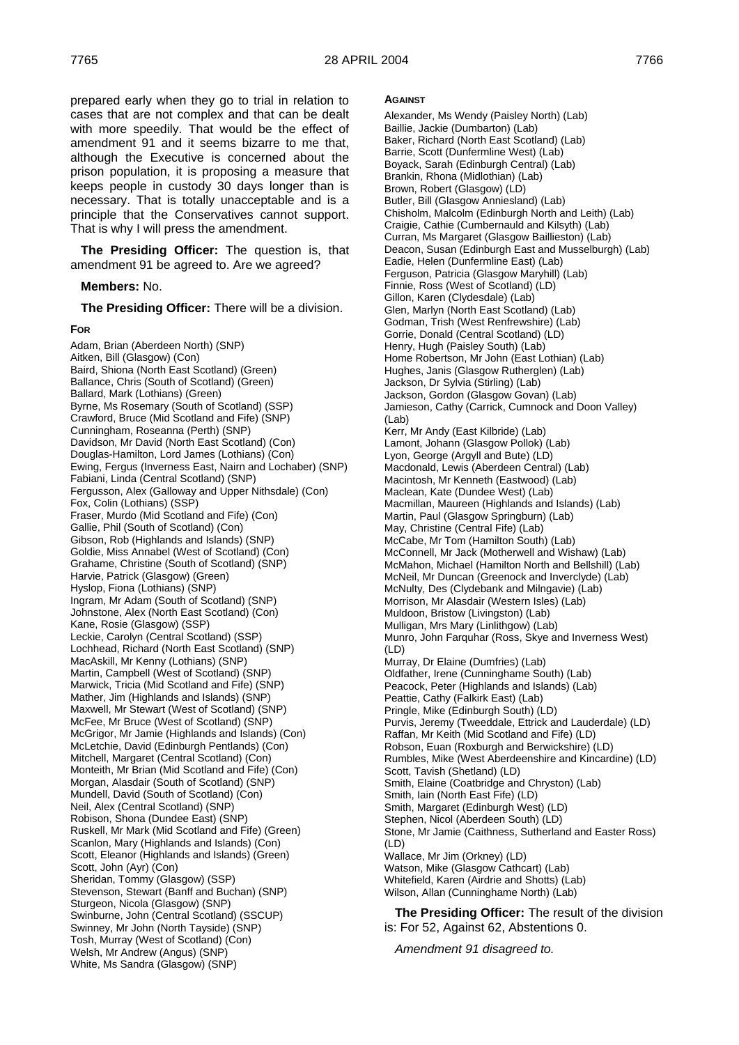prepared early when they go to trial in relation to cases that are not complex and that can be dealt with more speedily. That would be the effect of amendment 91 and it seems bizarre to me that, although the Executive is concerned about the prison population, it is proposing a measure that keeps people in custody 30 days longer than is necessary. That is totally unacceptable and is a principle that the Conservatives cannot support. That is why I will press the amendment.

**The Presiding Officer:** The question is, that amendment 91 be agreed to. Are we agreed?

**Members:** No.

**The Presiding Officer:** There will be a division.

**FOR**

Adam, Brian (Aberdeen North) (SNP)
Aitken, Bill (Glasgow) (Con)
Baird, Shiona (North East Scotland) (Green)
Ballance, Chris (South of Scotland) (Green)
Ballard, Mark (Lothians) (Green)
Byrne, Ms Rosemary (South of Scotland) (SSP)
Crawford, Bruce (Mid Scotland and Fife) (SNP)
Cunningham, Roseanna (Perth) (SNP)
Davidson, Mr David (North East Scotland) (Con)
Douglas-Hamilton, Lord James (Lothians) (Con)
Ewing, Fergus (Inverness East, Nairn and Lochaber) (SNP)
Fabiani, Linda (Central Scotland) (SNP)
Fergusson, Alex (Galloway and Upper Nithsdale) (Con)
Fox, Colin (Lothians) (SSP)
Fraser, Murdo (Mid Scotland and Fife) (Con)
Gallie, Phil (South of Scotland) (Con)
Gibson, Rob (Highlands and Islands) (SNP)
Goldie, Miss Annabel (West of Scotland) (Con)
Grahame, Christine (South of Scotland) (SNP)
Harvie, Patrick (Glasgow) (Green)
Hyslop, Fiona (Lothians) (SNP)
Ingram, Mr Adam (South of Scotland) (SNP)
Johnstone, Alex (North East Scotland) (Con)
Kane, Rosie (Glasgow) (SSP)
Leckie, Carolyn (Central Scotland) (SSP)
Lochhead, Richard (North East Scotland) (SNP)
MacAskill, Mr Kenny (Lothians) (SNP)
Martin, Campbell (West of Scotland) (SNP)
Marwick, Tricia (Mid Scotland and Fife) (SNP)
Mather, Jim (Highlands and Islands) (SNP)
Maxwell, Mr Stewart (West of Scotland) (SNP)
McFee, Mr Bruce (West of Scotland) (SNP)
McGrigor, Mr Jamie (Highlands and Islands) (Con)
McLetchie, David (Edinburgh Pentlands) (Con)
Mitchell, Margaret (Central Scotland) (Con)
Monteith, Mr Brian (Mid Scotland and Fife) (Con)
Morgan, Alasdair (South of Scotland) (SNP)
Mundell, David (South of Scotland) (Con)
Neil, Alex (Central Scotland) (SNP)
Robison, Shona (Dundee East) (SNP)
Ruskell, Mr Mark (Mid Scotland and Fife) (Green)
Scanlon, Mary (Highlands and Islands) (Con)
Scott, Eleanor (Highlands and Islands) (Green)
Scott, John (Ayr) (Con)
Sheridan, Tommy (Glasgow) (SSP)
Stevenson, Stewart (Banff and Buchan) (SNP)
Sturgeon, Nicola (Glasgow) (SNP)
Swinburne, John (Central Scotland) (SSCUP)
Swinney, Mr John (North Tayside) (SNP)
Tosh, Murray (West of Scotland) (Con)
Welsh, Mr Andrew (Angus) (SNP)
White, Ms Sandra (Glasgow) (SNP)

**AGAINST**

Alexander, Ms Wendy (Paisley North) (Lab)
Baillie, Jackie (Dumbarton) (Lab)
Baker, Richard (North East Scotland) (Lab)
Barrie, Scott (Dunfermline West) (Lab)
Boyack, Sarah (Edinburgh Central) (Lab)
Brankin, Rhona (Midlothian) (Lab)
Brown, Robert (Glasgow) (LD)
Butler, Bill (Glasgow Anniesland) (Lab)
Chisholm, Malcolm (Edinburgh North and Leith) (Lab)
Craigie, Cathie (Cumbernauld and Kilsyth) (Lab)
Curran, Ms Margaret (Glasgow Baillieston) (Lab)
Deacon, Susan (Edinburgh East and Musselburgh) (Lab)
Eadie, Helen (Dunfermline East) (Lab)
Ferguson, Patricia (Glasgow Maryhill) (Lab)
Finnie, Ross (West of Scotland) (LD)
Gillon, Karen (Clydesdale) (Lab)
Glen, Marlyn (North East Scotland) (Lab)
Godman, Trish (West Renfrewshire) (Lab)
Gorrie, Donald (Central Scotland) (LD)
Henry, Hugh (Paisley South) (Lab)
Home Robertson, Mr John (East Lothian) (Lab)
Hughes, Janis (Glasgow Rutherglen) (Lab)
Jackson, Dr Sylvia (Stirling) (Lab)
Jackson, Gordon (Glasgow Govan) (Lab)
Jamieson, Cathy (Carrick, Cumnock and Doon Valley) (Lab)
Kerr, Mr Andy (East Kilbride) (Lab)
Lamont, Johann (Glasgow Pollok) (Lab)
Lyon, George (Argyll and Bute) (LD)
Macdonald, Lewis (Aberdeen Central) (Lab)
Macintosh, Mr Kenneth (Eastwood) (Lab)
Maclean, Kate (Dundee West) (Lab)
Macmillan, Maureen (Highlands and Islands) (Lab)
Martin, Paul (Glasgow Springburn) (Lab)
May, Christine (Central Fife) (Lab)
McCabe, Mr Tom (Hamilton South) (Lab)
McConnell, Mr Jack (Motherwell and Wishaw) (Lab)
McMahon, Michael (Hamilton North and Bellshill) (Lab)
McNeil, Mr Duncan (Greenock and Inverclyde) (Lab)
McNulty, Des (Clydebank and Milngavie) (Lab)
Morrison, Mr Alasdair (Western Isles) (Lab)
Muldoon, Bristow (Livingston) (Lab)
Mulligan, Mrs Mary (Linlithgow) (Lab)
Munro, John Farquhar (Ross, Skye and Inverness West) (LD)
Murray, Dr Elaine (Dumfries) (Lab)
Oldfather, Irene (Cunninghame South) (Lab)
Peacock, Peter (Highlands and Islands) (Lab)
Peattie, Cathy (Falkirk East) (Lab)
Pringle, Mike (Edinburgh South) (LD)
Purvis, Jeremy (Tweeddale, Ettrick and Lauderdale) (LD)
Raffan, Mr Keith (Mid Scotland and Fife) (LD)
Robson, Euan (Roxburgh and Berwickshire) (LD)
Rumbles, Mike (West Aberdeenshire and Kincardine) (LD)
Scott, Tavish (Shetland) (LD)
Smith, Elaine (Coatbridge and Chryston) (Lab)
Smith, Iain (North East Fife) (LD)
Smith, Margaret (Edinburgh West) (LD)
Stephen, Nicol (Aberdeen South) (LD)
Stone, Mr Jamie (Caithness, Sutherland and Easter Ross) (LD)
Wallace, Mr Jim (Orkney) (LD)
Watson, Mike (Glasgow Cathcart) (Lab)
Whitefield, Karen (Airdrie and Shotts) (Lab)
Wilson, Allan (Cunninghame North) (Lab)

**The Presiding Officer:** The result of the division is: For 52, Against 62, Abstentions 0.

*Amendment 91 disagreed to.*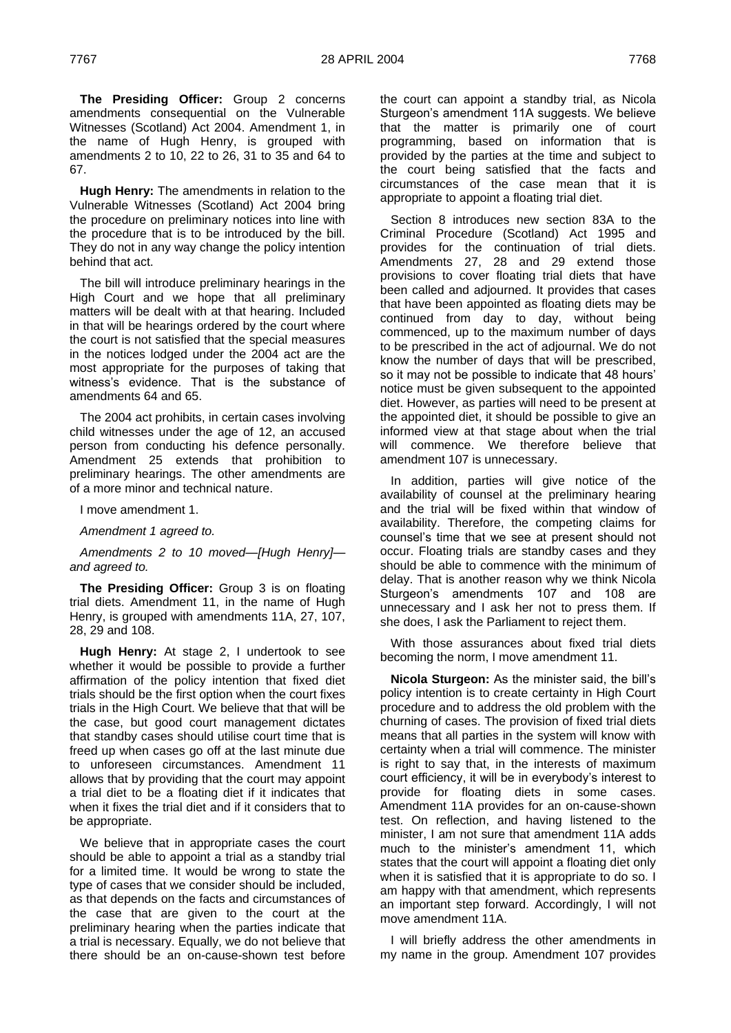**The Presiding Officer:** Group 2 concerns amendments consequential on the Vulnerable Witnesses (Scotland) Act 2004. Amendment 1, in the name of Hugh Henry, is grouped with amendments 2 to 10, 22 to 26, 31 to 35 and 64 to 67.

**Hugh Henry:** The amendments in relation to the Vulnerable Witnesses (Scotland) Act 2004 bring the procedure on preliminary notices into line with the procedure that is to be introduced by the bill. They do not in any way change the policy intention behind that act.

The bill will introduce preliminary hearings in the High Court and we hope that all preliminary matters will be dealt with at that hearing. Included in that will be hearings ordered by the court where the court is not satisfied that the special measures in the notices lodged under the 2004 act are the most appropriate for the purposes of taking that witness's evidence. That is the substance of amendments 64 and 65.

The 2004 act prohibits, in certain cases involving child witnesses under the age of 12, an accused person from conducting his defence personally. Amendment 25 extends that prohibition to preliminary hearings. The other amendments are of a more minor and technical nature.

I move amendment 1.

*Amendment 1 agreed to.*

*Amendments 2 to 10 moved—[Hugh Henry]—and agreed to.*

**The Presiding Officer:** Group 3 is on floating trial diets. Amendment 11, in the name of Hugh Henry, is grouped with amendments 11A, 27, 107, 28, 29 and 108.

**Hugh Henry:** At stage 2, I undertook to see whether it would be possible to provide a further affirmation of the policy intention that fixed diet trials should be the first option when the court fixes trials in the High Court. We believe that that will be the case, but good court management dictates that standby cases should utilise court time that is freed up when cases go off at the last minute due to unforeseen circumstances. Amendment 11 allows that by providing that the court may appoint a trial diet to be a floating diet if it indicates that when it fixes the trial diet and if it considers that to be appropriate.

We believe that in appropriate cases the court should be able to appoint a trial as a standby trial for a limited time. It would be wrong to state the type of cases that we consider should be included, as that depends on the facts and circumstances of the case that are given to the court at the preliminary hearing when the parties indicate that a trial is necessary. Equally, we do not believe that there should be an on-cause-shown test before the court can appoint a standby trial, as Nicola Sturgeon's amendment 11A suggests. We believe that the matter is primarily one of court programming, based on information that is provided by the parties at the time and subject to the court being satisfied that the facts and circumstances of the case mean that it is appropriate to appoint a floating trial diet.

Section 8 introduces new section 83A to the Criminal Procedure (Scotland) Act 1995 and provides for the continuation of trial diets. Amendments 27, 28 and 29 extend those provisions to cover floating trial diets that have been called and adjourned. It provides that cases that have been appointed as floating diets may be continued from day to day, without being commenced, up to the maximum number of days to be prescribed in the act of adjournal. We do not know the number of days that will be prescribed, so it may not be possible to indicate that 48 hours' notice must be given subsequent to the appointed diet. However, as parties will need to be present at the appointed diet, it should be possible to give an informed view at that stage about when the trial will commence. We therefore believe that amendment 107 is unnecessary.

In addition, parties will give notice of the availability of counsel at the preliminary hearing and the trial will be fixed within that window of availability. Therefore, the competing claims for counsel's time that we see at present should not occur. Floating trials are standby cases and they should be able to commence with the minimum of delay. That is another reason why we think Nicola Sturgeon's amendments 107 and 108 are unnecessary and I ask her not to press them. If she does, I ask the Parliament to reject them.

With those assurances about fixed trial diets becoming the norm, I move amendment 11.

**Nicola Sturgeon:** As the minister said, the bill's policy intention is to create certainty in High Court procedure and to address the old problem with the churning of cases. The provision of fixed trial diets means that all parties in the system will know with certainty when a trial will commence. The minister is right to say that, in the interests of maximum court efficiency, it will be in everybody's interest to provide for floating diets in some cases. Amendment 11A provides for an on-cause-shown test. On reflection, and having listened to the minister, I am not sure that amendment 11A adds much to the minister's amendment 11, which states that the court will appoint a floating diet only when it is satisfied that it is appropriate to do so. I am happy with that amendment, which represents an important step forward. Accordingly, I will not move amendment 11A.

I will briefly address the other amendments in my name in the group. Amendment 107 provides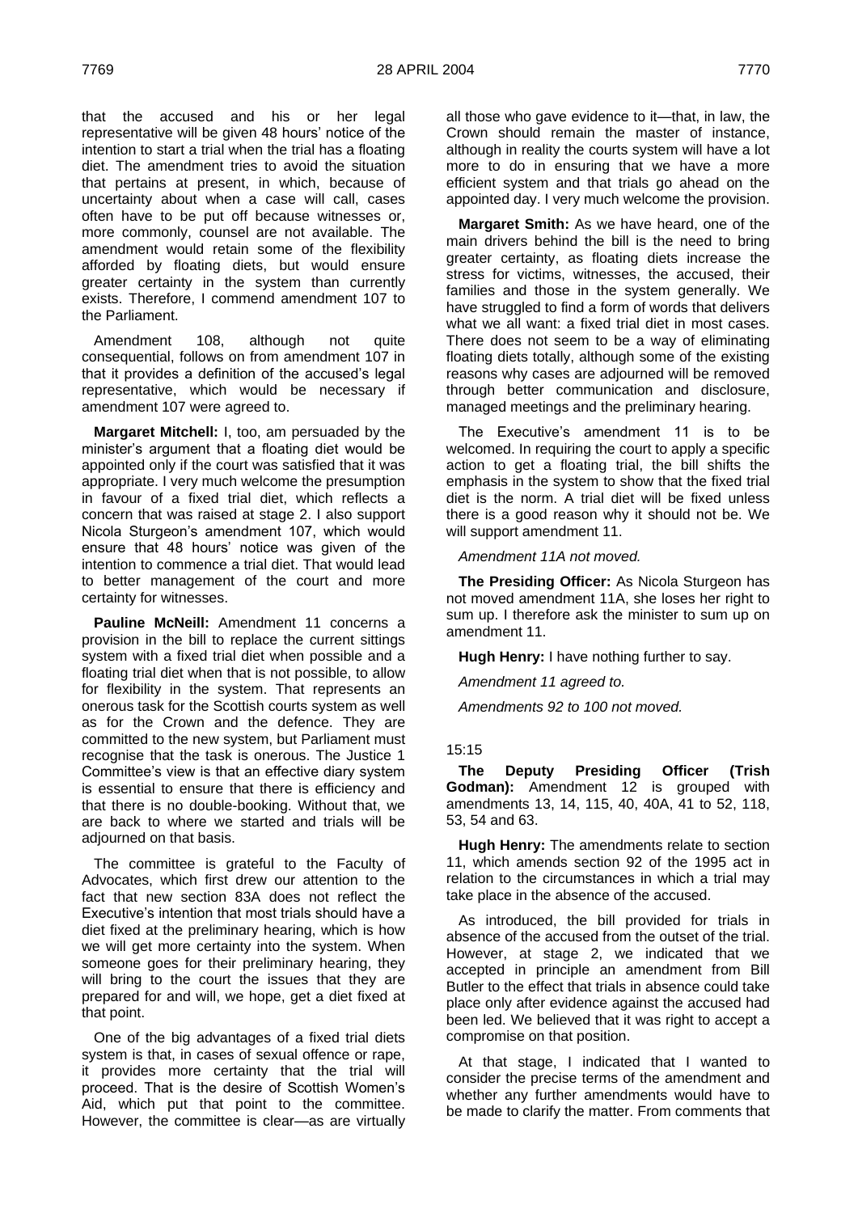that the accused and his or her legal representative will be given 48 hours' notice of the intention to start a trial when the trial has a floating diet. The amendment tries to avoid the situation that pertains at present, in which, because of uncertainty about when a case will call, cases often have to be put off because witnesses or, more commonly, counsel are not available. The amendment would retain some of the flexibility afforded by floating diets, but would ensure greater certainty in the system than currently exists. Therefore, I commend amendment 107 to the Parliament.

Amendment 108, although not quite consequential, follows on from amendment 107 in that it provides a definition of the accused's legal representative, which would be necessary if amendment 107 were agreed to.

**Margaret Mitchell:** I, too, am persuaded by the minister's argument that a floating diet would be appointed only if the court was satisfied that it was appropriate. I very much welcome the presumption in favour of a fixed trial diet, which reflects a concern that was raised at stage 2. I also support Nicola Sturgeon's amendment 107, which would ensure that 48 hours' notice was given of the intention to commence a trial diet. That would lead to better management of the court and more certainty for witnesses.

**Pauline McNeill:** Amendment 11 concerns a provision in the bill to replace the current sittings system with a fixed trial diet when possible and a floating trial diet when that is not possible, to allow for flexibility in the system. That represents an onerous task for the Scottish courts system as well as for the Crown and the defence. They are committed to the new system, but Parliament must recognise that the task is onerous. The Justice 1 Committee's view is that an effective diary system is essential to ensure that there is efficiency and that there is no double-booking. Without that, we are back to where we started and trials will be adjourned on that basis.

The committee is grateful to the Faculty of Advocates, which first drew our attention to the fact that new section 83A does not reflect the Executive's intention that most trials should have a diet fixed at the preliminary hearing, which is how we will get more certainty into the system. When someone goes for their preliminary hearing, they will bring to the court the issues that they are prepared for and will, we hope, get a diet fixed at that point.

One of the big advantages of a fixed trial diets system is that, in cases of sexual offence or rape, it provides more certainty that the trial will proceed. That is the desire of Scottish Women's Aid, which put that point to the committee. However, the committee is clear—as are virtually all those who gave evidence to it—that, in law, the Crown should remain the master of instance, although in reality the courts system will have a lot more to do in ensuring that we have a more efficient system and that trials go ahead on the appointed day. I very much welcome the provision.

**Margaret Smith:** As we have heard, one of the main drivers behind the bill is the need to bring greater certainty, as floating diets increase the stress for victims, witnesses, the accused, their families and those in the system generally. We have struggled to find a form of words that delivers what we all want: a fixed trial diet in most cases. There does not seem to be a way of eliminating floating diets totally, although some of the existing reasons why cases are adjourned will be removed through better communication and disclosure, managed meetings and the preliminary hearing.

The Executive's amendment 11 is to be welcomed. In requiring the court to apply a specific action to get a floating trial, the bill shifts the emphasis in the system to show that the fixed trial diet is the norm. A trial diet will be fixed unless there is a good reason why it should not be. We will support amendment 11.

*Amendment 11A not moved.*

**The Presiding Officer:** As Nicola Sturgeon has not moved amendment 11A, she loses her right to sum up. I therefore ask the minister to sum up on amendment 11.

**Hugh Henry:** I have nothing further to say.

*Amendment 11 agreed to.*

*Amendments 92 to 100 not moved.*

15:15

**The Deputy Presiding Officer (Trish Godman):** Amendment 12 is grouped with amendments 13, 14, 115, 40, 40A, 41 to 52, 118, 53, 54 and 63.

**Hugh Henry:** The amendments relate to section 11, which amends section 92 of the 1995 act in relation to the circumstances in which a trial may take place in the absence of the accused.

As introduced, the bill provided for trials in absence of the accused from the outset of the trial. However, at stage 2, we indicated that we accepted in principle an amendment from Bill Butler to the effect that trials in absence could take place only after evidence against the accused had been led. We believed that it was right to accept a compromise on that position.

At that stage, I indicated that I wanted to consider the precise terms of the amendment and whether any further amendments would have to be made to clarify the matter. From comments that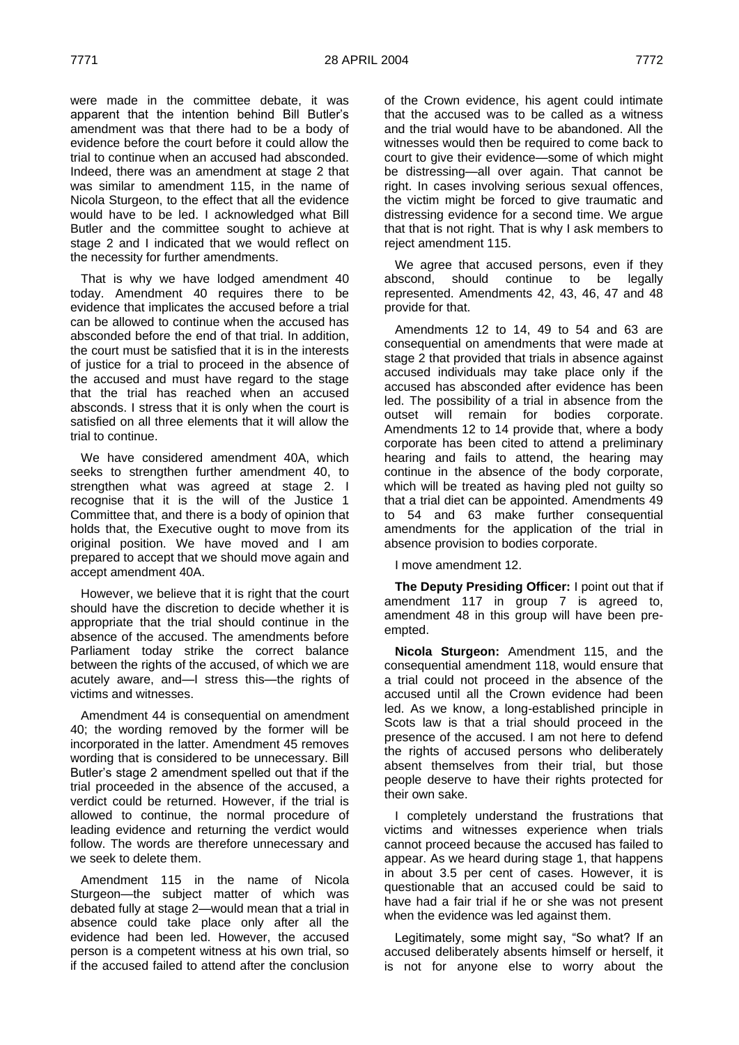were made in the committee debate, it was apparent that the intention behind Bill Butler's amendment was that there had to be a body of evidence before the court before it could allow the trial to continue when an accused had absconded. Indeed, there was an amendment at stage 2 that was similar to amendment 115, in the name of Nicola Sturgeon, to the effect that all the evidence would have to be led. I acknowledged what Bill Butler and the committee sought to achieve at stage 2 and I indicated that we would reflect on the necessity for further amendments.

That is why we have lodged amendment 40 today. Amendment 40 requires there to be evidence that implicates the accused before a trial can be allowed to continue when the accused has absconded before the end of that trial. In addition, the court must be satisfied that it is in the interests of justice for a trial to proceed in the absence of the accused and must have regard to the stage that the trial has reached when an accused absconds. I stress that it is only when the court is satisfied on all three elements that it will allow the trial to continue.

We have considered amendment 40A, which seeks to strengthen further amendment 40, to strengthen what was agreed at stage 2. I recognise that it is the will of the Justice 1 Committee that, and there is a body of opinion that holds that, the Executive ought to move from its original position. We have moved and I am prepared to accept that we should move again and accept amendment 40A.

However, we believe that it is right that the court should have the discretion to decide whether it is appropriate that the trial should continue in the absence of the accused. The amendments before Parliament today strike the correct balance between the rights of the accused, of which we are acutely aware, and—I stress this—the rights of victims and witnesses.

Amendment 44 is consequential on amendment 40; the wording removed by the former will be incorporated in the latter. Amendment 45 removes wording that is considered to be unnecessary. Bill Butler's stage 2 amendment spelled out that if the trial proceeded in the absence of the accused, a verdict could be returned. However, if the trial is allowed to continue, the normal procedure of leading evidence and returning the verdict would follow. The words are therefore unnecessary and we seek to delete them.

Amendment 115 in the name of Nicola Sturgeon—the subject matter of which was debated fully at stage 2—would mean that a trial in absence could take place only after all the evidence had been led. However, the accused person is a competent witness at his own trial, so if the accused failed to attend after the conclusion of the Crown evidence, his agent could intimate that the accused was to be called as a witness and the trial would have to be abandoned. All the witnesses would then be required to come back to court to give their evidence—some of which might be distressing—all over again. That cannot be right. In cases involving serious sexual offences, the victim might be forced to give traumatic and distressing evidence for a second time. We argue that that is not right. That is why I ask members to reject amendment 115.

We agree that accused persons, even if they abscond, should continue to be legally represented. Amendments 42, 43, 46, 47 and 48 provide for that.

Amendments 12 to 14, 49 to 54 and 63 are consequential on amendments that were made at stage 2 that provided that trials in absence against accused individuals may take place only if the accused has absconded after evidence has been led. The possibility of a trial in absence from the outset will remain for bodies corporate. Amendments 12 to 14 provide that, where a body corporate has been cited to attend a preliminary hearing and fails to attend, the hearing may continue in the absence of the body corporate, which will be treated as having pled not guilty so that a trial diet can be appointed. Amendments 49 to 54 and 63 make further consequential amendments for the application of the trial in absence provision to bodies corporate.

I move amendment 12.

**The Deputy Presiding Officer:** I point out that if amendment 117 in group 7 is agreed to, amendment 48 in this group will have been pre-empted.

**Nicola Sturgeon:** Amendment 115, and the consequential amendment 118, would ensure that a trial could not proceed in the absence of the accused until all the Crown evidence had been led. As we know, a long-established principle in Scots law is that a trial should proceed in the presence of the accused. I am not here to defend the rights of accused persons who deliberately absent themselves from their trial, but those people deserve to have their rights protected for their own sake.

I completely understand the frustrations that victims and witnesses experience when trials cannot proceed because the accused has failed to appear. As we heard during stage 1, that happens in about 3.5 per cent of cases. However, it is questionable that an accused could be said to have had a fair trial if he or she was not present when the evidence was led against them.

Legitimately, some might say, "So what? If an accused deliberately absents himself or herself, it is not for anyone else to worry about the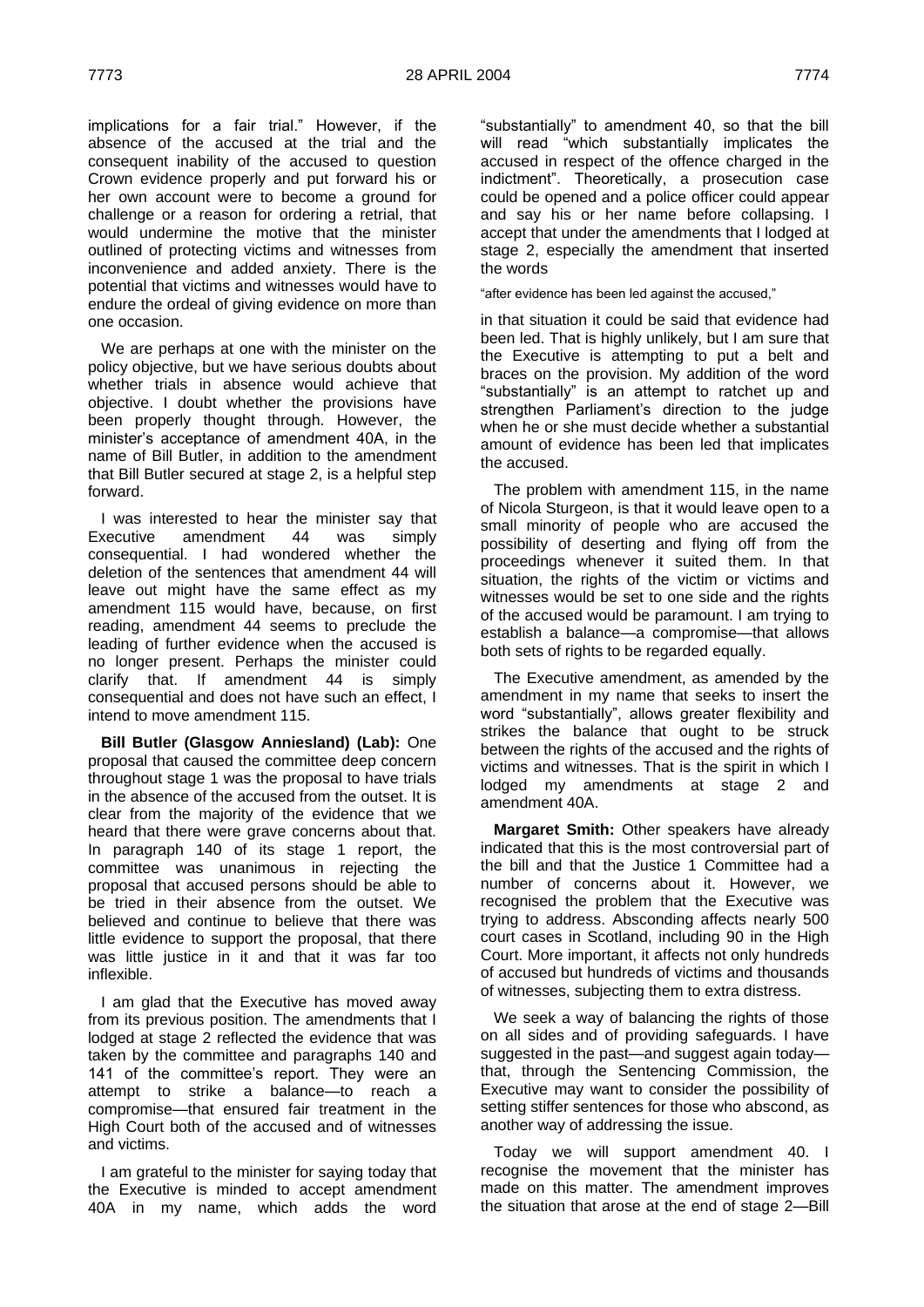implications for a fair trial." However, if the absence of the accused at the trial and the consequent inability of the accused to question Crown evidence properly and put forward his or her own account were to become a ground for challenge or a reason for ordering a retrial, that would undermine the motive that the minister outlined of protecting victims and witnesses from inconvenience and added anxiety. There is the potential that victims and witnesses would have to endure the ordeal of giving evidence on more than one occasion.

We are perhaps at one with the minister on the policy objective, but we have serious doubts about whether trials in absence would achieve that objective. I doubt whether the provisions have been properly thought through. However, the minister's acceptance of amendment 40A, in the name of Bill Butler, in addition to the amendment that Bill Butler secured at stage 2, is a helpful step forward.

I was interested to hear the minister say that Executive amendment 44 was simply consequential. I had wondered whether the deletion of the sentences that amendment 44 will leave out might have the same effect as my amendment 115 would have, because, on first reading, amendment 44 seems to preclude the leading of further evidence when the accused is no longer present. Perhaps the minister could clarify that. If amendment 44 is simply consequential and does not have such an effect, I intend to move amendment 115.

**Bill Butler (Glasgow Anniesland) (Lab):** One proposal that caused the committee deep concern throughout stage 1 was the proposal to have trials in the absence of the accused from the outset. It is clear from the majority of the evidence that we heard that there were grave concerns about that. In paragraph 140 of its stage 1 report, the committee was unanimous in rejecting the proposal that accused persons should be able to be tried in their absence from the outset. We believed and continue to believe that there was little evidence to support the proposal, that there was little justice in it and that it was far too inflexible.

I am glad that the Executive has moved away from its previous position. The amendments that I lodged at stage 2 reflected the evidence that was taken by the committee and paragraphs 140 and 141 of the committee's report. They were an attempt to strike a balance—to reach a compromise—that ensured fair treatment in the High Court both of the accused and of witnesses and victims.

I am grateful to the minister for saying today that the Executive is minded to accept amendment 40A in my name, which adds the word "substantially" to amendment 40, so that the bill will read "which substantially implicates the accused in respect of the offence charged in the indictment". Theoretically, a prosecution case could be opened and a police officer could appear and say his or her name before collapsing. I accept that under the amendments that I lodged at stage 2, especially the amendment that inserted the words

"after evidence has been led against the accused,"

in that situation it could be said that evidence had been led. That is highly unlikely, but I am sure that the Executive is attempting to put a belt and braces on the provision. My addition of the word "substantially" is an attempt to ratchet up and strengthen Parliament's direction to the judge when he or she must decide whether a substantial amount of evidence has been led that implicates the accused.

The problem with amendment 115, in the name of Nicola Sturgeon, is that it would leave open to a small minority of people who are accused the possibility of deserting and flying off from the proceedings whenever it suited them. In that situation, the rights of the victim or victims and witnesses would be set to one side and the rights of the accused would be paramount. I am trying to establish a balance—a compromise—that allows both sets of rights to be regarded equally.

The Executive amendment, as amended by the amendment in my name that seeks to insert the word "substantially", allows greater flexibility and strikes the balance that ought to be struck between the rights of the accused and the rights of victims and witnesses. That is the spirit in which I lodged my amendments at stage 2 and amendment 40A.

**Margaret Smith:** Other speakers have already indicated that this is the most controversial part of the bill and that the Justice 1 Committee had a number of concerns about it. However, we recognised the problem that the Executive was trying to address. Absconding affects nearly 500 court cases in Scotland, including 90 in the High Court. More important, it affects not only hundreds of accused but hundreds of victims and thousands of witnesses, subjecting them to extra distress.

We seek a way of balancing the rights of those on all sides and of providing safeguards. I have suggested in the past—and suggest again today—that, through the Sentencing Commission, the Executive may want to consider the possibility of setting stiffer sentences for those who abscond, as another way of addressing the issue.

Today we will support amendment 40. I recognise the movement that the minister has made on this matter. The amendment improves the situation that arose at the end of stage 2—Bill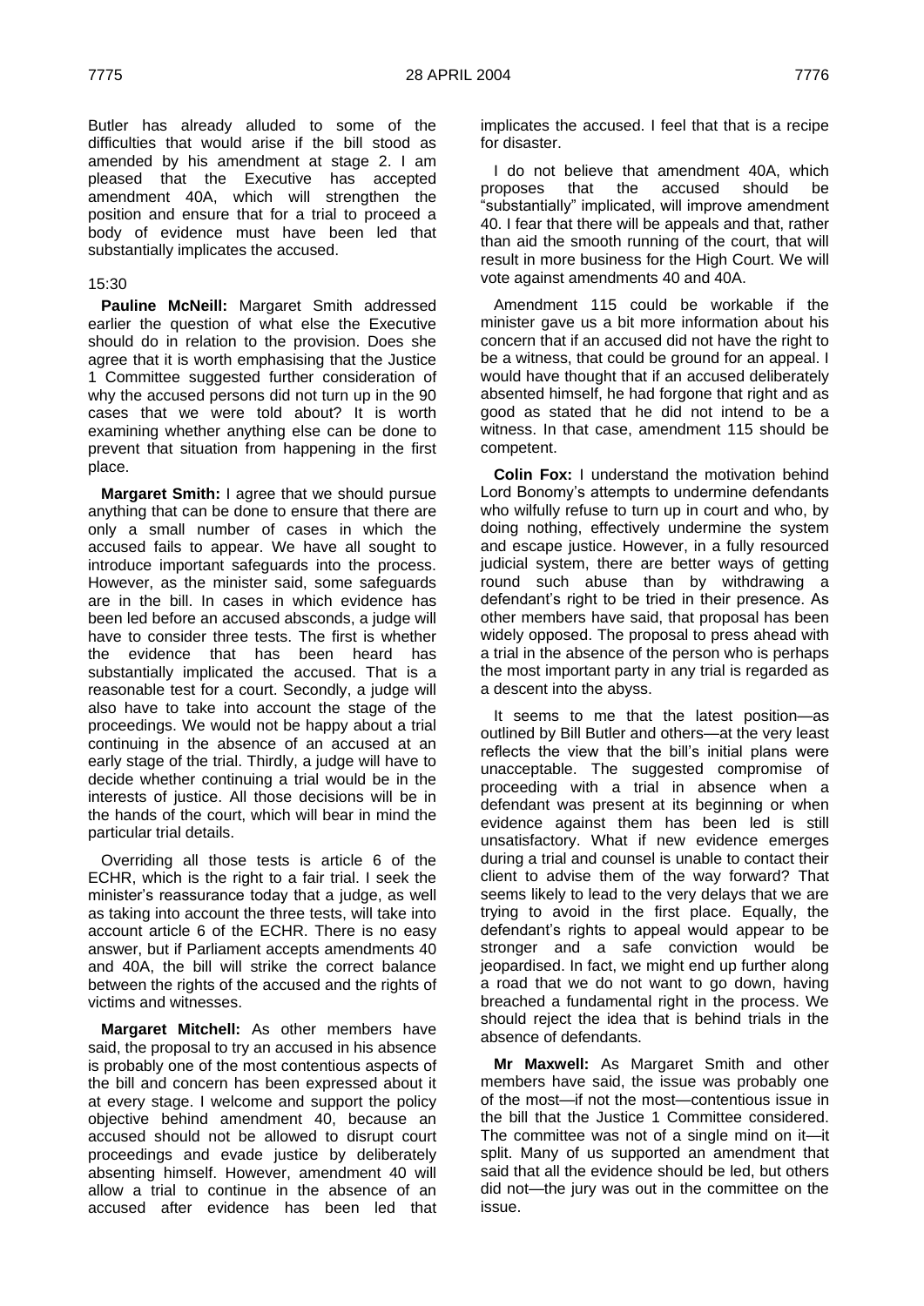Butler has already alluded to some of the difficulties that would arise if the bill stood as amended by his amendment at stage 2. I am pleased that the Executive has accepted amendment 40A, which will strengthen the position and ensure that for a trial to proceed a body of evidence must have been led that substantially implicates the accused.

15:30

**Pauline McNeill:** Margaret Smith addressed earlier the question of what else the Executive should do in relation to the provision. Does she agree that it is worth emphasising that the Justice 1 Committee suggested further consideration of why the accused persons did not turn up in the 90 cases that we were told about? It is worth examining whether anything else can be done to prevent that situation from happening in the first place.

**Margaret Smith:** I agree that we should pursue anything that can be done to ensure that there are only a small number of cases in which the accused fails to appear. We have all sought to introduce important safeguards into the process. However, as the minister said, some safeguards are in the bill. In cases in which evidence has been led before an accused absconds, a judge will have to consider three tests. The first is whether the evidence that has been heard has substantially implicated the accused. That is a reasonable test for a court. Secondly, a judge will also have to take into account the stage of the proceedings. We would not be happy about a trial continuing in the absence of an accused at an early stage of the trial. Thirdly, a judge will have to decide whether continuing a trial would be in the interests of justice. All those decisions will be in the hands of the court, which will bear in mind the particular trial details.

Overriding all those tests is article 6 of the ECHR, which is the right to a fair trial. I seek the minister's reassurance today that a judge, as well as taking into account the three tests, will take into account article 6 of the ECHR. There is no easy answer, but if Parliament accepts amendments 40 and 40A, the bill will strike the correct balance between the rights of the accused and the rights of victims and witnesses.

**Margaret Mitchell:** As other members have said, the proposal to try an accused in his absence is probably one of the most contentious aspects of the bill and concern has been expressed about it at every stage. I welcome and support the policy objective behind amendment 40, because an accused should not be allowed to disrupt court proceedings and evade justice by deliberately absenting himself. However, amendment 40 will allow a trial to continue in the absence of an accused after evidence has been led that implicates the accused. I feel that that is a recipe for disaster.

I do not believe that amendment 40A, which proposes that the accused should be "substantially" implicated, will improve amendment 40. I fear that there will be appeals and that, rather than aid the smooth running of the court, that will result in more business for the High Court. We will vote against amendments 40 and 40A.

Amendment 115 could be workable if the minister gave us a bit more information about his concern that if an accused did not have the right to be a witness, that could be ground for an appeal. I would have thought that if an accused deliberately absented himself, he had forgone that right and as good as stated that he did not intend to be a witness. In that case, amendment 115 should be competent.

**Colin Fox:** I understand the motivation behind Lord Bonomy's attempts to undermine defendants who wilfully refuse to turn up in court and who, by doing nothing, effectively undermine the system and escape justice. However, in a fully resourced judicial system, there are better ways of getting round such abuse than by withdrawing a defendant's right to be tried in their presence. As other members have said, that proposal has been widely opposed. The proposal to press ahead with a trial in the absence of the person who is perhaps the most important party in any trial is regarded as a descent into the abyss.

It seems to me that the latest position—as outlined by Bill Butler and others—at the very least reflects the view that the bill's initial plans were unacceptable. The suggested compromise of proceeding with a trial in absence when a defendant was present at its beginning or when evidence against them has been led is still unsatisfactory. What if new evidence emerges during a trial and counsel is unable to contact their client to advise them of the way forward? That seems likely to lead to the very delays that we are trying to avoid in the first place. Equally, the defendant's rights to appeal would appear to be stronger and a safe conviction would be jeopardised. In fact, we might end up further along a road that we do not want to go down, having breached a fundamental right in the process. We should reject the idea that is behind trials in the absence of defendants.

**Mr Maxwell:** As Margaret Smith and other members have said, the issue was probably one of the most—if not the most—contentious issue in the bill that the Justice 1 Committee considered. The committee was not of a single mind on it—it split. Many of us supported an amendment that said that all the evidence should be led, but others did not—the jury was out in the committee on the issue.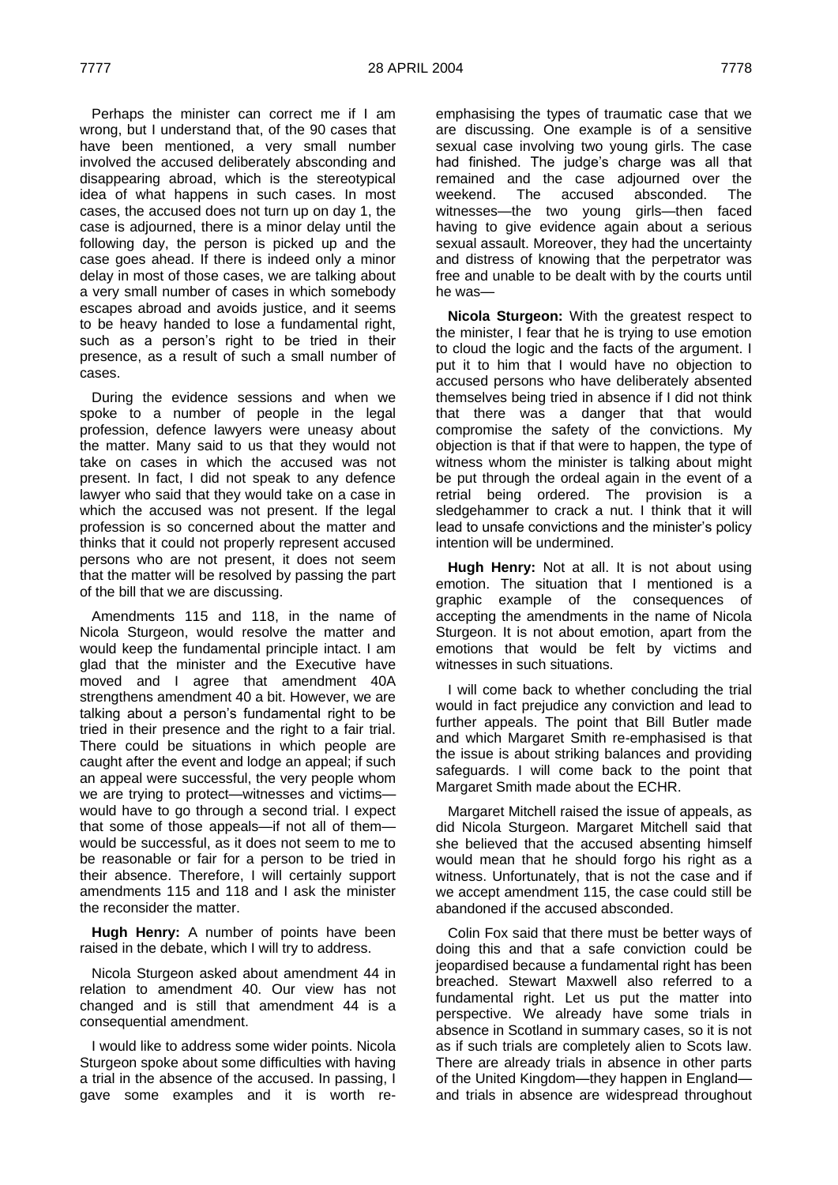Perhaps the minister can correct me if I am wrong, but I understand that, of the 90 cases that have been mentioned, a very small number involved the accused deliberately absconding and disappearing abroad, which is the stereotypical idea of what happens in such cases. In most cases, the accused does not turn up on day 1, the case is adjourned, there is a minor delay until the following day, the person is picked up and the case goes ahead. If there is indeed only a minor delay in most of those cases, we are talking about a very small number of cases in which somebody escapes abroad and avoids justice, and it seems to be heavy handed to lose a fundamental right, such as a person's right to be tried in their presence, as a result of such a small number of cases.

During the evidence sessions and when we spoke to a number of people in the legal profession, defence lawyers were uneasy about the matter. Many said to us that they would not take on cases in which the accused was not present. In fact, I did not speak to any defence lawyer who said that they would take on a case in which the accused was not present. If the legal profession is so concerned about the matter and thinks that it could not properly represent accused persons who are not present, it does not seem that the matter will be resolved by passing the part of the bill that we are discussing.

Amendments 115 and 118, in the name of Nicola Sturgeon, would resolve the matter and would keep the fundamental principle intact. I am glad that the minister and the Executive have moved and I agree that amendment 40A strengthens amendment 40 a bit. However, we are talking about a person's fundamental right to be tried in their presence and the right to a fair trial. There could be situations in which people are caught after the event and lodge an appeal; if such an appeal were successful, the very people whom we are trying to protect—witnesses and victims—would have to go through a second trial. I expect that some of those appeals—if not all of them—would be successful, as it does not seem to me to be reasonable or fair for a person to be tried in their absence. Therefore, I will certainly support amendments 115 and 118 and I ask the minister the reconsider the matter.

**Hugh Henry:** A number of points have been raised in the debate, which I will try to address.

Nicola Sturgeon asked about amendment 44 in relation to amendment 40. Our view has not changed and is still that amendment 44 is a consequential amendment.

I would like to address some wider points. Nicola Sturgeon spoke about some difficulties with having a trial in the absence of the accused. In passing, I gave some examples and it is worth re-emphasising the types of traumatic case that we are discussing. One example is of a sensitive sexual case involving two young girls. The case had finished. The judge's charge was all that remained and the case adjourned over the weekend. The accused absconded. The witnesses—the two young girls—then faced having to give evidence again about a serious sexual assault. Moreover, they had the uncertainty and distress of knowing that the perpetrator was free and unable to be dealt with by the courts until he was—

**Nicola Sturgeon:** With the greatest respect to the minister, I fear that he is trying to use emotion to cloud the logic and the facts of the argument. I put it to him that I would have no objection to accused persons who have deliberately absented themselves being tried in absence if I did not think that there was a danger that that would compromise the safety of the convictions. My objection is that if that were to happen, the type of witness whom the minister is talking about might be put through the ordeal again in the event of a retrial being ordered. The provision is a sledgehammer to crack a nut. I think that it will lead to unsafe convictions and the minister's policy intention will be undermined.

**Hugh Henry:** Not at all. It is not about using emotion. The situation that I mentioned is a graphic example of the consequences of accepting the amendments in the name of Nicola Sturgeon. It is not about emotion, apart from the emotions that would be felt by victims and witnesses in such situations.

I will come back to whether concluding the trial would in fact prejudice any conviction and lead to further appeals. The point that Bill Butler made and which Margaret Smith re-emphasised is that the issue is about striking balances and providing safeguards. I will come back to the point that Margaret Smith made about the ECHR.

Margaret Mitchell raised the issue of appeals, as did Nicola Sturgeon. Margaret Mitchell said that she believed that the accused absenting himself would mean that he should forgo his right as a witness. Unfortunately, that is not the case and if we accept amendment 115, the case could still be abandoned if the accused absconded.

Colin Fox said that there must be better ways of doing this and that a safe conviction could be jeopardised because a fundamental right has been breached. Stewart Maxwell also referred to a fundamental right. Let us put the matter into perspective. We already have some trials in absence in Scotland in summary cases, so it is not as if such trials are completely alien to Scots law. There are already trials in absence in other parts of the United Kingdom—they happen in England—and trials in absence are widespread throughout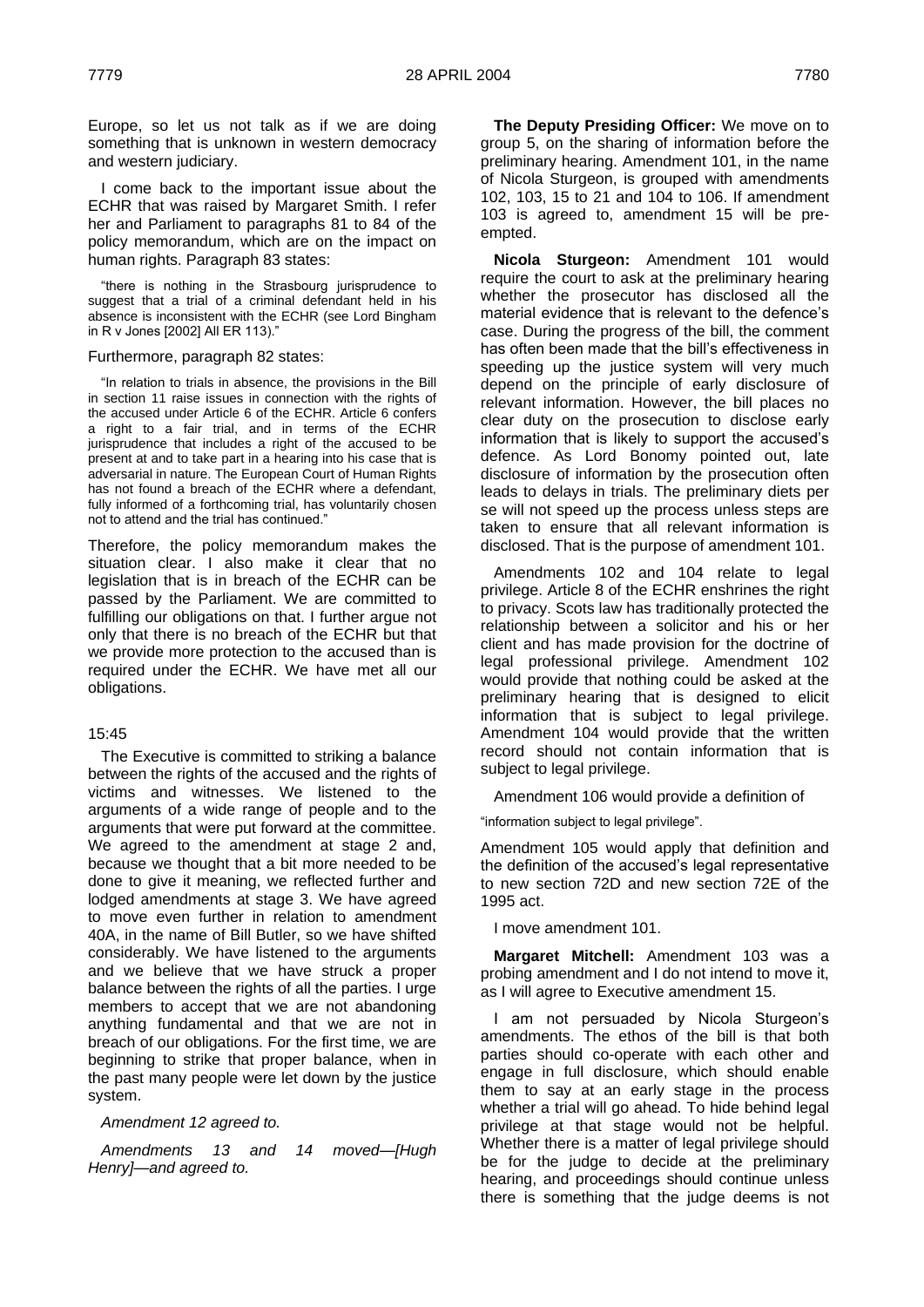Europe, so let us not talk as if we are doing something that is unknown in western democracy and western judiciary.

I come back to the important issue about the ECHR that was raised by Margaret Smith. I refer her and Parliament to paragraphs 81 to 84 of the policy memorandum, which are on the impact on human rights. Paragraph 83 states:

> "there is nothing in the Strasbourg jurisprudence to suggest that a trial of a criminal defendant held in his absence is inconsistent with the ECHR (see Lord Bingham in R v Jones [2002] All ER 113)."

Furthermore, paragraph 82 states:

> "In relation to trials in absence, the provisions in the Bill in section 11 raise issues in connection with the rights of the accused under Article 6 of the ECHR. Article 6 confers a right to a fair trial, and in terms of the ECHR jurisprudence that includes a right of the accused to be present at and to take part in a hearing into his case that is adversarial in nature. The European Court of Human Rights has not found a breach of the ECHR where a defendant, fully informed of a forthcoming trial, has voluntarily chosen not to attend and the trial has continued."

Therefore, the policy memorandum makes the situation clear. I also make it clear that no legislation that is in breach of the ECHR can be passed by the Parliament. We are committed to fulfilling our obligations on that. I further argue not only that there is no breach of the ECHR but that we provide more protection to the accused than is required under the ECHR. We have met all our obligations.

15:45

The Executive is committed to striking a balance between the rights of the accused and the rights of victims and witnesses. We listened to the arguments of a wide range of people and to the arguments that were put forward at the committee. We agreed to the amendment at stage 2 and, because we thought that a bit more needed to be done to give it meaning, we reflected further and lodged amendments at stage 3. We have agreed to move even further in relation to amendment 40A, in the name of Bill Butler, so we have shifted considerably. We have listened to the arguments and we believe that we have struck a proper balance between the rights of all the parties. I urge members to accept that we are not abandoning anything fundamental and that we are not in breach of our obligations. For the first time, we are beginning to strike that proper balance, when in the past many people were let down by the justice system.

*Amendment 12 agreed to.*

*Amendments 13 and 14 moved—[Hugh Henry]—and agreed to.*

**The Deputy Presiding Officer:** We move on to group 5, on the sharing of information before the preliminary hearing. Amendment 101, in the name of Nicola Sturgeon, is grouped with amendments 102, 103, 15 to 21 and 104 to 106. If amendment 103 is agreed to, amendment 15 will be pre-empted.

**Nicola Sturgeon:** Amendment 101 would require the court to ask at the preliminary hearing whether the prosecutor has disclosed all the material evidence that is relevant to the defence's case. During the progress of the bill, the comment has often been made that the bill's effectiveness in speeding up the justice system will very much depend on the principle of early disclosure of relevant information. However, the bill places no clear duty on the prosecution to disclose early information that is likely to support the accused's defence. As Lord Bonomy pointed out, late disclosure of information by the prosecution often leads to delays in trials. The preliminary diets per se will not speed up the process unless steps are taken to ensure that all relevant information is disclosed. That is the purpose of amendment 101.

Amendments 102 and 104 relate to legal privilege. Article 8 of the ECHR enshrines the right to privacy. Scots law has traditionally protected the relationship between a solicitor and his or her client and has made provision for the doctrine of legal professional privilege. Amendment 102 would provide that nothing could be asked at the preliminary hearing that is designed to elicit information that is subject to legal privilege. Amendment 104 would provide that the written record should not contain information that is subject to legal privilege.

Amendment 106 would provide a definition of

> "information subject to legal privilege".

Amendment 105 would apply that definition and the definition of the accused's legal representative to new section 72D and new section 72E of the 1995 act.

I move amendment 101.

**Margaret Mitchell:** Amendment 103 was a probing amendment and I do not intend to move it, as I will agree to Executive amendment 15.

I am not persuaded by Nicola Sturgeon's amendments. The ethos of the bill is that both parties should co-operate with each other and engage in full disclosure, which should enable them to say at an early stage in the process whether a trial will go ahead. To hide behind legal privilege at that stage would not be helpful. Whether there is a matter of legal privilege should be for the judge to decide at the preliminary hearing, and proceedings should continue unless there is something that the judge deems is not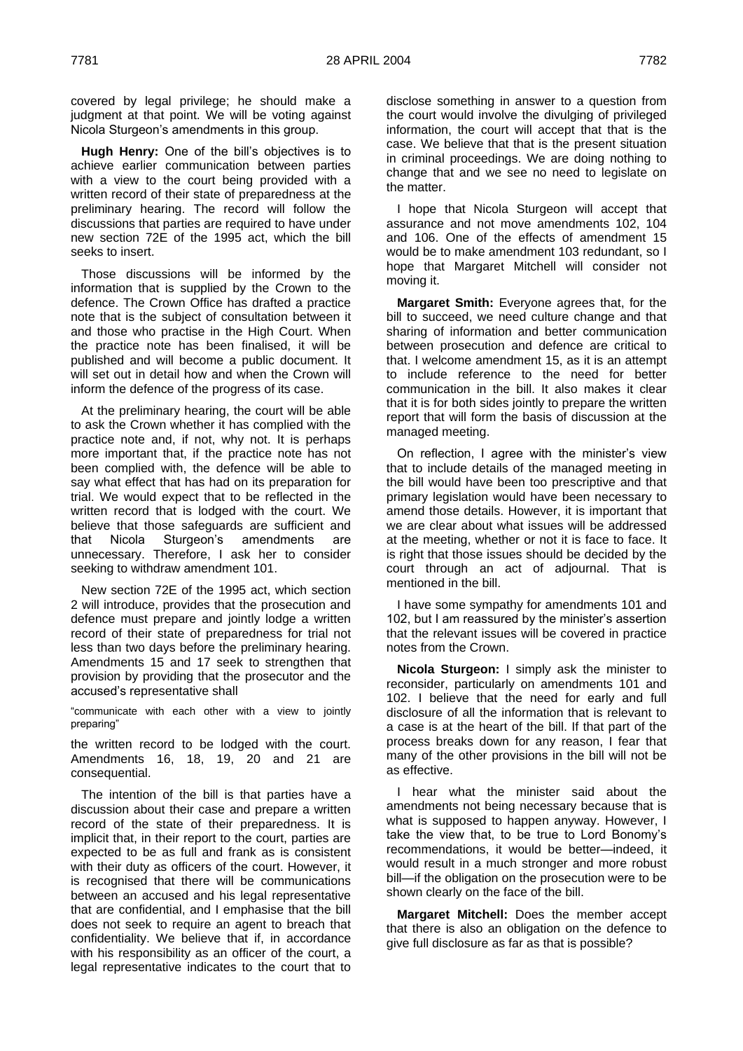covered by legal privilege; he should make a judgment at that point. We will be voting against Nicola Sturgeon's amendments in this group.

**Hugh Henry:** One of the bill's objectives is to achieve earlier communication between parties with a view to the court being provided with a written record of their state of preparedness at the preliminary hearing. The record will follow the discussions that parties are required to have under new section 72E of the 1995 act, which the bill seeks to insert.

Those discussions will be informed by the information that is supplied by the Crown to the defence. The Crown Office has drafted a practice note that is the subject of consultation between it and those who practise in the High Court. When the practice note has been finalised, it will be published and will become a public document. It will set out in detail how and when the Crown will inform the defence of the progress of its case.

At the preliminary hearing, the court will be able to ask the Crown whether it has complied with the practice note and, if not, why not. It is perhaps more important that, if the practice note has not been complied with, the defence will be able to say what effect that has had on its preparation for trial. We would expect that to be reflected in the written record that is lodged with the court. We believe that those safeguards are sufficient and that Nicola Sturgeon's amendments are unnecessary. Therefore, I ask her to consider seeking to withdraw amendment 101.

New section 72E of the 1995 act, which section 2 will introduce, provides that the prosecution and defence must prepare and jointly lodge a written record of their state of preparedness for trial not less than two days before the preliminary hearing. Amendments 15 and 17 seek to strengthen that provision by providing that the prosecutor and the accused's representative shall

"communicate with each other with a view to jointly preparing"

the written record to be lodged with the court. Amendments 16, 18, 19, 20 and 21 are consequential.

The intention of the bill is that parties have a discussion about their case and prepare a written record of the state of their preparedness. It is implicit that, in their report to the court, parties are expected to be as full and frank as is consistent with their duty as officers of the court. However, it is recognised that there will be communications between an accused and his legal representative that are confidential, and I emphasise that the bill does not seek to require an agent to breach that confidentiality. We believe that if, in accordance with his responsibility as an officer of the court, a legal representative indicates to the court that to disclose something in answer to a question from the court would involve the divulging of privileged information, the court will accept that that is the case. We believe that that is the present situation in criminal proceedings. We are doing nothing to change that and we see no need to legislate on the matter.

I hope that Nicola Sturgeon will accept that assurance and not move amendments 102, 104 and 106. One of the effects of amendment 15 would be to make amendment 103 redundant, so I hope that Margaret Mitchell will consider not moving it.

**Margaret Smith:** Everyone agrees that, for the bill to succeed, we need culture change and that sharing of information and better communication between prosecution and defence are critical to that. I welcome amendment 15, as it is an attempt to include reference to the need for better communication in the bill. It also makes it clear that it is for both sides jointly to prepare the written report that will form the basis of discussion at the managed meeting.

On reflection, I agree with the minister's view that to include details of the managed meeting in the bill would have been too prescriptive and that primary legislation would have been necessary to amend those details. However, it is important that we are clear about what issues will be addressed at the meeting, whether or not it is face to face. It is right that those issues should be decided by the court through an act of adjournal. That is mentioned in the bill.

I have some sympathy for amendments 101 and 102, but I am reassured by the minister's assertion that the relevant issues will be covered in practice notes from the Crown.

**Nicola Sturgeon:** I simply ask the minister to reconsider, particularly on amendments 101 and 102. I believe that the need for early and full disclosure of all the information that is relevant to a case is at the heart of the bill. If that part of the process breaks down for any reason, I fear that many of the other provisions in the bill will not be as effective.

I hear what the minister said about the amendments not being necessary because that is what is supposed to happen anyway. However, I take the view that, to be true to Lord Bonomy's recommendations, it would be better—indeed, it would result in a much stronger and more robust bill—if the obligation on the prosecution were to be shown clearly on the face of the bill.

**Margaret Mitchell:** Does the member accept that there is also an obligation on the defence to give full disclosure as far as that is possible?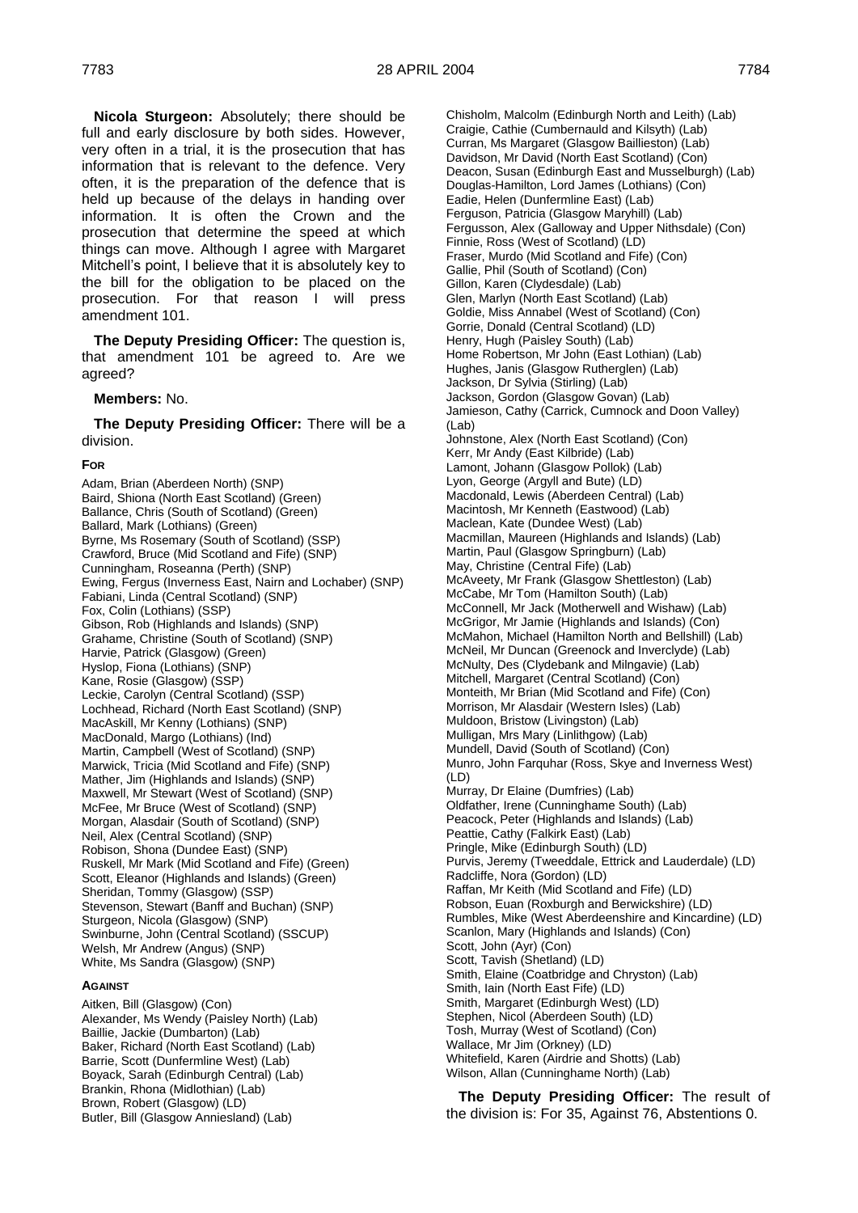**Nicola Sturgeon:** Absolutely; there should be full and early disclosure by both sides. However, very often in a trial, it is the prosecution that has information that is relevant to the defence. Very often, it is the preparation of the defence that is held up because of the delays in handing over information. It is often the Crown and the prosecution that determine the speed at which things can move. Although I agree with Margaret Mitchell's point, I believe that it is absolutely key to the bill for the obligation to be placed on the prosecution. For that reason I will press amendment 101.

**The Deputy Presiding Officer:** The question is, that amendment 101 be agreed to. Are we agreed?

**Members:** No.

**The Deputy Presiding Officer:** There will be a division.

**FOR**

Adam, Brian (Aberdeen North) (SNP)
Baird, Shiona (North East Scotland) (Green)
Ballance, Chris (South of Scotland) (Green)
Ballard, Mark (Lothians) (Green)
Byrne, Ms Rosemary (South of Scotland) (SSP)
Crawford, Bruce (Mid Scotland and Fife) (SNP)
Cunningham, Roseanna (Perth) (SNP)
Ewing, Fergus (Inverness East, Nairn and Lochaber) (SNP)
Fabiani, Linda (Central Scotland) (SNP)
Fox, Colin (Lothians) (SSP)
Gibson, Rob (Highlands and Islands) (SNP)
Grahame, Christine (South of Scotland) (SNP)
Harvie, Patrick (Glasgow) (Green)
Hyslop, Fiona (Lothians) (SNP)
Kane, Rosie (Glasgow) (SSP)
Leckie, Carolyn (Central Scotland) (SSP)
Lochhead, Richard (North East Scotland) (SNP)
MacAskill, Mr Kenny (Lothians) (SNP)
MacDonald, Margo (Lothians) (Ind)
Martin, Campbell (West of Scotland) (SNP)
Marwick, Tricia (Mid Scotland and Fife) (SNP)
Mather, Jim (Highlands and Islands) (SNP)
Maxwell, Mr Stewart (West of Scotland) (SNP)
McFee, Mr Bruce (West of Scotland) (SNP)
Morgan, Alasdair (South of Scotland) (SNP)
Neil, Alex (Central Scotland) (SNP)
Robison, Shona (Dundee East) (SNP)
Ruskell, Mr Mark (Mid Scotland and Fife) (Green)
Scott, Eleanor (Highlands and Islands) (Green)
Sheridan, Tommy (Glasgow) (SSP)
Stevenson, Stewart (Banff and Buchan) (SNP)
Sturgeon, Nicola (Glasgow) (SNP)
Swinburne, John (Central Scotland) (SSCUP)
Welsh, Mr Andrew (Angus) (SNP)
White, Ms Sandra (Glasgow) (SNP)

**AGAINST**

Aitken, Bill (Glasgow) (Con)
Alexander, Ms Wendy (Paisley North) (Lab)
Baillie, Jackie (Dumbarton) (Lab)
Baker, Richard (North East Scotland) (Lab)
Barrie, Scott (Dunfermline West) (Lab)
Boyack, Sarah (Edinburgh Central) (Lab)
Brankin, Rhona (Midlothian) (Lab)
Brown, Robert (Glasgow) (LD)
Butler, Bill (Glasgow Anniesland) (Lab)
Chisholm, Malcolm (Edinburgh North and Leith) (Lab)
Craigie, Cathie (Cumbernauld and Kilsyth) (Lab)
Curran, Ms Margaret (Glasgow Baillieston) (Lab)
Davidson, Mr David (North East Scotland) (Con)
Deacon, Susan (Edinburgh East and Musselburgh) (Lab)
Douglas-Hamilton, Lord James (Lothians) (Con)
Eadie, Helen (Dunfermline East) (Lab)
Ferguson, Patricia (Glasgow Maryhill) (Lab)
Fergusson, Alex (Galloway and Upper Nithsdale) (Con)
Finnie, Ross (West of Scotland) (LD)
Fraser, Murdo (Mid Scotland and Fife) (Con)
Gallie, Phil (South of Scotland) (Con)
Gillon, Karen (Clydesdale) (Lab)
Glen, Marlyn (North East Scotland) (Lab)
Goldie, Miss Annabel (West of Scotland) (Con)
Gorrie, Donald (Central Scotland) (LD)
Henry, Hugh (Paisley South) (Lab)
Home Robertson, Mr John (East Lothian) (Lab)
Hughes, Janis (Glasgow Rutherglen) (Lab)
Jackson, Dr Sylvia (Stirling) (Lab)
Jackson, Gordon (Glasgow Govan) (Lab)
Jamieson, Cathy (Carrick, Cumnock and Doon Valley) (Lab)
Johnstone, Alex (North East Scotland) (Con)
Kerr, Mr Andy (East Kilbride) (Lab)
Lamont, Johann (Glasgow Pollok) (Lab)
Lyon, George (Argyll and Bute) (LD)
Macdonald, Lewis (Aberdeen Central) (Lab)
Macintosh, Mr Kenneth (Eastwood) (Lab)
Maclean, Kate (Dundee West) (Lab)
Macmillan, Maureen (Highlands and Islands) (Lab)
Martin, Paul (Glasgow Springburn) (Lab)
May, Christine (Central Fife) (Lab)
McAveety, Mr Frank (Glasgow Shettleston) (Lab)
McCabe, Mr Tom (Hamilton South) (Lab)
McConnell, Mr Jack (Motherwell and Wishaw) (Lab)
McGrigor, Mr Jamie (Highlands and Islands) (Con)
McMahon, Michael (Hamilton North and Bellshill) (Lab)
McNeil, Mr Duncan (Greenock and Inverclyde) (Lab)
McNulty, Des (Clydebank and Milngavie) (Lab)
Mitchell, Margaret (Central Scotland) (Con)
Monteith, Mr Brian (Mid Scotland and Fife) (Con)
Morrison, Mr Alasdair (Western Isles) (Lab)
Muldoon, Bristow (Livingston) (Lab)
Mulligan, Mrs Mary (Linlithgow) (Lab)
Mundell, David (South of Scotland) (Con)
Munro, John Farquhar (Ross, Skye and Inverness West) (LD)
Murray, Dr Elaine (Dumfries) (Lab)
Oldfather, Irene (Cunninghame South) (Lab)
Peacock, Peter (Highlands and Islands) (Lab)
Peattie, Cathy (Falkirk East) (Lab)
Pringle, Mike (Edinburgh South) (LD)
Purvis, Jeremy (Tweeddale, Ettrick and Lauderdale) (LD)
Radcliffe, Nora (Gordon) (LD)
Raffan, Mr Keith (Mid Scotland and Fife) (LD)
Robson, Euan (Roxburgh and Berwickshire) (LD)
Rumbles, Mike (West Aberdeenshire and Kincardine) (LD)
Scanlon, Mary (Highlands and Islands) (Con)
Scott, John (Ayr) (Con)
Scott, Tavish (Shetland) (LD)
Smith, Elaine (Coatbridge and Chryston) (Lab)
Smith, Iain (North East Fife) (LD)
Smith, Margaret (Edinburgh West) (LD)
Stephen, Nicol (Aberdeen South) (LD)
Tosh, Murray (West of Scotland) (Con)
Wallace, Mr Jim (Orkney) (LD)
Whitefield, Karen (Airdrie and Shotts) (Lab)
Wilson, Allan (Cunninghame North) (Lab)

**The Deputy Presiding Officer:** The result of the division is: For 35, Against 76, Abstentions 0.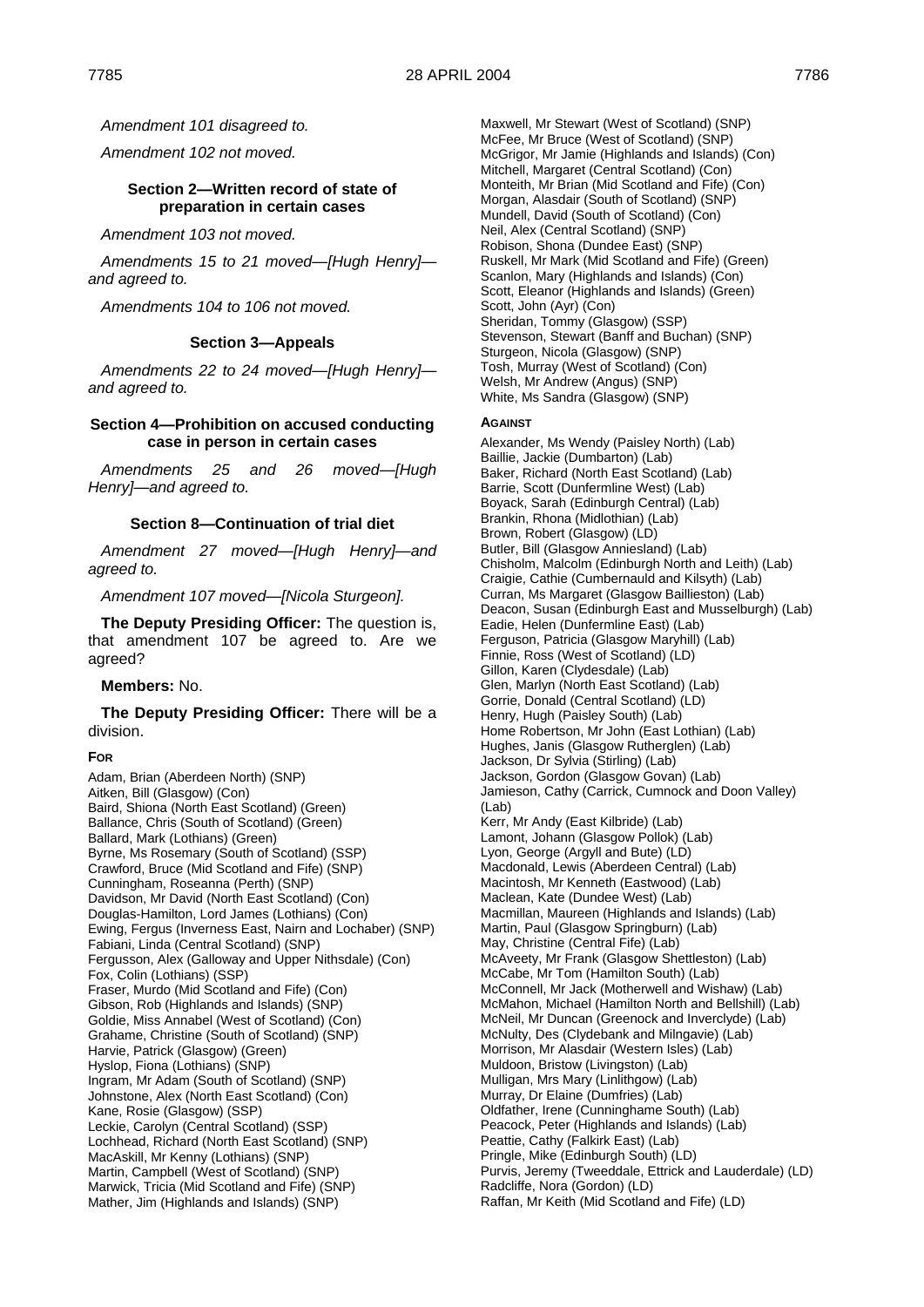*Amendment 101 disagreed to.*

*Amendment 102 not moved.*

### Section 2—Written record of state of preparation in certain cases

*Amendment 103 not moved.*

*Amendments 15 to 21 moved—[Hugh Henry]—and agreed to.*

*Amendments 104 to 106 not moved.*

### Section 3—Appeals

*Amendments 22 to 24 moved—[Hugh Henry]—and agreed to.*

### Section 4—Prohibition on accused conducting case in person in certain cases

*Amendments 25 and 26 moved—[Hugh Henry]—and agreed to.*

### Section 8—Continuation of trial diet

*Amendment 27 moved—[Hugh Henry]—and agreed to.*

*Amendment 107 moved—[Nicola Sturgeon].*

**The Deputy Presiding Officer:** The question is, that amendment 107 be agreed to. Are we agreed?

**Members:** No.

**The Deputy Presiding Officer:** There will be a division.

**FOR**

Adam, Brian (Aberdeen North) (SNP)
Aitken, Bill (Glasgow) (Con)
Baird, Shiona (North East Scotland) (Green)
Ballance, Chris (South of Scotland) (Green)
Ballard, Mark (Lothians) (Green)
Byrne, Ms Rosemary (South of Scotland) (SSP)
Crawford, Bruce (Mid Scotland and Fife) (SNP)
Cunningham, Roseanna (Perth) (SNP)
Davidson, Mr David (North East Scotland) (Con)
Douglas-Hamilton, Lord James (Lothians) (Con)
Ewing, Fergus (Inverness East, Nairn and Lochaber) (SNP)
Fabiani, Linda (Central Scotland) (SNP)
Fergusson, Alex (Galloway and Upper Nithsdale) (Con)
Fox, Colin (Lothians) (SSP)
Fraser, Murdo (Mid Scotland and Fife) (Con)
Gibson, Rob (Highlands and Islands) (SNP)
Goldie, Miss Annabel (West of Scotland) (Con)
Grahame, Christine (South of Scotland) (SNP)
Harvie, Patrick (Glasgow) (Green)
Hyslop, Fiona (Lothians) (SNP)
Ingram, Mr Adam (South of Scotland) (SNP)
Johnstone, Alex (North East Scotland) (Con)
Kane, Rosie (Glasgow) (SSP)
Leckie, Carolyn (Central Scotland) (SSP)
Lochhead, Richard (North East Scotland) (SNP)
MacAskill, Mr Kenny (Lothians) (SNP)
Martin, Campbell (West of Scotland) (SNP)
Marwick, Tricia (Mid Scotland and Fife) (SNP)
Mather, Jim (Highlands and Islands) (SNP)
Maxwell, Mr Stewart (West of Scotland) (SNP)
McFee, Mr Bruce (West of Scotland) (SNP)
McGrigor, Mr Jamie (Highlands and Islands) (Con)
Mitchell, Margaret (Central Scotland) (Con)
Monteith, Mr Brian (Mid Scotland and Fife) (Con)
Morgan, Alasdair (South of Scotland) (SNP)
Mundell, David (South of Scotland) (Con)
Neil, Alex (Central Scotland) (SNP)
Robison, Shona (Dundee East) (SNP)
Ruskell, Mr Mark (Mid Scotland and Fife) (Green)
Scanlon, Mary (Highlands and Islands) (Con)
Scott, Eleanor (Highlands and Islands) (Green)
Scott, John (Ayr) (Con)
Sheridan, Tommy (Glasgow) (SSP)
Stevenson, Stewart (Banff and Buchan) (SNP)
Sturgeon, Nicola (Glasgow) (SNP)
Tosh, Murray (West of Scotland) (Con)
Welsh, Mr Andrew (Angus) (SNP)
White, Ms Sandra (Glasgow) (SNP)

**AGAINST**

Alexander, Ms Wendy (Paisley North) (Lab)
Baillie, Jackie (Dumbarton) (Lab)
Baker, Richard (North East Scotland) (Lab)
Barrie, Scott (Dunfermline West) (Lab)
Boyack, Sarah (Edinburgh Central) (Lab)
Brankin, Rhona (Midlothian) (Lab)
Brown, Robert (Glasgow) (LD)
Butler, Bill (Glasgow Anniesland) (Lab)
Chisholm, Malcolm (Edinburgh North and Leith) (Lab)
Craigie, Cathie (Cumbernauld and Kilsyth) (Lab)
Curran, Ms Margaret (Glasgow Baillieston) (Lab)
Deacon, Susan (Edinburgh East and Musselburgh) (Lab)
Eadie, Helen (Dunfermline East) (Lab)
Ferguson, Patricia (Glasgow Maryhill) (Lab)
Finnie, Ross (West of Scotland) (LD)
Gillon, Karen (Clydesdale) (Lab)
Glen, Marlyn (North East Scotland) (Lab)
Gorrie, Donald (Central Scotland) (LD)
Henry, Hugh (Paisley South) (Lab)
Home Robertson, Mr John (East Lothian) (Lab)
Hughes, Janis (Glasgow Rutherglen) (Lab)
Jackson, Dr Sylvia (Stirling) (Lab)
Jackson, Gordon (Glasgow Govan) (Lab)
Jamieson, Cathy (Carrick, Cumnock and Doon Valley) (Lab)
Kerr, Mr Andy (East Kilbride) (Lab)
Lamont, Johann (Glasgow Pollok) (Lab)
Lyon, George (Argyll and Bute) (LD)
Macdonald, Lewis (Aberdeen Central) (Lab)
Macintosh, Mr Kenneth (Eastwood) (Lab)
Maclean, Kate (Dundee West) (Lab)
Macmillan, Maureen (Highlands and Islands) (Lab)
Martin, Paul (Glasgow Springburn) (Lab)
May, Christine (Central Fife) (Lab)
McAveety, Mr Frank (Glasgow Shettleston) (Lab)
McCabe, Mr Tom (Hamilton South) (Lab)
McConnell, Mr Jack (Motherwell and Wishaw) (Lab)
McMahon, Michael (Hamilton North and Bellshill) (Lab)
McNeil, Mr Duncan (Greenock and Inverclyde) (Lab)
McNulty, Des (Clydebank and Milngavie) (Lab)
Morrison, Mr Alasdair (Western Isles) (Lab)
Muldoon, Bristow (Livingston) (Lab)
Mulligan, Mrs Mary (Linlithgow) (Lab)
Murray, Dr Elaine (Dumfries) (Lab)
Oldfather, Irene (Cunninghame South) (Lab)
Peacock, Peter (Highlands and Islands) (Lab)
Peattie, Cathy (Falkirk East) (Lab)
Pringle, Mike (Edinburgh South) (LD)
Purvis, Jeremy (Tweeddale, Ettrick and Lauderdale) (LD)
Radcliffe, Nora (Gordon) (LD)
Raffan, Mr Keith (Mid Scotland and Fife) (LD)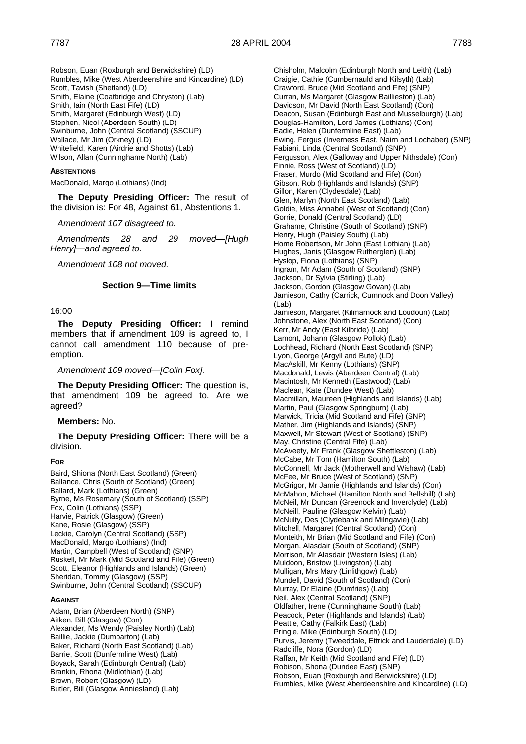Robson, Euan (Roxburgh and Berwickshire) (LD)
Rumbles, Mike (West Aberdeenshire and Kincardine) (LD)
Scott, Tavish (Shetland) (LD)
Smith, Elaine (Coatbridge and Chryston) (Lab)
Smith, Iain (North East Fife) (LD)
Smith, Margaret (Edinburgh West) (LD)
Stephen, Nicol (Aberdeen South) (LD)
Swinburne, John (Central Scotland) (SSCUP)
Wallace, Mr Jim (Orkney) (LD)
Whitefield, Karen (Airdrie and Shotts) (Lab)
Wilson, Allan (Cunninghame North) (Lab)

**ABSTENTIONS**

MacDonald, Margo (Lothians) (Ind)

**The Deputy Presiding Officer:** The result of the division is: For 48, Against 61, Abstentions 1.

*Amendment 107 disagreed to.*

*Amendments 28 and 29 moved—[Hugh Henry]—and agreed to.*

*Amendment 108 not moved.*

### Section 9—Time limits

16:00

**The Deputy Presiding Officer:** I remind members that if amendment 109 is agreed to, I cannot call amendment 110 because of pre-emption.

*Amendment 109 moved—[Colin Fox].*

**The Deputy Presiding Officer:** The question is, that amendment 109 be agreed to. Are we agreed?

**Members:** No.

**The Deputy Presiding Officer:** There will be a division.

**FOR**

Baird, Shiona (North East Scotland) (Green)
Ballance, Chris (South of Scotland) (Green)
Ballard, Mark (Lothians) (Green)
Byrne, Ms Rosemary (South of Scotland) (SSP)
Fox, Colin (Lothians) (SSP)
Harvie, Patrick (Glasgow) (Green)
Kane, Rosie (Glasgow) (SSP)
Leckie, Carolyn (Central Scotland) (SSP)
MacDonald, Margo (Lothians) (Ind)
Martin, Campbell (West of Scotland) (SNP)
Ruskell, Mr Mark (Mid Scotland and Fife) (Green)
Scott, Eleanor (Highlands and Islands) (Green)
Sheridan, Tommy (Glasgow) (SSP)
Swinburne, John (Central Scotland) (SSCUP)

**AGAINST**

Adam, Brian (Aberdeen North) (SNP)
Aitken, Bill (Glasgow) (Con)
Alexander, Ms Wendy (Paisley North) (Lab)
Baillie, Jackie (Dumbarton) (Lab)
Baker, Richard (North East Scotland) (Lab)
Barrie, Scott (Dunfermline West) (Lab)
Boyack, Sarah (Edinburgh Central) (Lab)
Brankin, Rhona (Midlothian) (Lab)
Brown, Robert (Glasgow) (LD)
Butler, Bill (Glasgow Anniesland) (Lab)
Chisholm, Malcolm (Edinburgh North and Leith) (Lab)
Craigie, Cathie (Cumbernauld and Kilsyth) (Lab)
Crawford, Bruce (Mid Scotland and Fife) (SNP)
Curran, Ms Margaret (Glasgow Baillieston) (Lab)
Davidson, Mr David (North East Scotland) (Con)
Deacon, Susan (Edinburgh East and Musselburgh) (Lab)
Douglas-Hamilton, Lord James (Lothians) (Con)
Eadie, Helen (Dunfermline East) (Lab)
Ewing, Fergus (Inverness East, Nairn and Lochaber) (SNP)
Fabiani, Linda (Central Scotland) (SNP)
Fergusson, Alex (Galloway and Upper Nithsdale) (Con)
Finnie, Ross (West of Scotland) (LD)
Fraser, Murdo (Mid Scotland and Fife) (Con)
Gibson, Rob (Highlands and Islands) (SNP)
Gillon, Karen (Clydesdale) (Lab)
Glen, Marlyn (North East Scotland) (Lab)
Goldie, Miss Annabel (West of Scotland) (Con)
Gorrie, Donald (Central Scotland) (LD)
Grahame, Christine (South of Scotland) (SNP)
Henry, Hugh (Paisley South) (Lab)
Home Robertson, Mr John (East Lothian) (Lab)
Hughes, Janis (Glasgow Rutherglen) (Lab)
Hyslop, Fiona (Lothians) (SNP)
Ingram, Mr Adam (South of Scotland) (SNP)
Jackson, Dr Sylvia (Stirling) (Lab)
Jackson, Gordon (Glasgow Govan) (Lab)
Jamieson, Cathy (Carrick, Cumnock and Doon Valley) (Lab)
Jamieson, Margaret (Kilmarnock and Loudoun) (Lab)
Johnstone, Alex (North East Scotland) (Con)
Kerr, Mr Andy (East Kilbride) (Lab)
Lamont, Johann (Glasgow Pollok) (Lab)
Lochhead, Richard (North East Scotland) (SNP)
Lyon, George (Argyll and Bute) (LD)
MacAskill, Mr Kenny (Lothians) (SNP)
Macdonald, Lewis (Aberdeen Central) (Lab)
Macintosh, Mr Kenneth (Eastwood) (Lab)
Maclean, Kate (Dundee West) (Lab)
Macmillan, Maureen (Highlands and Islands) (Lab)
Martin, Paul (Glasgow Springburn) (Lab)
Marwick, Tricia (Mid Scotland and Fife) (SNP)
Mather, Jim (Highlands and Islands) (SNP)
Maxwell, Mr Stewart (West of Scotland) (SNP)
May, Christine (Central Fife) (Lab)
McAveety, Mr Frank (Glasgow Shettleston) (Lab)
McCabe, Mr Tom (Hamilton South) (Lab)
McConnell, Mr Jack (Motherwell and Wishaw) (Lab)
McFee, Mr Bruce (West of Scotland) (SNP)
McGrigor, Mr Jamie (Highlands and Islands) (Con)
McMahon, Michael (Hamilton North and Bellshill) (Lab)
McNeil, Mr Duncan (Greenock and Inverclyde) (Lab)
McNeill, Pauline (Glasgow Kelvin) (Lab)
McNulty, Des (Clydebank and Milngavie) (Lab)
Mitchell, Margaret (Central Scotland) (Con)
Monteith, Mr Brian (Mid Scotland and Fife) (Con)
Morgan, Alasdair (South of Scotland) (SNP)
Morrison, Mr Alasdair (Western Isles) (Lab)
Muldoon, Bristow (Livingston) (Lab)
Mulligan, Mrs Mary (Linlithgow) (Lab)
Mundell, David (South of Scotland) (Con)
Murray, Dr Elaine (Dumfries) (Lab)
Neil, Alex (Central Scotland) (SNP)
Oldfather, Irene (Cunninghame South) (Lab)
Peacock, Peter (Highlands and Islands) (Lab)
Peattie, Cathy (Falkirk East) (Lab)
Pringle, Mike (Edinburgh South) (LD)
Purvis, Jeremy (Tweeddale, Ettrick and Lauderdale) (LD)
Radcliffe, Nora (Gordon) (LD)
Raffan, Mr Keith (Mid Scotland and Fife) (LD)
Robison, Shona (Dundee East) (SNP)
Robson, Euan (Roxburgh and Berwickshire) (LD)
Rumbles, Mike (West Aberdeenshire and Kincardine) (LD)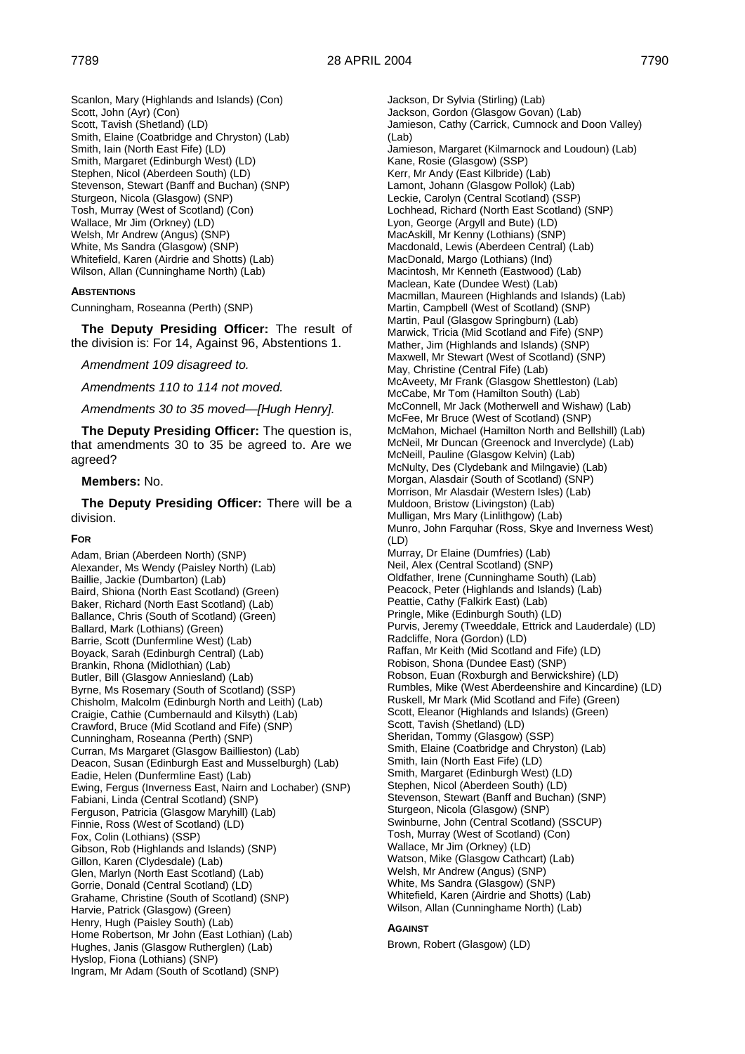Scanlon, Mary (Highlands and Islands) (Con)
Scott, John (Ayr) (Con)
Scott, Tavish (Shetland) (LD)
Smith, Elaine (Coatbridge and Chryston) (Lab)
Smith, Iain (North East Fife) (LD)
Smith, Margaret (Edinburgh West) (LD)
Stephen, Nicol (Aberdeen South) (LD)
Stevenson, Stewart (Banff and Buchan) (SNP)
Sturgeon, Nicola (Glasgow) (SNP)
Tosh, Murray (West of Scotland) (Con)
Wallace, Mr Jim (Orkney) (LD)
Welsh, Mr Andrew (Angus) (SNP)
White, Ms Sandra (Glasgow) (SNP)
Whitefield, Karen (Airdrie and Shotts) (Lab)
Wilson, Allan (Cunninghame North) (Lab)

**ABSTENTIONS**

Cunningham, Roseanna (Perth) (SNP)

**The Deputy Presiding Officer:** The result of the division is: For 14, Against 96, Abstentions 1.

*Amendment 109 disagreed to.*

*Amendments 110 to 114 not moved.*

*Amendments 30 to 35 moved—[Hugh Henry].*

**The Deputy Presiding Officer:** The question is, that amendments 30 to 35 be agreed to. Are we agreed?

**Members:** No.

**The Deputy Presiding Officer:** There will be a division.

**FOR**

Adam, Brian (Aberdeen North) (SNP)
Alexander, Ms Wendy (Paisley North) (Lab)
Baillie, Jackie (Dumbarton) (Lab)
Baird, Shiona (North East Scotland) (Green)
Baker, Richard (North East Scotland) (Lab)
Ballance, Chris (South of Scotland) (Green)
Ballard, Mark (Lothians) (Green)
Barrie, Scott (Dunfermline West) (Lab)
Boyack, Sarah (Edinburgh Central) (Lab)
Brankin, Rhona (Midlothian) (Lab)
Butler, Bill (Glasgow Anniesland) (Lab)
Byrne, Ms Rosemary (South of Scotland) (SSP)
Chisholm, Malcolm (Edinburgh North and Leith) (Lab)
Craigie, Cathie (Cumbernauld and Kilsyth) (Lab)
Crawford, Bruce (Mid Scotland and Fife) (SNP)
Cunningham, Roseanna (Perth) (SNP)
Curran, Ms Margaret (Glasgow Baillieston) (Lab)
Deacon, Susan (Edinburgh East and Musselburgh) (Lab)
Eadie, Helen (Dunfermline East) (Lab)
Ewing, Fergus (Inverness East, Nairn and Lochaber) (SNP)
Fabiani, Linda (Central Scotland) (SNP)
Ferguson, Patricia (Glasgow Maryhill) (Lab)
Finnie, Ross (West of Scotland) (LD)
Fox, Colin (Lothians) (SSP)
Gibson, Rob (Highlands and Islands) (SNP)
Gillon, Karen (Clydesdale) (Lab)
Glen, Marlyn (North East Scotland) (Lab)
Gorrie, Donald (Central Scotland) (LD)
Grahame, Christine (South of Scotland) (SNP)
Harvie, Patrick (Glasgow) (Green)
Henry, Hugh (Paisley South) (Lab)
Home Robertson, Mr John (East Lothian) (Lab)
Hughes, Janis (Glasgow Rutherglen) (Lab)
Hyslop, Fiona (Lothians) (SNP)
Ingram, Mr Adam (South of Scotland) (SNP)
Jackson, Dr Sylvia (Stirling) (Lab)
Jackson, Gordon (Glasgow Govan) (Lab)
Jamieson, Cathy (Carrick, Cumnock and Doon Valley) (Lab)
Jamieson, Margaret (Kilmarnock and Loudoun) (Lab)
Kane, Rosie (Glasgow) (SSP)
Kerr, Mr Andy (East Kilbride) (Lab)
Lamont, Johann (Glasgow Pollok) (Lab)
Leckie, Carolyn (Central Scotland) (SSP)
Lochhead, Richard (North East Scotland) (SNP)
Lyon, George (Argyll and Bute) (LD)
MacAskill, Mr Kenny (Lothians) (SNP)
Macdonald, Lewis (Aberdeen Central) (Lab)
MacDonald, Margo (Lothians) (Ind)
Macintosh, Mr Kenneth (Eastwood) (Lab)
Maclean, Kate (Dundee West) (Lab)
Macmillan, Maureen (Highlands and Islands) (Lab)
Martin, Campbell (West of Scotland) (SNP)
Martin, Paul (Glasgow Springburn) (Lab)
Marwick, Tricia (Mid Scotland and Fife) (SNP)
Mather, Jim (Highlands and Islands) (SNP)
Maxwell, Mr Stewart (West of Scotland) (SNP)
May, Christine (Central Fife) (Lab)
McAveety, Mr Frank (Glasgow Shettleston) (Lab)
McCabe, Mr Tom (Hamilton South) (Lab)
McConnell, Mr Jack (Motherwell and Wishaw) (Lab)
McFee, Mr Bruce (West of Scotland) (SNP)
McMahon, Michael (Hamilton North and Bellshill) (Lab)
McNeil, Mr Duncan (Greenock and Inverclyde) (Lab)
McNeill, Pauline (Glasgow Kelvin) (Lab)
McNulty, Des (Clydebank and Milngavie) (Lab)
Morgan, Alasdair (South of Scotland) (SNP)
Morrison, Mr Alasdair (Western Isles) (Lab)
Muldoon, Bristow (Livingston) (Lab)
Mulligan, Mrs Mary (Linlithgow) (Lab)
Munro, John Farquhar (Ross, Skye and Inverness West) (LD)
Murray, Dr Elaine (Dumfries) (Lab)
Neil, Alex (Central Scotland) (SNP)
Oldfather, Irene (Cunninghame South) (Lab)
Peacock, Peter (Highlands and Islands) (Lab)
Peattie, Cathy (Falkirk East) (Lab)
Pringle, Mike (Edinburgh South) (LD)
Purvis, Jeremy (Tweeddale, Ettrick and Lauderdale) (LD)
Radcliffe, Nora (Gordon) (LD)
Raffan, Mr Keith (Mid Scotland and Fife) (LD)
Robison, Shona (Dundee East) (SNP)
Robson, Euan (Roxburgh and Berwickshire) (LD)
Rumbles, Mike (West Aberdeenshire and Kincardine) (LD)
Ruskell, Mr Mark (Mid Scotland and Fife) (Green)
Scott, Eleanor (Highlands and Islands) (Green)
Scott, Tavish (Shetland) (LD)
Sheridan, Tommy (Glasgow) (SSP)
Smith, Elaine (Coatbridge and Chryston) (Lab)
Smith, Iain (North East Fife) (LD)
Smith, Margaret (Edinburgh West) (LD)
Stephen, Nicol (Aberdeen South) (LD)
Stevenson, Stewart (Banff and Buchan) (SNP)
Sturgeon, Nicola (Glasgow) (SNP)
Swinburne, John (Central Scotland) (SSCUP)
Tosh, Murray (West of Scotland) (Con)
Wallace, Mr Jim (Orkney) (LD)
Watson, Mike (Glasgow Cathcart) (Lab)
Welsh, Mr Andrew (Angus) (SNP)
White, Ms Sandra (Glasgow) (SNP)
Whitefield, Karen (Airdrie and Shotts) (Lab)
Wilson, Allan (Cunninghame North) (Lab)

**AGAINST**

Brown, Robert (Glasgow) (LD)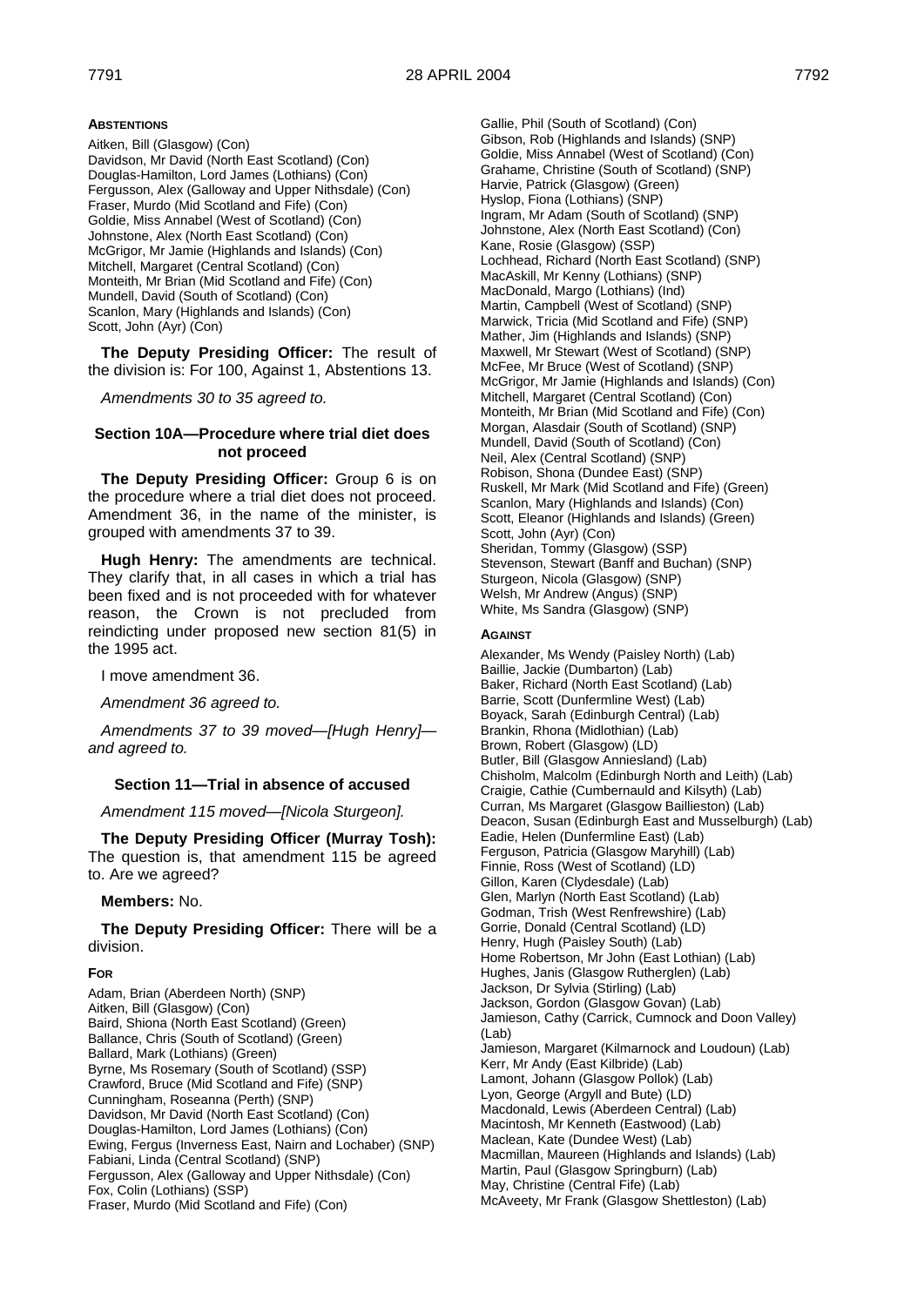**ABSTENTIONS**

Aitken, Bill (Glasgow) (Con)
Davidson, Mr David (North East Scotland) (Con)
Douglas-Hamilton, Lord James (Lothians) (Con)
Fergusson, Alex (Galloway and Upper Nithsdale) (Con)
Fraser, Murdo (Mid Scotland and Fife) (Con)
Goldie, Miss Annabel (West of Scotland) (Con)
Johnstone, Alex (North East Scotland) (Con)
McGrigor, Mr Jamie (Highlands and Islands) (Con)
Mitchell, Margaret (Central Scotland) (Con)
Monteith, Mr Brian (Mid Scotland and Fife) (Con)
Mundell, David (South of Scotland) (Con)
Scanlon, Mary (Highlands and Islands) (Con)
Scott, John (Ayr) (Con)

**The Deputy Presiding Officer:** The result of the division is: For 100, Against 1, Abstentions 13.

*Amendments 30 to 35 agreed to.*

### Section 10A—Procedure where trial diet does not proceed

**The Deputy Presiding Officer:** Group 6 is on the procedure where a trial diet does not proceed. Amendment 36, in the name of the minister, is grouped with amendments 37 to 39.

**Hugh Henry:** The amendments are technical. They clarify that, in all cases in which a trial has been fixed and is not proceeded with for whatever reason, the Crown is not precluded from reindicting under proposed new section 81(5) in the 1995 act.

I move amendment 36.

*Amendment 36 agreed to.*

*Amendments 37 to 39 moved—[Hugh Henry]—and agreed to.*

### Section 11—Trial in absence of accused

*Amendment 115 moved—[Nicola Sturgeon].*

**The Deputy Presiding Officer (Murray Tosh):** The question is, that amendment 115 be agreed to. Are we agreed?

**Members:** No.

**The Deputy Presiding Officer:** There will be a division.

**FOR**

Adam, Brian (Aberdeen North) (SNP)
Aitken, Bill (Glasgow) (Con)
Baird, Shiona (North East Scotland) (Green)
Ballance, Chris (South of Scotland) (Green)
Ballard, Mark (Lothians) (Green)
Byrne, Ms Rosemary (South of Scotland) (SSP)
Crawford, Bruce (Mid Scotland and Fife) (SNP)
Cunningham, Roseanna (Perth) (SNP)
Davidson, Mr David (North East Scotland) (Con)
Douglas-Hamilton, Lord James (Lothians) (Con)
Ewing, Fergus (Inverness East, Nairn and Lochaber) (SNP)
Fabiani, Linda (Central Scotland) (SNP)
Fergusson, Alex (Galloway and Upper Nithsdale) (Con)
Fox, Colin (Lothians) (SSP)
Fraser, Murdo (Mid Scotland and Fife) (Con)
Gallie, Phil (South of Scotland) (Con)
Gibson, Rob (Highlands and Islands) (SNP)
Goldie, Miss Annabel (West of Scotland) (Con)
Grahame, Christine (South of Scotland) (SNP)
Harvie, Patrick (Glasgow) (Green)
Hyslop, Fiona (Lothians) (SNP)
Ingram, Mr Adam (South of Scotland) (SNP)
Johnstone, Alex (North East Scotland) (Con)
Kane, Rosie (Glasgow) (SSP)
Lochhead, Richard (North East Scotland) (SNP)
MacAskill, Mr Kenny (Lothians) (SNP)
MacDonald, Margo (Lothians) (Ind)
Martin, Campbell (West of Scotland) (SNP)
Marwick, Tricia (Mid Scotland and Fife) (SNP)
Mather, Jim (Highlands and Islands) (SNP)
Maxwell, Mr Stewart (West of Scotland) (SNP)
McFee, Mr Bruce (West of Scotland) (SNP)
McGrigor, Mr Jamie (Highlands and Islands) (Con)
Mitchell, Margaret (Central Scotland) (Con)
Monteith, Mr Brian (Mid Scotland and Fife) (Con)
Morgan, Alasdair (South of Scotland) (SNP)
Mundell, David (South of Scotland) (Con)
Neil, Alex (Central Scotland) (SNP)
Robison, Shona (Dundee East) (SNP)
Ruskell, Mr Mark (Mid Scotland and Fife) (Green)
Scanlon, Mary (Highlands and Islands) (Con)
Scott, Eleanor (Highlands and Islands) (Green)
Scott, John (Ayr) (Con)
Sheridan, Tommy (Glasgow) (SSP)
Stevenson, Stewart (Banff and Buchan) (SNP)
Sturgeon, Nicola (Glasgow) (SNP)
Welsh, Mr Andrew (Angus) (SNP)
White, Ms Sandra (Glasgow) (SNP)

**AGAINST**

Alexander, Ms Wendy (Paisley North) (Lab)
Baillie, Jackie (Dumbarton) (Lab)
Baker, Richard (North East Scotland) (Lab)
Barrie, Scott (Dunfermline West) (Lab)
Boyack, Sarah (Edinburgh Central) (Lab)
Brankin, Rhona (Midlothian) (Lab)
Brown, Robert (Glasgow) (LD)
Butler, Bill (Glasgow Anniesland) (Lab)
Chisholm, Malcolm (Edinburgh North and Leith) (Lab)
Craigie, Cathie (Cumbernauld and Kilsyth) (Lab)
Curran, Ms Margaret (Glasgow Baillieston) (Lab)
Deacon, Susan (Edinburgh East and Musselburgh) (Lab)
Eadie, Helen (Dunfermline East) (Lab)
Ferguson, Patricia (Glasgow Maryhill) (Lab)
Finnie, Ross (West of Scotland) (LD)
Gillon, Karen (Clydesdale) (Lab)
Glen, Marlyn (North East Scotland) (Lab)
Godman, Trish (West Renfrewshire) (Lab)
Gorrie, Donald (Central Scotland) (LD)
Henry, Hugh (Paisley South) (Lab)
Home Robertson, Mr John (East Lothian) (Lab)
Hughes, Janis (Glasgow Rutherglen) (Lab)
Jackson, Dr Sylvia (Stirling) (Lab)
Jackson, Gordon (Glasgow Govan) (Lab)
Jamieson, Cathy (Carrick, Cumnock and Doon Valley) (Lab)
Jamieson, Margaret (Kilmarnock and Loudoun) (Lab)
Kerr, Mr Andy (East Kilbride) (Lab)
Lamont, Johann (Glasgow Pollok) (Lab)
Lyon, George (Argyll and Bute) (LD)
Macdonald, Lewis (Aberdeen Central) (Lab)
Macintosh, Mr Kenneth (Eastwood) (Lab)
Maclean, Kate (Dundee West) (Lab)
Macmillan, Maureen (Highlands and Islands) (Lab)
Martin, Paul (Glasgow Springburn) (Lab)
May, Christine (Central Fife) (Lab)
McAveety, Mr Frank (Glasgow Shettleston) (Lab)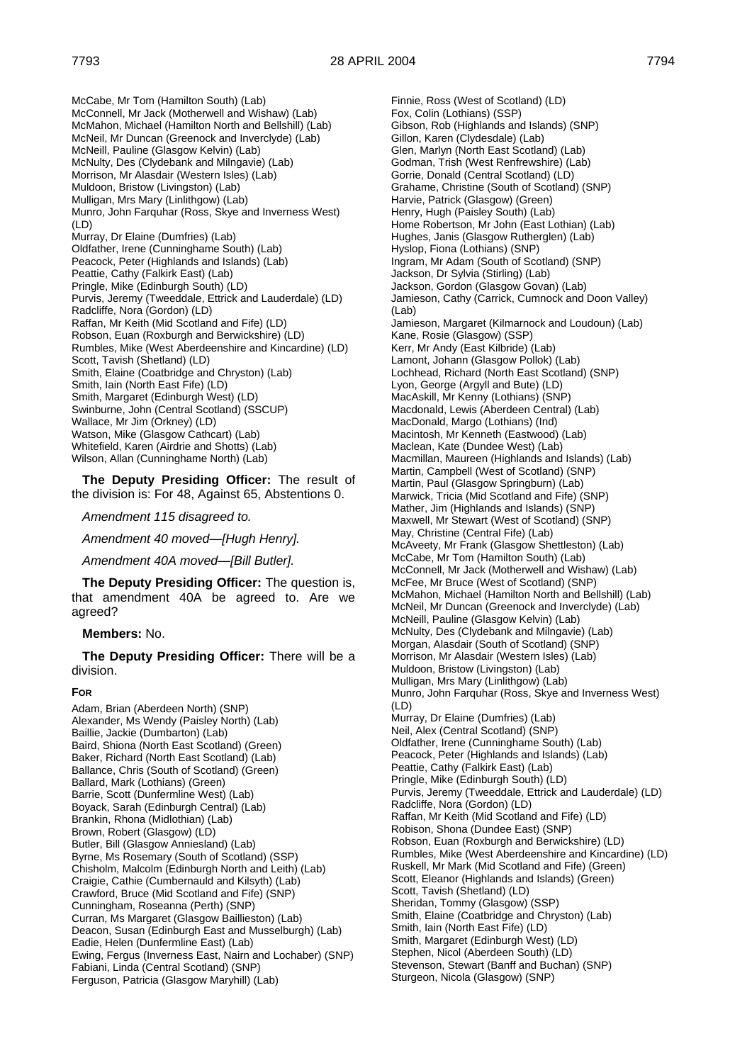McCabe, Mr Tom (Hamilton South) (Lab)
McConnell, Mr Jack (Motherwell and Wishaw) (Lab)
McMahon, Michael (Hamilton North and Bellshill) (Lab)
McNeil, Mr Duncan (Greenock and Inverclyde) (Lab)
McNeill, Pauline (Glasgow Kelvin) (Lab)
McNulty, Des (Clydebank and Milngavie) (Lab)
Morrison, Mr Alasdair (Western Isles) (Lab)
Muldoon, Bristow (Livingston) (Lab)
Mulligan, Mrs Mary (Linlithgow) (Lab)
Munro, John Farquhar (Ross, Skye and Inverness West) (LD)
Murray, Dr Elaine (Dumfries) (Lab)
Oldfather, Irene (Cunninghame South) (Lab)
Peacock, Peter (Highlands and Islands) (Lab)
Peattie, Cathy (Falkirk East) (Lab)
Pringle, Mike (Edinburgh South) (LD)
Purvis, Jeremy (Tweeddale, Ettrick and Lauderdale) (LD)
Radcliffe, Nora (Gordon) (LD)
Raffan, Mr Keith (Mid Scotland and Fife) (LD)
Robson, Euan (Roxburgh and Berwickshire) (LD)
Rumbles, Mike (West Aberdeenshire and Kincardine) (LD)
Scott, Tavish (Shetland) (LD)
Smith, Elaine (Coatbridge and Chryston) (Lab)
Smith, Iain (North East Fife) (LD)
Smith, Margaret (Edinburgh West) (LD)
Swinburne, John (Central Scotland) (SSCUP)
Wallace, Mr Jim (Orkney) (LD)
Watson, Mike (Glasgow Cathcart) (Lab)
Whitefield, Karen (Airdrie and Shotts) (Lab)
Wilson, Allan (Cunninghame North) (Lab)

**The Deputy Presiding Officer:** The result of the division is: For 48, Against 65, Abstentions 0.

*Amendment 115 disagreed to.*

*Amendment 40 moved—[Hugh Henry].*

*Amendment 40A moved—[Bill Butler].*

**The Deputy Presiding Officer:** The question is, that amendment 40A be agreed to. Are we agreed?

**Members:** No.

**The Deputy Presiding Officer:** There will be a division.

**FOR**

Adam, Brian (Aberdeen North) (SNP)
Alexander, Ms Wendy (Paisley North) (Lab)
Baillie, Jackie (Dumbarton) (Lab)
Baird, Shiona (North East Scotland) (Green)
Baker, Richard (North East Scotland) (Lab)
Ballance, Chris (South of Scotland) (Green)
Ballard, Mark (Lothians) (Green)
Barrie, Scott (Dunfermline West) (Lab)
Boyack, Sarah (Edinburgh Central) (Lab)
Brankin, Rhona (Midlothian) (Lab)
Brown, Robert (Glasgow) (LD)
Butler, Bill (Glasgow Anniesland) (Lab)
Byrne, Ms Rosemary (South of Scotland) (SSP)
Chisholm, Malcolm (Edinburgh North and Leith) (Lab)
Craigie, Cathie (Cumbernauld and Kilsyth) (Lab)
Crawford, Bruce (Mid Scotland and Fife) (SNP)
Cunningham, Roseanna (Perth) (SNP)
Curran, Ms Margaret (Glasgow Baillieston) (Lab)
Deacon, Susan (Edinburgh East and Musselburgh) (Lab)
Eadie, Helen (Dunfermline East) (Lab)
Ewing, Fergus (Inverness East, Nairn and Lochaber) (SNP)
Fabiani, Linda (Central Scotland) (SNP)
Ferguson, Patricia (Glasgow Maryhill) (Lab)
Finnie, Ross (West of Scotland) (LD)
Fox, Colin (Lothians) (SSP)
Gibson, Rob (Highlands and Islands) (SNP)
Gillon, Karen (Clydesdale) (Lab)
Glen, Marlyn (North East Scotland) (Lab)
Godman, Trish (West Renfrewshire) (Lab)
Gorrie, Donald (Central Scotland) (LD)
Grahame, Christine (South of Scotland) (SNP)
Harvie, Patrick (Glasgow) (Green)
Henry, Hugh (Paisley South) (Lab)
Home Robertson, Mr John (East Lothian) (Lab)
Hughes, Janis (Glasgow Rutherglen) (Lab)
Hyslop, Fiona (Lothians) (SNP)
Ingram, Mr Adam (South of Scotland) (SNP)
Jackson, Dr Sylvia (Stirling) (Lab)
Jackson, Gordon (Glasgow Govan) (Lab)
Jamieson, Cathy (Carrick, Cumnock and Doon Valley) (Lab)
Jamieson, Margaret (Kilmarnock and Loudoun) (Lab)
Kane, Rosie (Glasgow) (SSP)
Kerr, Mr Andy (East Kilbride) (Lab)
Lamont, Johann (Glasgow Pollok) (Lab)
Lochhead, Richard (North East Scotland) (SNP)
Lyon, George (Argyll and Bute) (LD)
MacAskill, Mr Kenny (Lothians) (SNP)
Macdonald, Lewis (Aberdeen Central) (Lab)
MacDonald, Margo (Lothians) (Ind)
Macintosh, Mr Kenneth (Eastwood) (Lab)
Maclean, Kate (Dundee West) (Lab)
Macmillan, Maureen (Highlands and Islands) (Lab)
Martin, Campbell (West of Scotland) (SNP)
Martin, Paul (Glasgow Springburn) (Lab)
Marwick, Tricia (Mid Scotland and Fife) (SNP)
Mather, Jim (Highlands and Islands) (SNP)
Maxwell, Mr Stewart (West of Scotland) (SNP)
May, Christine (Central Fife) (Lab)
McAveety, Mr Frank (Glasgow Shettleston) (Lab)
McCabe, Mr Tom (Hamilton South) (Lab)
McConnell, Mr Jack (Motherwell and Wishaw) (Lab)
McFee, Mr Bruce (West of Scotland) (SNP)
McMahon, Michael (Hamilton North and Bellshill) (Lab)
McNeil, Mr Duncan (Greenock and Inverclyde) (Lab)
McNeill, Pauline (Glasgow Kelvin) (Lab)
McNulty, Des (Clydebank and Milngavie) (Lab)
Morgan, Alasdair (South of Scotland) (SNP)
Morrison, Mr Alasdair (Western Isles) (Lab)
Muldoon, Bristow (Livingston) (Lab)
Mulligan, Mrs Mary (Linlithgow) (Lab)
Munro, John Farquhar (Ross, Skye and Inverness West) (LD)
Murray, Dr Elaine (Dumfries) (Lab)
Neil, Alex (Central Scotland) (SNP)
Oldfather, Irene (Cunninghame South) (Lab)
Peacock, Peter (Highlands and Islands) (Lab)
Peattie, Cathy (Falkirk East) (Lab)
Pringle, Mike (Edinburgh South) (LD)
Purvis, Jeremy (Tweeddale, Ettrick and Lauderdale) (LD)
Radcliffe, Nora (Gordon) (LD)
Raffan, Mr Keith (Mid Scotland and Fife) (LD)
Robison, Shona (Dundee East) (SNP)
Robson, Euan (Roxburgh and Berwickshire) (LD)
Rumbles, Mike (West Aberdeenshire and Kincardine) (LD)
Ruskell, Mr Mark (Mid Scotland and Fife) (Green)
Scott, Eleanor (Highlands and Islands) (Green)
Scott, Tavish (Shetland) (LD)
Sheridan, Tommy (Glasgow) (SSP)
Smith, Elaine (Coatbridge and Chryston) (Lab)
Smith, Iain (North East Fife) (LD)
Smith, Margaret (Edinburgh West) (LD)
Stephen, Nicol (Aberdeen South) (LD)
Stevenson, Stewart (Banff and Buchan) (SNP)
Sturgeon, Nicola (Glasgow) (SNP)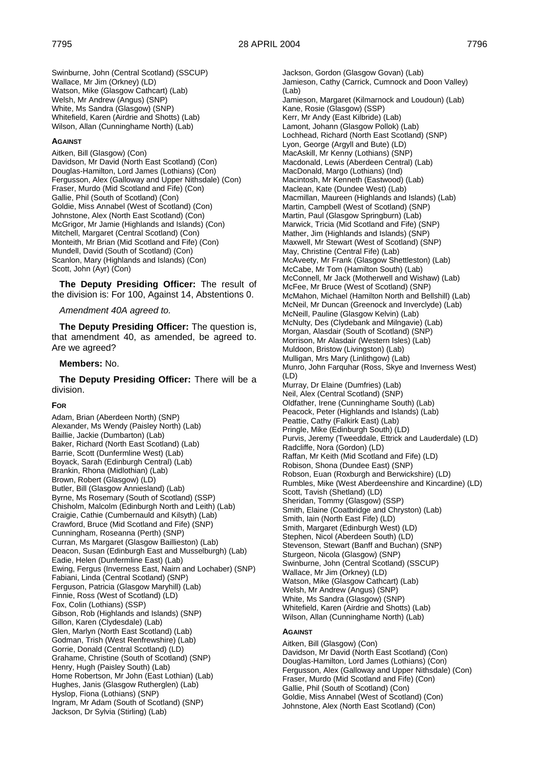Swinburne, John (Central Scotland) (SSCUP)
Wallace, Mr Jim (Orkney) (LD)
Watson, Mike (Glasgow Cathcart) (Lab)
Welsh, Mr Andrew (Angus) (SNP)
White, Ms Sandra (Glasgow) (SNP)
Whitefield, Karen (Airdrie and Shotts) (Lab)
Wilson, Allan (Cunninghame North) (Lab)

**AGAINST**

Aitken, Bill (Glasgow) (Con)
Davidson, Mr David (North East Scotland) (Con)
Douglas-Hamilton, Lord James (Lothians) (Con)
Fergusson, Alex (Galloway and Upper Nithsdale) (Con)
Fraser, Murdo (Mid Scotland and Fife) (Con)
Gallie, Phil (South of Scotland) (Con)
Goldie, Miss Annabel (West of Scotland) (Con)
Johnstone, Alex (North East Scotland) (Con)
McGrigor, Mr Jamie (Highlands and Islands) (Con)
Mitchell, Margaret (Central Scotland) (Con)
Monteith, Mr Brian (Mid Scotland and Fife) (Con)
Mundell, David (South of Scotland) (Con)
Scanlon, Mary (Highlands and Islands) (Con)
Scott, John (Ayr) (Con)

**The Deputy Presiding Officer:** The result of the division is: For 100, Against 14, Abstentions 0.

*Amendment 40A agreed to.*

**The Deputy Presiding Officer:** The question is, that amendment 40, as amended, be agreed to. Are we agreed?

**Members:** No.

**The Deputy Presiding Officer:** There will be a division.

**FOR**

Adam, Brian (Aberdeen North) (SNP)
Alexander, Ms Wendy (Paisley North) (Lab)
Baillie, Jackie (Dumbarton) (Lab)
Baker, Richard (North East Scotland) (Lab)
Barrie, Scott (Dunfermline West) (Lab)
Boyack, Sarah (Edinburgh Central) (Lab)
Brankin, Rhona (Midlothian) (Lab)
Brown, Robert (Glasgow) (LD)
Butler, Bill (Glasgow Anniesland) (Lab)
Byrne, Ms Rosemary (South of Scotland) (SSP)
Chisholm, Malcolm (Edinburgh North and Leith) (Lab)
Craigie, Cathie (Cumbernauld and Kilsyth) (Lab)
Crawford, Bruce (Mid Scotland and Fife) (SNP)
Cunningham, Roseanna (Perth) (SNP)
Curran, Ms Margaret (Glasgow Baillieston) (Lab)
Deacon, Susan (Edinburgh East and Musselburgh) (Lab)
Eadie, Helen (Dunfermline East) (Lab)
Ewing, Fergus (Inverness East, Nairn and Lochaber) (SNP)
Fabiani, Linda (Central Scotland) (SNP)
Ferguson, Patricia (Glasgow Maryhill) (Lab)
Finnie, Ross (West of Scotland) (LD)
Fox, Colin (Lothians) (SSP)
Gibson, Rob (Highlands and Islands) (SNP)
Gillon, Karen (Clydesdale) (Lab)
Glen, Marlyn (North East Scotland) (Lab)
Godman, Trish (West Renfrewshire) (Lab)
Gorrie, Donald (Central Scotland) (LD)
Grahame, Christine (South of Scotland) (SNP)
Henry, Hugh (Paisley South) (Lab)
Home Robertson, Mr John (East Lothian) (Lab)
Hughes, Janis (Glasgow Rutherglen) (Lab)
Hyslop, Fiona (Lothians) (SNP)
Ingram, Mr Adam (South of Scotland) (SNP)
Jackson, Dr Sylvia (Stirling) (Lab)
Jackson, Gordon (Glasgow Govan) (Lab)
Jamieson, Cathy (Carrick, Cumnock and Doon Valley) (Lab)
Jamieson, Margaret (Kilmarnock and Loudoun) (Lab)
Kane, Rosie (Glasgow) (SSP)
Kerr, Mr Andy (East Kilbride) (Lab)
Lamont, Johann (Glasgow Pollok) (Lab)
Lochhead, Richard (North East Scotland) (SNP)
Lyon, George (Argyll and Bute) (LD)
MacAskill, Mr Kenny (Lothians) (SNP)
Macdonald, Lewis (Aberdeen Central) (Lab)
MacDonald, Margo (Lothians) (Ind)
Macintosh, Mr Kenneth (Eastwood) (Lab)
Maclean, Kate (Dundee West) (Lab)
Macmillan, Maureen (Highlands and Islands) (Lab)
Martin, Campbell (West of Scotland) (SNP)
Martin, Paul (Glasgow Springburn) (Lab)
Marwick, Tricia (Mid Scotland and Fife) (SNP)
Mather, Jim (Highlands and Islands) (SNP)
Maxwell, Mr Stewart (West of Scotland) (SNP)
May, Christine (Central Fife) (Lab)
McAveety, Mr Frank (Glasgow Shettleston) (Lab)
McCabe, Mr Tom (Hamilton South) (Lab)
McConnell, Mr Jack (Motherwell and Wishaw) (Lab)
McFee, Mr Bruce (West of Scotland) (SNP)
McMahon, Michael (Hamilton North and Bellshill) (Lab)
McNeil, Mr Duncan (Greenock and Inverclyde) (Lab)
McNeill, Pauline (Glasgow Kelvin) (Lab)
McNulty, Des (Clydebank and Milngavie) (Lab)
Morgan, Alasdair (South of Scotland) (SNP)
Morrison, Mr Alasdair (Western Isles) (Lab)
Muldoon, Bristow (Livingston) (Lab)
Mulligan, Mrs Mary (Linlithgow) (Lab)
Munro, John Farquhar (Ross, Skye and Inverness West) (LD)
Murray, Dr Elaine (Dumfries) (Lab)
Neil, Alex (Central Scotland) (SNP)
Oldfather, Irene (Cunninghame South) (Lab)
Peacock, Peter (Highlands and Islands) (Lab)
Peattie, Cathy (Falkirk East) (Lab)
Pringle, Mike (Edinburgh South) (LD)
Purvis, Jeremy (Tweeddale, Ettrick and Lauderdale) (LD)
Radcliffe, Nora (Gordon) (LD)
Raffan, Mr Keith (Mid Scotland and Fife) (LD)
Robison, Shona (Dundee East) (SNP)
Robson, Euan (Roxburgh and Berwickshire) (LD)
Rumbles, Mike (West Aberdeenshire and Kincardine) (LD)
Scott, Tavish (Shetland) (LD)
Sheridan, Tommy (Glasgow) (SSP)
Smith, Elaine (Coatbridge and Chryston) (Lab)
Smith, Iain (North East Fife) (LD)
Smith, Margaret (Edinburgh West) (LD)
Stephen, Nicol (Aberdeen South) (LD)
Stevenson, Stewart (Banff and Buchan) (SNP)
Sturgeon, Nicola (Glasgow) (SNP)
Swinburne, John (Central Scotland) (SSCUP)
Wallace, Mr Jim (Orkney) (LD)
Watson, Mike (Glasgow Cathcart) (Lab)
Welsh, Mr Andrew (Angus) (SNP)
White, Ms Sandra (Glasgow) (SNP)
Whitefield, Karen (Airdrie and Shotts) (Lab)
Wilson, Allan (Cunninghame North) (Lab)

**AGAINST**

Aitken, Bill (Glasgow) (Con)
Davidson, Mr David (North East Scotland) (Con)
Douglas-Hamilton, Lord James (Lothians) (Con)
Fergusson, Alex (Galloway and Upper Nithsdale) (Con)
Fraser, Murdo (Mid Scotland and Fife) (Con)
Gallie, Phil (South of Scotland) (Con)
Goldie, Miss Annabel (West of Scotland) (Con)
Johnstone, Alex (North East Scotland) (Con)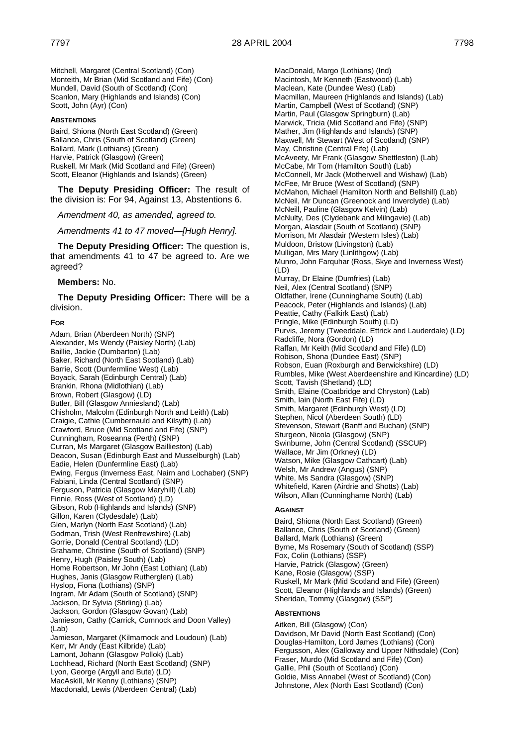Mitchell, Margaret (Central Scotland) (Con)
Monteith, Mr Brian (Mid Scotland and Fife) (Con)
Mundell, David (South of Scotland) (Con)
Scanlon, Mary (Highlands and Islands) (Con)
Scott, John (Ayr) (Con)

**ABSTENTIONS**

Baird, Shiona (North East Scotland) (Green)
Ballance, Chris (South of Scotland) (Green)
Ballard, Mark (Lothians) (Green)
Harvie, Patrick (Glasgow) (Green)
Ruskell, Mr Mark (Mid Scotland and Fife) (Green)
Scott, Eleanor (Highlands and Islands) (Green)

**The Deputy Presiding Officer:** The result of the division is: For 94, Against 13, Abstentions 6.

*Amendment 40, as amended, agreed to.*

*Amendments 41 to 47 moved—[Hugh Henry].*

**The Deputy Presiding Officer:** The question is, that amendments 41 to 47 be agreed to. Are we agreed?

**Members:** No.

**The Deputy Presiding Officer:** There will be a division.

**FOR**

Adam, Brian (Aberdeen North) (SNP)
Alexander, Ms Wendy (Paisley North) (Lab)
Baillie, Jackie (Dumbarton) (Lab)
Baker, Richard (North East Scotland) (Lab)
Barrie, Scott (Dunfermline West) (Lab)
Boyack, Sarah (Edinburgh Central) (Lab)
Brankin, Rhona (Midlothian) (Lab)
Brown, Robert (Glasgow) (LD)
Butler, Bill (Glasgow Anniesland) (Lab)
Chisholm, Malcolm (Edinburgh North and Leith) (Lab)
Craigie, Cathie (Cumbernauld and Kilsyth) (Lab)
Crawford, Bruce (Mid Scotland and Fife) (SNP)
Cunningham, Roseanna (Perth) (SNP)
Curran, Ms Margaret (Glasgow Baillieston) (Lab)
Deacon, Susan (Edinburgh East and Musselburgh) (Lab)
Eadie, Helen (Dunfermline East) (Lab)
Ewing, Fergus (Inverness East, Nairn and Lochaber) (SNP)
Fabiani, Linda (Central Scotland) (SNP)
Ferguson, Patricia (Glasgow Maryhill) (Lab)
Finnie, Ross (West of Scotland) (LD)
Gibson, Rob (Highlands and Islands) (SNP)
Gillon, Karen (Clydesdale) (Lab)
Glen, Marlyn (North East Scotland) (Lab)
Godman, Trish (West Renfrewshire) (Lab)
Gorrie, Donald (Central Scotland) (LD)
Grahame, Christine (South of Scotland) (SNP)
Henry, Hugh (Paisley South) (Lab)
Home Robertson, Mr John (East Lothian) (Lab)
Hughes, Janis (Glasgow Rutherglen) (Lab)
Hyslop, Fiona (Lothians) (SNP)
Ingram, Mr Adam (South of Scotland) (SNP)
Jackson, Dr Sylvia (Stirling) (Lab)
Jackson, Gordon (Glasgow Govan) (Lab)
Jamieson, Cathy (Carrick, Cumnock and Doon Valley) (Lab)
Jamieson, Margaret (Kilmarnock and Loudoun) (Lab)
Kerr, Mr Andy (East Kilbride) (Lab)
Lamont, Johann (Glasgow Pollok) (Lab)
Lochhead, Richard (North East Scotland) (SNP)
Lyon, George (Argyll and Bute) (LD)
MacAskill, Mr Kenny (Lothians) (SNP)
Macdonald, Lewis (Aberdeen Central) (Lab)
MacDonald, Margo (Lothians) (Ind)
Macintosh, Mr Kenneth (Eastwood) (Lab)
Maclean, Kate (Dundee West) (Lab)
Macmillan, Maureen (Highlands and Islands) (Lab)
Martin, Campbell (West of Scotland) (SNP)
Martin, Paul (Glasgow Springburn) (Lab)
Marwick, Tricia (Mid Scotland and Fife) (SNP)
Mather, Jim (Highlands and Islands) (SNP)
Maxwell, Mr Stewart (West of Scotland) (SNP)
May, Christine (Central Fife) (Lab)
McAveety, Mr Frank (Glasgow Shettleston) (Lab)
McCabe, Mr Tom (Hamilton South) (Lab)
McConnell, Mr Jack (Motherwell and Wishaw) (Lab)
McFee, Mr Bruce (West of Scotland) (SNP)
McMahon, Michael (Hamilton North and Bellshill) (Lab)
McNeil, Mr Duncan (Greenock and Inverclyde) (Lab)
McNeill, Pauline (Glasgow Kelvin) (Lab)
McNulty, Des (Clydebank and Milngavie) (Lab)
Morgan, Alasdair (South of Scotland) (SNP)
Morrison, Mr Alasdair (Western Isles) (Lab)
Muldoon, Bristow (Livingston) (Lab)
Mulligan, Mrs Mary (Linlithgow) (Lab)
Munro, John Farquhar (Ross, Skye and Inverness West) (LD)
Murray, Dr Elaine (Dumfries) (Lab)
Neil, Alex (Central Scotland) (SNP)
Oldfather, Irene (Cunninghame South) (Lab)
Peacock, Peter (Highlands and Islands) (Lab)
Peattie, Cathy (Falkirk East) (Lab)
Pringle, Mike (Edinburgh South) (LD)
Purvis, Jeremy (Tweeddale, Ettrick and Lauderdale) (LD)
Radcliffe, Nora (Gordon) (LD)
Raffan, Mr Keith (Mid Scotland and Fife) (LD)
Robison, Shona (Dundee East) (SNP)
Robson, Euan (Roxburgh and Berwickshire) (LD)
Rumbles, Mike (West Aberdeenshire and Kincardine) (LD)
Scott, Tavish (Shetland) (LD)
Smith, Elaine (Coatbridge and Chryston) (Lab)
Smith, Iain (North East Fife) (LD)
Smith, Margaret (Edinburgh West) (LD)
Stephen, Nicol (Aberdeen South) (LD)
Stevenson, Stewart (Banff and Buchan) (SNP)
Sturgeon, Nicola (Glasgow) (SNP)
Swinburne, John (Central Scotland) (SSCUP)
Wallace, Mr Jim (Orkney) (LD)
Watson, Mike (Glasgow Cathcart) (Lab)
Welsh, Mr Andrew (Angus) (SNP)
White, Ms Sandra (Glasgow) (SNP)
Whitefield, Karen (Airdrie and Shotts) (Lab)
Wilson, Allan (Cunninghame North) (Lab)

**AGAINST**

Baird, Shiona (North East Scotland) (Green)
Ballance, Chris (South of Scotland) (Green)
Ballard, Mark (Lothians) (Green)
Byrne, Ms Rosemary (South of Scotland) (SSP)
Fox, Colin (Lothians) (SSP)
Harvie, Patrick (Glasgow) (Green)
Kane, Rosie (Glasgow) (SSP)
Ruskell, Mr Mark (Mid Scotland and Fife) (Green)
Scott, Eleanor (Highlands and Islands) (Green)
Sheridan, Tommy (Glasgow) (SSP)

**ABSTENTIONS**

Aitken, Bill (Glasgow) (Con)
Davidson, Mr David (North East Scotland) (Con)
Douglas-Hamilton, Lord James (Lothians) (Con)
Fergusson, Alex (Galloway and Upper Nithsdale) (Con)
Fraser, Murdo (Mid Scotland and Fife) (Con)
Gallie, Phil (South of Scotland) (Con)
Goldie, Miss Annabel (West of Scotland) (Con)
Johnstone, Alex (North East Scotland) (Con)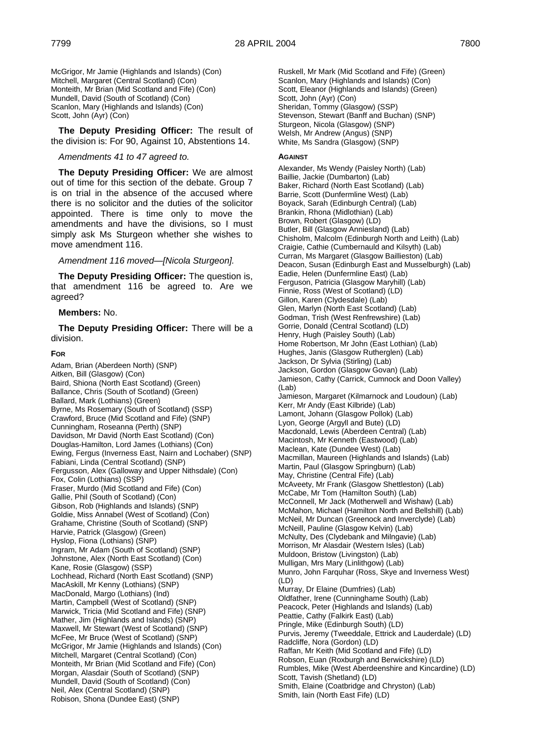McGrigor, Mr Jamie (Highlands and Islands) (Con)
Mitchell, Margaret (Central Scotland) (Con)
Monteith, Mr Brian (Mid Scotland and Fife) (Con)
Mundell, David (South of Scotland) (Con)
Scanlon, Mary (Highlands and Islands) (Con)
Scott, John (Ayr) (Con)

**The Deputy Presiding Officer:** The result of the division is: For 90, Against 10, Abstentions 14.

*Amendments 41 to 47 agreed to.*

**The Deputy Presiding Officer:** We are almost out of time for this section of the debate. Group 7 is on trial in the absence of the accused where there is no solicitor and the duties of the solicitor appointed. There is time only to move the amendments and have the divisions, so I must simply ask Ms Sturgeon whether she wishes to move amendment 116.

*Amendment 116 moved—[Nicola Sturgeon].*

**The Deputy Presiding Officer:** The question is, that amendment 116 be agreed to. Are we agreed?

**Members:** No.

**The Deputy Presiding Officer:** There will be a division.

**FOR**

Adam, Brian (Aberdeen North) (SNP)
Aitken, Bill (Glasgow) (Con)
Baird, Shiona (North East Scotland) (Green)
Ballance, Chris (South of Scotland) (Green)
Ballard, Mark (Lothians) (Green)
Byrne, Ms Rosemary (South of Scotland) (SSP)
Crawford, Bruce (Mid Scotland and Fife) (SNP)
Cunningham, Roseanna (Perth) (SNP)
Davidson, Mr David (North East Scotland) (Con)
Douglas-Hamilton, Lord James (Lothians) (Con)
Ewing, Fergus (Inverness East, Nairn and Lochaber) (SNP)
Fabiani, Linda (Central Scotland) (SNP)
Fergusson, Alex (Galloway and Upper Nithsdale) (Con)
Fox, Colin (Lothians) (SSP)
Fraser, Murdo (Mid Scotland and Fife) (Con)
Gallie, Phil (South of Scotland) (Con)
Gibson, Rob (Highlands and Islands) (SNP)
Goldie, Miss Annabel (West of Scotland) (Con)
Grahame, Christine (South of Scotland) (SNP)
Harvie, Patrick (Glasgow) (Green)
Hyslop, Fiona (Lothians) (SNP)
Ingram, Mr Adam (South of Scotland) (SNP)
Johnstone, Alex (North East Scotland) (Con)
Kane, Rosie (Glasgow) (SSP)
Lochhead, Richard (North East Scotland) (SNP)
MacAskill, Mr Kenny (Lothians) (SNP)
MacDonald, Margo (Lothians) (Ind)
Martin, Campbell (West of Scotland) (SNP)
Marwick, Tricia (Mid Scotland and Fife) (SNP)
Mather, Jim (Highlands and Islands) (SNP)
Maxwell, Mr Stewart (West of Scotland) (SNP)
McFee, Mr Bruce (West of Scotland) (SNP)
McGrigor, Mr Jamie (Highlands and Islands) (Con)
Mitchell, Margaret (Central Scotland) (Con)
Monteith, Mr Brian (Mid Scotland and Fife) (Con)
Morgan, Alasdair (South of Scotland) (SNP)
Mundell, David (South of Scotland) (Con)
Neil, Alex (Central Scotland) (SNP)
Robison, Shona (Dundee East) (SNP)
Ruskell, Mr Mark (Mid Scotland and Fife) (Green)
Scanlon, Mary (Highlands and Islands) (Con)
Scott, Eleanor (Highlands and Islands) (Green)
Scott, John (Ayr) (Con)
Sheridan, Tommy (Glasgow) (SSP)
Stevenson, Stewart (Banff and Buchan) (SNP)
Sturgeon, Nicola (Glasgow) (SNP)
Welsh, Mr Andrew (Angus) (SNP)
White, Ms Sandra (Glasgow) (SNP)

**AGAINST**

Alexander, Ms Wendy (Paisley North) (Lab)
Baillie, Jackie (Dumbarton) (Lab)
Baker, Richard (North East Scotland) (Lab)
Barrie, Scott (Dunfermline West) (Lab)
Boyack, Sarah (Edinburgh Central) (Lab)
Brankin, Rhona (Midlothian) (Lab)
Brown, Robert (Glasgow) (LD)
Butler, Bill (Glasgow Anniesland) (Lab)
Chisholm, Malcolm (Edinburgh North and Leith) (Lab)
Craigie, Cathie (Cumbernauld and Kilsyth) (Lab)
Curran, Ms Margaret (Glasgow Baillieston) (Lab)
Deacon, Susan (Edinburgh East and Musselburgh) (Lab)
Eadie, Helen (Dunfermline East) (Lab)
Ferguson, Patricia (Glasgow Maryhill) (Lab)
Finnie, Ross (West of Scotland) (LD)
Gillon, Karen (Clydesdale) (Lab)
Glen, Marlyn (North East Scotland) (Lab)
Godman, Trish (West Renfrewshire) (Lab)
Gorrie, Donald (Central Scotland) (LD)
Henry, Hugh (Paisley South) (Lab)
Home Robertson, Mr John (East Lothian) (Lab)
Hughes, Janis (Glasgow Rutherglen) (Lab)
Jackson, Dr Sylvia (Stirling) (Lab)
Jackson, Gordon (Glasgow Govan) (Lab)
Jamieson, Cathy (Carrick, Cumnock and Doon Valley) (Lab)
Jamieson, Margaret (Kilmarnock and Loudoun) (Lab)
Kerr, Mr Andy (East Kilbride) (Lab)
Lamont, Johann (Glasgow Pollok) (Lab)
Lyon, George (Argyll and Bute) (LD)
Macdonald, Lewis (Aberdeen Central) (Lab)
Macintosh, Mr Kenneth (Eastwood) (Lab)
Maclean, Kate (Dundee West) (Lab)
Macmillan, Maureen (Highlands and Islands) (Lab)
Martin, Paul (Glasgow Springburn) (Lab)
May, Christine (Central Fife) (Lab)
McAveety, Mr Frank (Glasgow Shettleston) (Lab)
McCabe, Mr Tom (Hamilton South) (Lab)
McConnell, Mr Jack (Motherwell and Wishaw) (Lab)
McMahon, Michael (Hamilton North and Bellshill) (Lab)
McNeil, Mr Duncan (Greenock and Inverclyde) (Lab)
McNeill, Pauline (Glasgow Kelvin) (Lab)
McNulty, Des (Clydebank and Milngavie) (Lab)
Morrison, Mr Alasdair (Western Isles) (Lab)
Muldoon, Bristow (Livingston) (Lab)
Mulligan, Mrs Mary (Linlithgow) (Lab)
Munro, John Farquhar (Ross, Skye and Inverness West) (LD)
Murray, Dr Elaine (Dumfries) (Lab)
Oldfather, Irene (Cunninghame South) (Lab)
Peacock, Peter (Highlands and Islands) (Lab)
Peattie, Cathy (Falkirk East) (Lab)
Pringle, Mike (Edinburgh South) (LD)
Purvis, Jeremy (Tweeddale, Ettrick and Lauderdale) (LD)
Radcliffe, Nora (Gordon) (LD)
Raffan, Mr Keith (Mid Scotland and Fife) (LD)
Robson, Euan (Roxburgh and Berwickshire) (LD)
Rumbles, Mike (West Aberdeenshire and Kincardine) (LD)
Scott, Tavish (Shetland) (LD)
Smith, Elaine (Coatbridge and Chryston) (Lab)
Smith, Iain (North East Fife) (LD)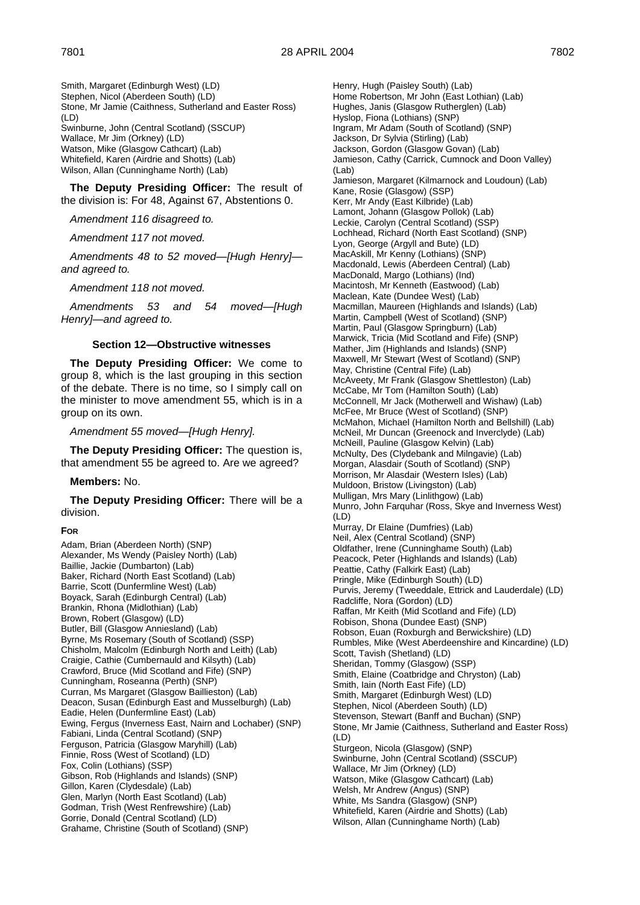Smith, Margaret (Edinburgh West) (LD)
Stephen, Nicol (Aberdeen South) (LD)
Stone, Mr Jamie (Caithness, Sutherland and Easter Ross) (LD)
Swinburne, John (Central Scotland) (SSCUP)
Wallace, Mr Jim (Orkney) (LD)
Watson, Mike (Glasgow Cathcart) (Lab)
Whitefield, Karen (Airdrie and Shotts) (Lab)
Wilson, Allan (Cunninghame North) (Lab)

**The Deputy Presiding Officer:** The result of the division is: For 48, Against 67, Abstentions 0.

*Amendment 116 disagreed to.*

*Amendment 117 not moved.*

*Amendments 48 to 52 moved—[Hugh Henry]—and agreed to.*

*Amendment 118 not moved.*

*Amendments 53 and 54 moved—[Hugh Henry]—and agreed to.*

### Section 12—Obstructive witnesses

**The Deputy Presiding Officer:** We come to group 8, which is the last grouping in this section of the debate. There is no time, so I simply call on the minister to move amendment 55, which is in a group on its own.

*Amendment 55 moved—[Hugh Henry].*

**The Deputy Presiding Officer:** The question is, that amendment 55 be agreed to. Are we agreed?

**Members:** No.

**The Deputy Presiding Officer:** There will be a division.

**FOR**

Adam, Brian (Aberdeen North) (SNP)
Alexander, Ms Wendy (Paisley North) (Lab)
Baillie, Jackie (Dumbarton) (Lab)
Baker, Richard (North East Scotland) (Lab)
Barrie, Scott (Dunfermline West) (Lab)
Boyack, Sarah (Edinburgh Central) (Lab)
Brankin, Rhona (Midlothian) (Lab)
Brown, Robert (Glasgow) (LD)
Butler, Bill (Glasgow Anniesland) (Lab)
Byrne, Ms Rosemary (South of Scotland) (SSP)
Chisholm, Malcolm (Edinburgh North and Leith) (Lab)
Craigie, Cathie (Cumbernauld and Kilsyth) (Lab)
Crawford, Bruce (Mid Scotland and Fife) (SNP)
Cunningham, Roseanna (Perth) (SNP)
Curran, Ms Margaret (Glasgow Baillieston) (Lab)
Deacon, Susan (Edinburgh East and Musselburgh) (Lab)
Eadie, Helen (Dunfermline East) (Lab)
Ewing, Fergus (Inverness East, Nairn and Lochaber) (SNP)
Fabiani, Linda (Central Scotland) (SNP)
Ferguson, Patricia (Glasgow Maryhill) (Lab)
Finnie, Ross (West of Scotland) (LD)
Fox, Colin (Lothians) (SSP)
Gibson, Rob (Highlands and Islands) (SNP)
Gillon, Karen (Clydesdale) (Lab)
Glen, Marlyn (North East Scotland) (Lab)
Godman, Trish (West Renfrewshire) (Lab)
Gorrie, Donald (Central Scotland) (LD)
Grahame, Christine (South of Scotland) (SNP)
Henry, Hugh (Paisley South) (Lab)
Home Robertson, Mr John (East Lothian) (Lab)
Hughes, Janis (Glasgow Rutherglen) (Lab)
Hyslop, Fiona (Lothians) (SNP)
Ingram, Mr Adam (South of Scotland) (SNP)
Jackson, Dr Sylvia (Stirling) (Lab)
Jackson, Gordon (Glasgow Govan) (Lab)
Jamieson, Cathy (Carrick, Cumnock and Doon Valley) (Lab)
Jamieson, Margaret (Kilmarnock and Loudoun) (Lab)
Kane, Rosie (Glasgow) (SSP)
Kerr, Mr Andy (East Kilbride) (Lab)
Lamont, Johann (Glasgow Pollok) (Lab)
Leckie, Carolyn (Central Scotland) (SSP)
Lochhead, Richard (North East Scotland) (SNP)
Lyon, George (Argyll and Bute) (LD)
MacAskill, Mr Kenny (Lothians) (SNP)
Macdonald, Lewis (Aberdeen Central) (Lab)
MacDonald, Margo (Lothians) (Ind)
Macintosh, Mr Kenneth (Eastwood) (Lab)
Maclean, Kate (Dundee West) (Lab)
Macmillan, Maureen (Highlands and Islands) (Lab)
Martin, Campbell (West of Scotland) (SNP)
Martin, Paul (Glasgow Springburn) (Lab)
Marwick, Tricia (Mid Scotland and Fife) (SNP)
Mather, Jim (Highlands and Islands) (SNP)
Maxwell, Mr Stewart (West of Scotland) (SNP)
May, Christine (Central Fife) (Lab)
McAveety, Mr Frank (Glasgow Shettleston) (Lab)
McCabe, Mr Tom (Hamilton South) (Lab)
McConnell, Mr Jack (Motherwell and Wishaw) (Lab)
McFee, Mr Bruce (West of Scotland) (SNP)
McMahon, Michael (Hamilton North and Bellshill) (Lab)
McNeil, Mr Duncan (Greenock and Inverclyde) (Lab)
McNeill, Pauline (Glasgow Kelvin) (Lab)
McNulty, Des (Clydebank and Milngavie) (Lab)
Morgan, Alasdair (South of Scotland) (SNP)
Morrison, Mr Alasdair (Western Isles) (Lab)
Muldoon, Bristow (Livingston) (Lab)
Mulligan, Mrs Mary (Linlithgow) (Lab)
Munro, John Farquhar (Ross, Skye and Inverness West) (LD)
Murray, Dr Elaine (Dumfries) (Lab)
Neil, Alex (Central Scotland) (SNP)
Oldfather, Irene (Cunninghame South) (Lab)
Peacock, Peter (Highlands and Islands) (Lab)
Peattie, Cathy (Falkirk East) (Lab)
Pringle, Mike (Edinburgh South) (LD)
Purvis, Jeremy (Tweeddale, Ettrick and Lauderdale) (LD)
Radcliffe, Nora (Gordon) (LD)
Raffan, Mr Keith (Mid Scotland and Fife) (LD)
Robison, Shona (Dundee East) (SNP)
Robson, Euan (Roxburgh and Berwickshire) (LD)
Rumbles, Mike (West Aberdeenshire and Kincardine) (LD)
Scott, Tavish (Shetland) (LD)
Sheridan, Tommy (Glasgow) (SSP)
Smith, Elaine (Coatbridge and Chryston) (Lab)
Smith, Iain (North East Fife) (LD)
Smith, Margaret (Edinburgh West) (LD)
Stephen, Nicol (Aberdeen South) (LD)
Stevenson, Stewart (Banff and Buchan) (SNP)
Stone, Mr Jamie (Caithness, Sutherland and Easter Ross) (LD)
Sturgeon, Nicola (Glasgow) (SNP)
Swinburne, John (Central Scotland) (SSCUP)
Wallace, Mr Jim (Orkney) (LD)
Watson, Mike (Glasgow Cathcart) (Lab)
Welsh, Mr Andrew (Angus) (SNP)
White, Ms Sandra (Glasgow) (SNP)
Whitefield, Karen (Airdrie and Shotts) (Lab)
Wilson, Allan (Cunninghame North) (Lab)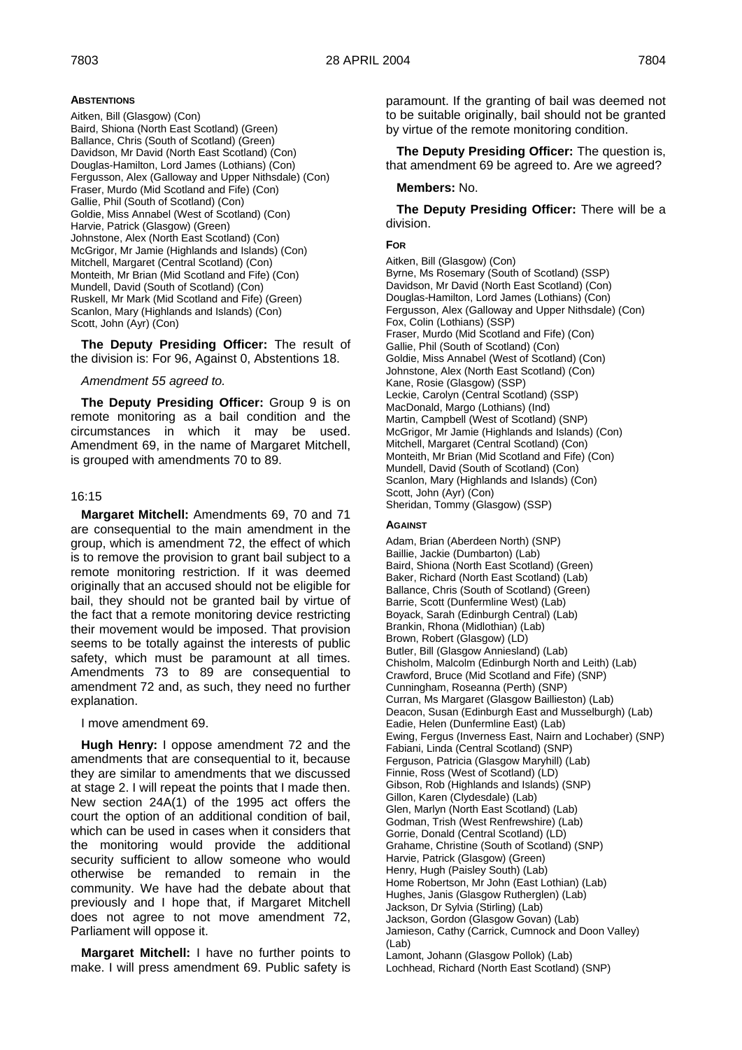**ABSTENTIONS**

Aitken, Bill (Glasgow) (Con)
Baird, Shiona (North East Scotland) (Green)
Ballance, Chris (South of Scotland) (Green)
Davidson, Mr David (North East Scotland) (Con)
Douglas-Hamilton, Lord James (Lothians) (Con)
Fergusson, Alex (Galloway and Upper Nithsdale) (Con)
Fraser, Murdo (Mid Scotland and Fife) (Con)
Gallie, Phil (South of Scotland) (Con)
Goldie, Miss Annabel (West of Scotland) (Con)
Harvie, Patrick (Glasgow) (Green)
Johnstone, Alex (North East Scotland) (Con)
McGrigor, Mr Jamie (Highlands and Islands) (Con)
Mitchell, Margaret (Central Scotland) (Con)
Monteith, Mr Brian (Mid Scotland and Fife) (Con)
Mundell, David (South of Scotland) (Con)
Ruskell, Mr Mark (Mid Scotland and Fife) (Green)
Scanlon, Mary (Highlands and Islands) (Con)
Scott, John (Ayr) (Con)

**The Deputy Presiding Officer:** The result of the division is: For 96, Against 0, Abstentions 18.

*Amendment 55 agreed to.*

**The Deputy Presiding Officer:** Group 9 is on remote monitoring as a bail condition and the circumstances in which it may be used. Amendment 69, in the name of Margaret Mitchell, is grouped with amendments 70 to 89.

16:15

**Margaret Mitchell:** Amendments 69, 70 and 71 are consequential to the main amendment in the group, which is amendment 72, the effect of which is to remove the provision to grant bail subject to a remote monitoring restriction. If it was deemed originally that an accused should not be eligible for bail, they should not be granted bail by virtue of the fact that a remote monitoring device restricting their movement would be imposed. That provision seems to be totally against the interests of public safety, which must be paramount at all times. Amendments 73 to 89 are consequential to amendment 72 and, as such, they need no further explanation.

I move amendment 69.

**Hugh Henry:** I oppose amendment 72 and the amendments that are consequential to it, because they are similar to amendments that we discussed at stage 2. I will repeat the points that I made then. New section 24A(1) of the 1995 act offers the court the option of an additional condition of bail, which can be used in cases when it considers that the monitoring would provide the additional security sufficient to allow someone who would otherwise be remanded to remain in the community. We have had the debate about that previously and I hope that, if Margaret Mitchell does not agree to not move amendment 72, Parliament will oppose it.

**Margaret Mitchell:** I have no further points to make. I will press amendment 69. Public safety is paramount. If the granting of bail was deemed not to be suitable originally, bail should not be granted by virtue of the remote monitoring condition.

**The Deputy Presiding Officer:** The question is, that amendment 69 be agreed to. Are we agreed?

**Members:** No.

**The Deputy Presiding Officer:** There will be a division.

**FOR**

Aitken, Bill (Glasgow) (Con)
Byrne, Ms Rosemary (South of Scotland) (SSP)
Davidson, Mr David (North East Scotland) (Con)
Douglas-Hamilton, Lord James (Lothians) (Con)
Fergusson, Alex (Galloway and Upper Nithsdale) (Con)
Fox, Colin (Lothians) (SSP)
Fraser, Murdo (Mid Scotland and Fife) (Con)
Gallie, Phil (South of Scotland) (Con)
Goldie, Miss Annabel (West of Scotland) (Con)
Johnstone, Alex (North East Scotland) (Con)
Kane, Rosie (Glasgow) (SSP)
Leckie, Carolyn (Central Scotland) (SSP)
MacDonald, Margo (Lothians) (Ind)
Martin, Campbell (West of Scotland) (SNP)
McGrigor, Mr Jamie (Highlands and Islands) (Con)
Mitchell, Margaret (Central Scotland) (Con)
Monteith, Mr Brian (Mid Scotland and Fife) (Con)
Mundell, David (South of Scotland) (Con)
Scanlon, Mary (Highlands and Islands) (Con)
Scott, John (Ayr) (Con)
Sheridan, Tommy (Glasgow) (SSP)

**AGAINST**

Adam, Brian (Aberdeen North) (SNP)
Baillie, Jackie (Dumbarton) (Lab)
Baird, Shiona (North East Scotland) (Green)
Baker, Richard (North East Scotland) (Lab)
Ballance, Chris (South of Scotland) (Green)
Barrie, Scott (Dunfermline West) (Lab)
Boyack, Sarah (Edinburgh Central) (Lab)
Brankin, Rhona (Midlothian) (Lab)
Brown, Robert (Glasgow) (LD)
Butler, Bill (Glasgow Anniesland) (Lab)
Chisholm, Malcolm (Edinburgh North and Leith) (Lab)
Crawford, Bruce (Mid Scotland and Fife) (SNP)
Cunningham, Roseanna (Perth) (SNP)
Curran, Ms Margaret (Glasgow Baillieston) (Lab)
Deacon, Susan (Edinburgh East and Musselburgh) (Lab)
Eadie, Helen (Dunfermline East) (Lab)
Ewing, Fergus (Inverness East, Nairn and Lochaber) (SNP)
Fabiani, Linda (Central Scotland) (SNP)
Ferguson, Patricia (Glasgow Maryhill) (Lab)
Finnie, Ross (West of Scotland) (LD)
Gibson, Rob (Highlands and Islands) (SNP)
Gillon, Karen (Clydesdale) (Lab)
Glen, Marlyn (North East Scotland) (Lab)
Godman, Trish (West Renfrewshire) (Lab)
Gorrie, Donald (Central Scotland) (LD)
Grahame, Christine (South of Scotland) (SNP)
Harvie, Patrick (Glasgow) (Green)
Henry, Hugh (Paisley South) (Lab)
Home Robertson, Mr John (East Lothian) (Lab)
Hughes, Janis (Glasgow Rutherglen) (Lab)
Jackson, Dr Sylvia (Stirling) (Lab)
Jackson, Gordon (Glasgow Govan) (Lab)
Jamieson, Cathy (Carrick, Cumnock and Doon Valley) (Lab)
Lamont, Johann (Glasgow Pollok) (Lab)
Lochhead, Richard (North East Scotland) (SNP)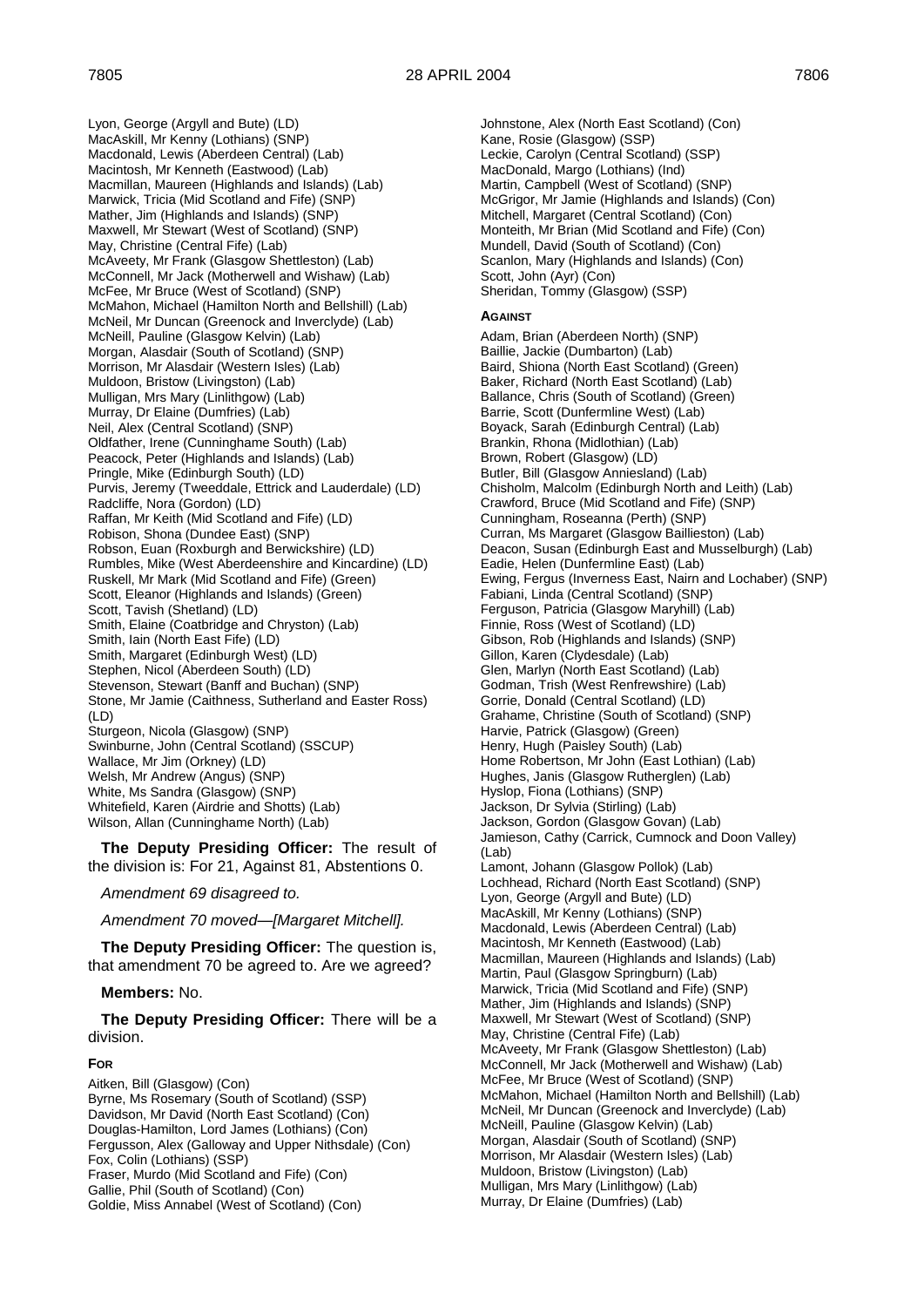Lyon, George (Argyll and Bute) (LD)
MacAskill, Mr Kenny (Lothians) (SNP)
Macdonald, Lewis (Aberdeen Central) (Lab)
Macintosh, Mr Kenneth (Eastwood) (Lab)
Macmillan, Maureen (Highlands and Islands) (Lab)
Marwick, Tricia (Mid Scotland and Fife) (SNP)
Mather, Jim (Highlands and Islands) (SNP)
Maxwell, Mr Stewart (West of Scotland) (SNP)
May, Christine (Central Fife) (Lab)
McAveety, Mr Frank (Glasgow Shettleston) (Lab)
McConnell, Mr Jack (Motherwell and Wishaw) (Lab)
McFee, Mr Bruce (West of Scotland) (SNP)
McMahon, Michael (Hamilton North and Bellshill) (Lab)
McNeil, Mr Duncan (Greenock and Inverclyde) (Lab)
McNeill, Pauline (Glasgow Kelvin) (Lab)
Morgan, Alasdair (South of Scotland) (SNP)
Morrison, Mr Alasdair (Western Isles) (Lab)
Muldoon, Bristow (Livingston) (Lab)
Mulligan, Mrs Mary (Linlithgow) (Lab)
Murray, Dr Elaine (Dumfries) (Lab)
Neil, Alex (Central Scotland) (SNP)
Oldfather, Irene (Cunninghame South) (Lab)
Peacock, Peter (Highlands and Islands) (Lab)
Pringle, Mike (Edinburgh South) (LD)
Purvis, Jeremy (Tweeddale, Ettrick and Lauderdale) (LD)
Radcliffe, Nora (Gordon) (LD)
Raffan, Mr Keith (Mid Scotland and Fife) (LD)
Robison, Shona (Dundee East) (SNP)
Robson, Euan (Roxburgh and Berwickshire) (LD)
Rumbles, Mike (West Aberdeenshire and Kincardine) (LD)
Ruskell, Mr Mark (Mid Scotland and Fife) (Green)
Scott, Eleanor (Highlands and Islands) (Green)
Scott, Tavish (Shetland) (LD)
Smith, Elaine (Coatbridge and Chryston) (Lab)
Smith, Iain (North East Fife) (LD)
Smith, Margaret (Edinburgh West) (LD)
Stephen, Nicol (Aberdeen South) (LD)
Stevenson, Stewart (Banff and Buchan) (SNP)
Stone, Mr Jamie (Caithness, Sutherland and Easter Ross) (LD)
Sturgeon, Nicola (Glasgow) (SNP)
Swinburne, John (Central Scotland) (SSCUP)
Wallace, Mr Jim (Orkney) (LD)
Welsh, Mr Andrew (Angus) (SNP)
White, Ms Sandra (Glasgow) (SNP)
Whitefield, Karen (Airdrie and Shotts) (Lab)
Wilson, Allan (Cunninghame North) (Lab)

**The Deputy Presiding Officer:** The result of the division is: For 21, Against 81, Abstentions 0.

*Amendment 69 disagreed to.*

*Amendment 70 moved—[Margaret Mitchell].*

**The Deputy Presiding Officer:** The question is, that amendment 70 be agreed to. Are we agreed?

**Members:** No.

**The Deputy Presiding Officer:** There will be a division.

**FOR**

Aitken, Bill (Glasgow) (Con)
Byrne, Ms Rosemary (South of Scotland) (SSP)
Davidson, Mr David (North East Scotland) (Con)
Douglas-Hamilton, Lord James (Lothians) (Con)
Fergusson, Alex (Galloway and Upper Nithsdale) (Con)
Fox, Colin (Lothians) (SSP)
Fraser, Murdo (Mid Scotland and Fife) (Con)
Gallie, Phil (South of Scotland) (Con)
Goldie, Miss Annabel (West of Scotland) (Con)
Johnstone, Alex (North East Scotland) (Con)
Kane, Rosie (Glasgow) (SSP)
Leckie, Carolyn (Central Scotland) (SSP)
MacDonald, Margo (Lothians) (Ind)
Martin, Campbell (West of Scotland) (SNP)
McGrigor, Mr Jamie (Highlands and Islands) (Con)
Mitchell, Margaret (Central Scotland) (Con)
Monteith, Mr Brian (Mid Scotland and Fife) (Con)
Mundell, David (South of Scotland) (Con)
Scanlon, Mary (Highlands and Islands) (Con)
Scott, John (Ayr) (Con)
Sheridan, Tommy (Glasgow) (SSP)

**AGAINST**

Adam, Brian (Aberdeen North) (SNP)
Baillie, Jackie (Dumbarton) (Lab)
Baird, Shiona (North East Scotland) (Green)
Baker, Richard (North East Scotland) (Lab)
Ballance, Chris (South of Scotland) (Green)
Barrie, Scott (Dunfermline West) (Lab)
Boyack, Sarah (Edinburgh Central) (Lab)
Brankin, Rhona (Midlothian) (Lab)
Brown, Robert (Glasgow) (LD)
Butler, Bill (Glasgow Anniesland) (Lab)
Chisholm, Malcolm (Edinburgh North and Leith) (Lab)
Crawford, Bruce (Mid Scotland and Fife) (SNP)
Cunningham, Roseanna (Perth) (SNP)
Curran, Ms Margaret (Glasgow Baillieston) (Lab)
Deacon, Susan (Edinburgh East and Musselburgh) (Lab)
Eadie, Helen (Dunfermline East) (Lab)
Ewing, Fergus (Inverness East, Nairn and Lochaber) (SNP)
Fabiani, Linda (Central Scotland) (SNP)
Ferguson, Patricia (Glasgow Maryhill) (Lab)
Finnie, Ross (West of Scotland) (LD)
Gibson, Rob (Highlands and Islands) (SNP)
Gillon, Karen (Clydesdale) (Lab)
Glen, Marlyn (North East Scotland) (Lab)
Godman, Trish (West Renfrewshire) (Lab)
Gorrie, Donald (Central Scotland) (LD)
Grahame, Christine (South of Scotland) (SNP)
Harvie, Patrick (Glasgow) (Green)
Henry, Hugh (Paisley South) (Lab)
Home Robertson, Mr John (East Lothian) (Lab)
Hughes, Janis (Glasgow Rutherglen) (Lab)
Hyslop, Fiona (Lothians) (SNP)
Jackson, Dr Sylvia (Stirling) (Lab)
Jackson, Gordon (Glasgow Govan) (Lab)
Jamieson, Cathy (Carrick, Cumnock and Doon Valley) (Lab)
Lamont, Johann (Glasgow Pollok) (Lab)
Lochhead, Richard (North East Scotland) (SNP)
Lyon, George (Argyll and Bute) (LD)
MacAskill, Mr Kenny (Lothians) (SNP)
Macdonald, Lewis (Aberdeen Central) (Lab)
Macintosh, Mr Kenneth (Eastwood) (Lab)
Macmillan, Maureen (Highlands and Islands) (Lab)
Martin, Paul (Glasgow Springburn) (Lab)
Marwick, Tricia (Mid Scotland and Fife) (SNP)
Mather, Jim (Highlands and Islands) (SNP)
Maxwell, Mr Stewart (West of Scotland) (SNP)
May, Christine (Central Fife) (Lab)
McAveety, Mr Frank (Glasgow Shettleston) (Lab)
McConnell, Mr Jack (Motherwell and Wishaw) (Lab)
McFee, Mr Bruce (West of Scotland) (SNP)
McMahon, Michael (Hamilton North and Bellshill) (Lab)
McNeil, Mr Duncan (Greenock and Inverclyde) (Lab)
McNeill, Pauline (Glasgow Kelvin) (Lab)
Morgan, Alasdair (South of Scotland) (SNP)
Morrison, Mr Alasdair (Western Isles) (Lab)
Muldoon, Bristow (Livingston) (Lab)
Mulligan, Mrs Mary (Linlithgow) (Lab)
Murray, Dr Elaine (Dumfries) (Lab)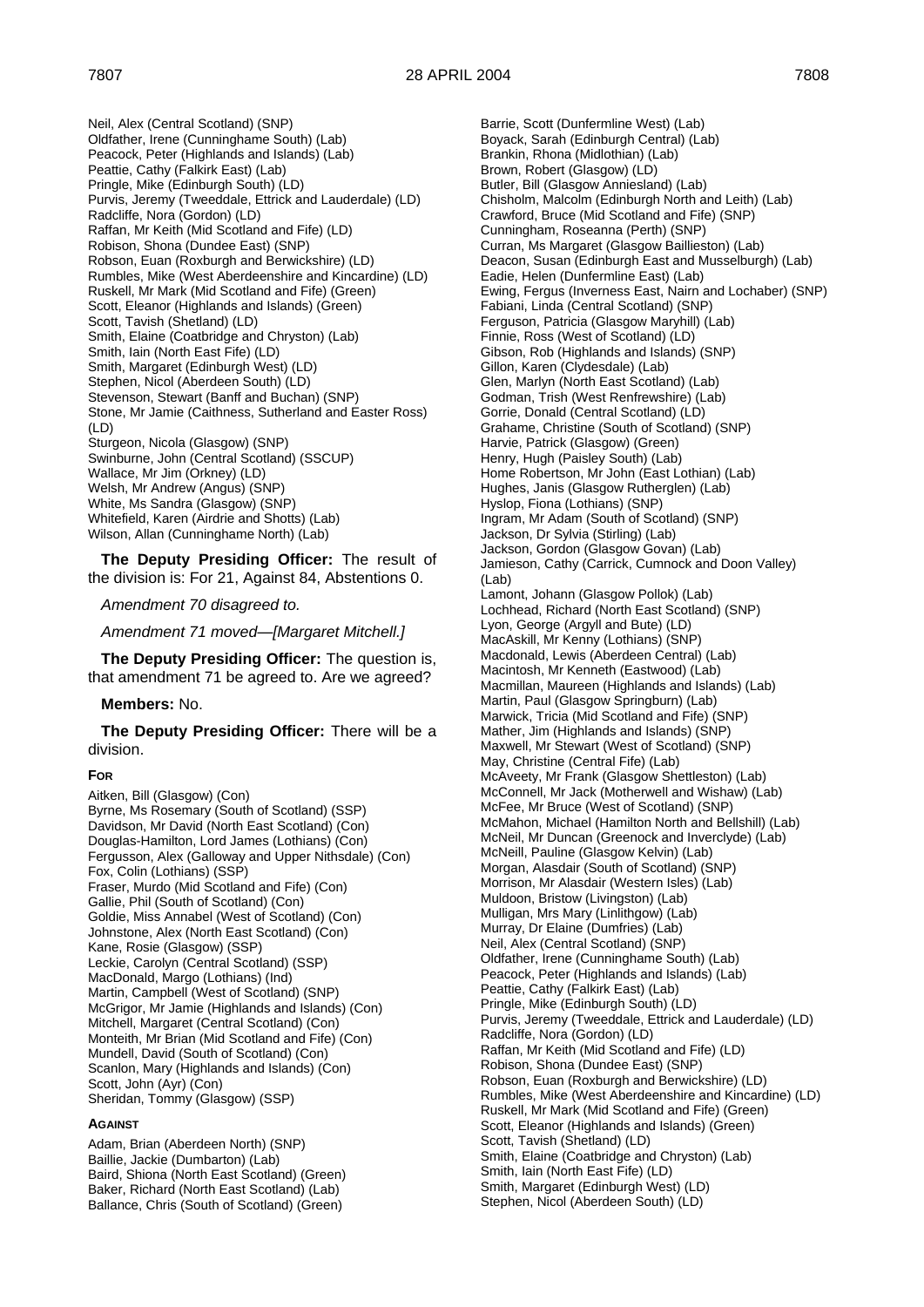Neil, Alex (Central Scotland) (SNP)
Oldfather, Irene (Cunninghame South) (Lab)
Peacock, Peter (Highlands and Islands) (Lab)
Peattie, Cathy (Falkirk East) (Lab)
Pringle, Mike (Edinburgh South) (LD)
Purvis, Jeremy (Tweeddale, Ettrick and Lauderdale) (LD)
Radcliffe, Nora (Gordon) (LD)
Raffan, Mr Keith (Mid Scotland and Fife) (LD)
Robison, Shona (Dundee East) (SNP)
Robson, Euan (Roxburgh and Berwickshire) (LD)
Rumbles, Mike (West Aberdeenshire and Kincardine) (LD)
Ruskell, Mr Mark (Mid Scotland and Fife) (Green)
Scott, Eleanor (Highlands and Islands) (Green)
Scott, Tavish (Shetland) (LD)
Smith, Elaine (Coatbridge and Chryston) (Lab)
Smith, Iain (North East Fife) (LD)
Smith, Margaret (Edinburgh West) (LD)
Stephen, Nicol (Aberdeen South) (LD)
Stevenson, Stewart (Banff and Buchan) (SNP)
Stone, Mr Jamie (Caithness, Sutherland and Easter Ross) (LD)
Sturgeon, Nicola (Glasgow) (SNP)
Swinburne, John (Central Scotland) (SSCUP)
Wallace, Mr Jim (Orkney) (LD)
Welsh, Mr Andrew (Angus) (SNP)
White, Ms Sandra (Glasgow) (SNP)
Whitefield, Karen (Airdrie and Shotts) (Lab)
Wilson, Allan (Cunninghame North) (Lab)

**The Deputy Presiding Officer:** The result of the division is: For 21, Against 84, Abstentions 0.

*Amendment 70 disagreed to.*

*Amendment 71 moved—[Margaret Mitchell.]*

**The Deputy Presiding Officer:** The question is, that amendment 71 be agreed to. Are we agreed?

**Members:** No.

**The Deputy Presiding Officer:** There will be a division.

**FOR**

Aitken, Bill (Glasgow) (Con)
Byrne, Ms Rosemary (South of Scotland) (SSP)
Davidson, Mr David (North East Scotland) (Con)
Douglas-Hamilton, Lord James (Lothians) (Con)
Fergusson, Alex (Galloway and Upper Nithsdale) (Con)
Fox, Colin (Lothians) (SSP)
Fraser, Murdo (Mid Scotland and Fife) (Con)
Gallie, Phil (South of Scotland) (Con)
Goldie, Miss Annabel (West of Scotland) (Con)
Johnstone, Alex (North East Scotland) (Con)
Kane, Rosie (Glasgow) (SSP)
Leckie, Carolyn (Central Scotland) (SSP)
MacDonald, Margo (Lothians) (Ind)
Martin, Campbell (West of Scotland) (SNP)
McGrigor, Mr Jamie (Highlands and Islands) (Con)
Mitchell, Margaret (Central Scotland) (Con)
Monteith, Mr Brian (Mid Scotland and Fife) (Con)
Mundell, David (South of Scotland) (Con)
Scanlon, Mary (Highlands and Islands) (Con)
Scott, John (Ayr) (Con)
Sheridan, Tommy (Glasgow) (SSP)

**AGAINST**

Adam, Brian (Aberdeen North) (SNP)
Baillie, Jackie (Dumbarton) (Lab)
Baird, Shiona (North East Scotland) (Green)
Baker, Richard (North East Scotland) (Lab)
Ballance, Chris (South of Scotland) (Green)
Barrie, Scott (Dunfermline West) (Lab)
Boyack, Sarah (Edinburgh Central) (Lab)
Brankin, Rhona (Midlothian) (Lab)
Brown, Robert (Glasgow) (LD)
Butler, Bill (Glasgow Anniesland) (Lab)
Chisholm, Malcolm (Edinburgh North and Leith) (Lab)
Crawford, Bruce (Mid Scotland and Fife) (SNP)
Cunningham, Roseanna (Perth) (SNP)
Curran, Ms Margaret (Glasgow Baillieston) (Lab)
Deacon, Susan (Edinburgh East and Musselburgh) (Lab)
Eadie, Helen (Dunfermline East) (Lab)
Ewing, Fergus (Inverness East, Nairn and Lochaber) (SNP)
Fabiani, Linda (Central Scotland) (SNP)
Ferguson, Patricia (Glasgow Maryhill) (Lab)
Finnie, Ross (West of Scotland) (LD)
Gibson, Rob (Highlands and Islands) (SNP)
Gillon, Karen (Clydesdale) (Lab)
Glen, Marlyn (North East Scotland) (Lab)
Godman, Trish (West Renfrewshire) (Lab)
Gorrie, Donald (Central Scotland) (LD)
Grahame, Christine (South of Scotland) (SNP)
Harvie, Patrick (Glasgow) (Green)
Henry, Hugh (Paisley South) (Lab)
Home Robertson, Mr John (East Lothian) (Lab)
Hughes, Janis (Glasgow Rutherglen) (Lab)
Hyslop, Fiona (Lothians) (SNP)
Ingram, Mr Adam (South of Scotland) (SNP)
Jackson, Dr Sylvia (Stirling) (Lab)
Jackson, Gordon (Glasgow Govan) (Lab)
Jamieson, Cathy (Carrick, Cumnock and Doon Valley) (Lab)
Lamont, Johann (Glasgow Pollok) (Lab)
Lochhead, Richard (North East Scotland) (SNP)
Lyon, George (Argyll and Bute) (LD)
MacAskill, Mr Kenny (Lothians) (SNP)
Macdonald, Lewis (Aberdeen Central) (Lab)
Macintosh, Mr Kenneth (Eastwood) (Lab)
Macmillan, Maureen (Highlands and Islands) (Lab)
Martin, Paul (Glasgow Springburn) (Lab)
Marwick, Tricia (Mid Scotland and Fife) (SNP)
Mather, Jim (Highlands and Islands) (SNP)
Maxwell, Mr Stewart (West of Scotland) (SNP)
May, Christine (Central Fife) (Lab)
McAveety, Mr Frank (Glasgow Shettleston) (Lab)
McConnell, Mr Jack (Motherwell and Wishaw) (Lab)
McFee, Mr Bruce (West of Scotland) (SNP)
McMahon, Michael (Hamilton North and Bellshill) (Lab)
McNeil, Mr Duncan (Greenock and Inverclyde) (Lab)
McNeill, Pauline (Glasgow Kelvin) (Lab)
Morgan, Alasdair (South of Scotland) (SNP)
Morrison, Mr Alasdair (Western Isles) (Lab)
Muldoon, Bristow (Livingston) (Lab)
Mulligan, Mrs Mary (Linlithgow) (Lab)
Murray, Dr Elaine (Dumfries) (Lab)
Neil, Alex (Central Scotland) (SNP)
Oldfather, Irene (Cunninghame South) (Lab)
Peacock, Peter (Highlands and Islands) (Lab)
Peattie, Cathy (Falkirk East) (Lab)
Pringle, Mike (Edinburgh South) (LD)
Purvis, Jeremy (Tweeddale, Ettrick and Lauderdale) (LD)
Radcliffe, Nora (Gordon) (LD)
Raffan, Mr Keith (Mid Scotland and Fife) (LD)
Robison, Shona (Dundee East) (SNP)
Robson, Euan (Roxburgh and Berwickshire) (LD)
Rumbles, Mike (West Aberdeenshire and Kincardine) (LD)
Ruskell, Mr Mark (Mid Scotland and Fife) (Green)
Scott, Eleanor (Highlands and Islands) (Green)
Scott, Tavish (Shetland) (LD)
Smith, Elaine (Coatbridge and Chryston) (Lab)
Smith, Iain (North East Fife) (LD)
Smith, Margaret (Edinburgh West) (LD)
Stephen, Nicol (Aberdeen South) (LD)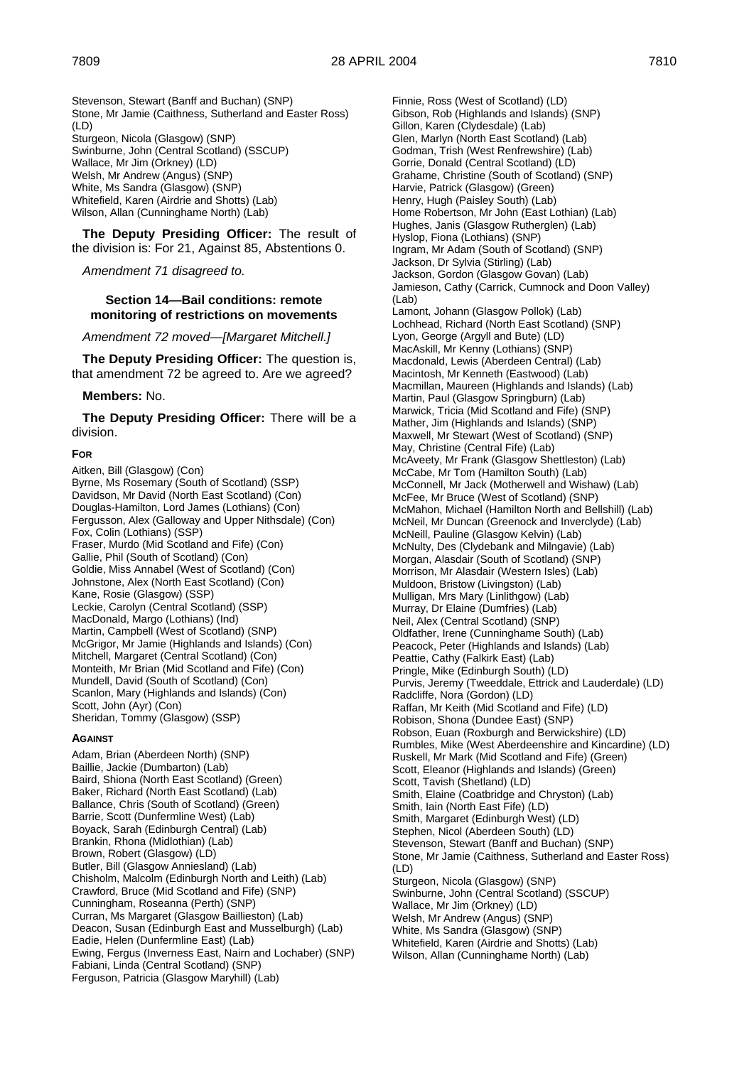Stevenson, Stewart (Banff and Buchan) (SNP)
Stone, Mr Jamie (Caithness, Sutherland and Easter Ross) (LD)
Sturgeon, Nicola (Glasgow) (SNP)
Swinburne, John (Central Scotland) (SSCUP)
Wallace, Mr Jim (Orkney) (LD)
Welsh, Mr Andrew (Angus) (SNP)
White, Ms Sandra (Glasgow) (SNP)
Whitefield, Karen (Airdrie and Shotts) (Lab)
Wilson, Allan (Cunninghame North) (Lab)

**The Deputy Presiding Officer:** The result of the division is: For 21, Against 85, Abstentions 0.

*Amendment 71 disagreed to.*

**Section 14—Bail conditions: remote monitoring of restrictions on movements**

*Amendment 72 moved—[Margaret Mitchell.]*

**The Deputy Presiding Officer:** The question is, that amendment 72 be agreed to. Are we agreed?

**Members:** No.

**The Deputy Presiding Officer:** There will be a division.

**FOR**

Aitken, Bill (Glasgow) (Con)
Byrne, Ms Rosemary (South of Scotland) (SSP)
Davidson, Mr David (North East Scotland) (Con)
Douglas-Hamilton, Lord James (Lothians) (Con)
Fergusson, Alex (Galloway and Upper Nithsdale) (Con)
Fox, Colin (Lothians) (SSP)
Fraser, Murdo (Mid Scotland and Fife) (Con)
Gallie, Phil (South of Scotland) (Con)
Goldie, Miss Annabel (West of Scotland) (Con)
Johnstone, Alex (North East Scotland) (Con)
Kane, Rosie (Glasgow) (SSP)
Leckie, Carolyn (Central Scotland) (SSP)
MacDonald, Margo (Lothians) (Ind)
Martin, Campbell (West of Scotland) (SNP)
McGrigor, Mr Jamie (Highlands and Islands) (Con)
Mitchell, Margaret (Central Scotland) (Con)
Monteith, Mr Brian (Mid Scotland and Fife) (Con)
Mundell, David (South of Scotland) (Con)
Scanlon, Mary (Highlands and Islands) (Con)
Scott, John (Ayr) (Con)
Sheridan, Tommy (Glasgow) (SSP)

**AGAINST**

Adam, Brian (Aberdeen North) (SNP)
Baillie, Jackie (Dumbarton) (Lab)
Baird, Shiona (North East Scotland) (Green)
Baker, Richard (North East Scotland) (Lab)
Ballance, Chris (South of Scotland) (Green)
Barrie, Scott (Dunfermline West) (Lab)
Boyack, Sarah (Edinburgh Central) (Lab)
Brankin, Rhona (Midlothian) (Lab)
Brown, Robert (Glasgow) (LD)
Butler, Bill (Glasgow Anniesland) (Lab)
Chisholm, Malcolm (Edinburgh North and Leith) (Lab)
Crawford, Bruce (Mid Scotland and Fife) (SNP)
Cunningham, Roseanna (Perth) (SNP)
Curran, Ms Margaret (Glasgow Baillieston) (Lab)
Deacon, Susan (Edinburgh East and Musselburgh) (Lab)
Eadie, Helen (Dunfermline East) (Lab)
Ewing, Fergus (Inverness East, Nairn and Lochaber) (SNP)
Fabiani, Linda (Central Scotland) (SNP)
Ferguson, Patricia (Glasgow Maryhill) (Lab)
Finnie, Ross (West of Scotland) (LD)
Gibson, Rob (Highlands and Islands) (SNP)
Gillon, Karen (Clydesdale) (Lab)
Glen, Marlyn (North East Scotland) (Lab)
Godman, Trish (West Renfrewshire) (Lab)
Gorrie, Donald (Central Scotland) (LD)
Grahame, Christine (South of Scotland) (SNP)
Harvie, Patrick (Glasgow) (Green)
Henry, Hugh (Paisley South) (Lab)
Home Robertson, Mr John (East Lothian) (Lab)
Hughes, Janis (Glasgow Rutherglen) (Lab)
Hyslop, Fiona (Lothians) (SNP)
Ingram, Mr Adam (South of Scotland) (SNP)
Jackson, Dr Sylvia (Stirling) (Lab)
Jackson, Gordon (Glasgow Govan) (Lab)
Jamieson, Cathy (Carrick, Cumnock and Doon Valley) (Lab)
Lamont, Johann (Glasgow Pollok) (Lab)
Lochhead, Richard (North East Scotland) (SNP)
Lyon, George (Argyll and Bute) (LD)
MacAskill, Mr Kenny (Lothians) (SNP)
Macdonald, Lewis (Aberdeen Central) (Lab)
Macintosh, Mr Kenneth (Eastwood) (Lab)
Macmillan, Maureen (Highlands and Islands) (Lab)
Martin, Paul (Glasgow Springburn) (Lab)
Marwick, Tricia (Mid Scotland and Fife) (SNP)
Mather, Jim (Highlands and Islands) (SNP)
Maxwell, Mr Stewart (West of Scotland) (SNP)
May, Christine (Central Fife) (Lab)
McAveety, Mr Frank (Glasgow Shettleston) (Lab)
McCabe, Mr Tom (Hamilton South) (Lab)
McConnell, Mr Jack (Motherwell and Wishaw) (Lab)
McFee, Mr Bruce (West of Scotland) (SNP)
McMahon, Michael (Hamilton North and Bellshill) (Lab)
McNeil, Mr Duncan (Greenock and Inverclyde) (Lab)
McNeill, Pauline (Glasgow Kelvin) (Lab)
McNulty, Des (Clydebank and Milngavie) (Lab)
Morgan, Alasdair (South of Scotland) (SNP)
Morrison, Mr Alasdair (Western Isles) (Lab)
Muldoon, Bristow (Livingston) (Lab)
Mulligan, Mrs Mary (Linlithgow) (Lab)
Murray, Dr Elaine (Dumfries) (Lab)
Neil, Alex (Central Scotland) (SNP)
Oldfather, Irene (Cunninghame South) (Lab)
Peacock, Peter (Highlands and Islands) (Lab)
Peattie, Cathy (Falkirk East) (Lab)
Pringle, Mike (Edinburgh South) (LD)
Purvis, Jeremy (Tweeddale, Ettrick and Lauderdale) (LD)
Radcliffe, Nora (Gordon) (LD)
Raffan, Mr Keith (Mid Scotland and Fife) (LD)
Robison, Shona (Dundee East) (SNP)
Robson, Euan (Roxburgh and Berwickshire) (LD)
Rumbles, Mike (West Aberdeenshire and Kincardine) (LD)
Ruskell, Mr Mark (Mid Scotland and Fife) (Green)
Scott, Eleanor (Highlands and Islands) (Green)
Scott, Tavish (Shetland) (LD)
Smith, Elaine (Coatbridge and Chryston) (Lab)
Smith, Iain (North East Fife) (LD)
Smith, Margaret (Edinburgh West) (LD)
Stephen, Nicol (Aberdeen South) (LD)
Stevenson, Stewart (Banff and Buchan) (SNP)
Stone, Mr Jamie (Caithness, Sutherland and Easter Ross) (LD)
Sturgeon, Nicola (Glasgow) (SNP)
Swinburne, John (Central Scotland) (SSCUP)
Wallace, Mr Jim (Orkney) (LD)
Welsh, Mr Andrew (Angus) (SNP)
White, Ms Sandra (Glasgow) (SNP)
Whitefield, Karen (Airdrie and Shotts) (Lab)
Wilson, Allan (Cunninghame North) (Lab)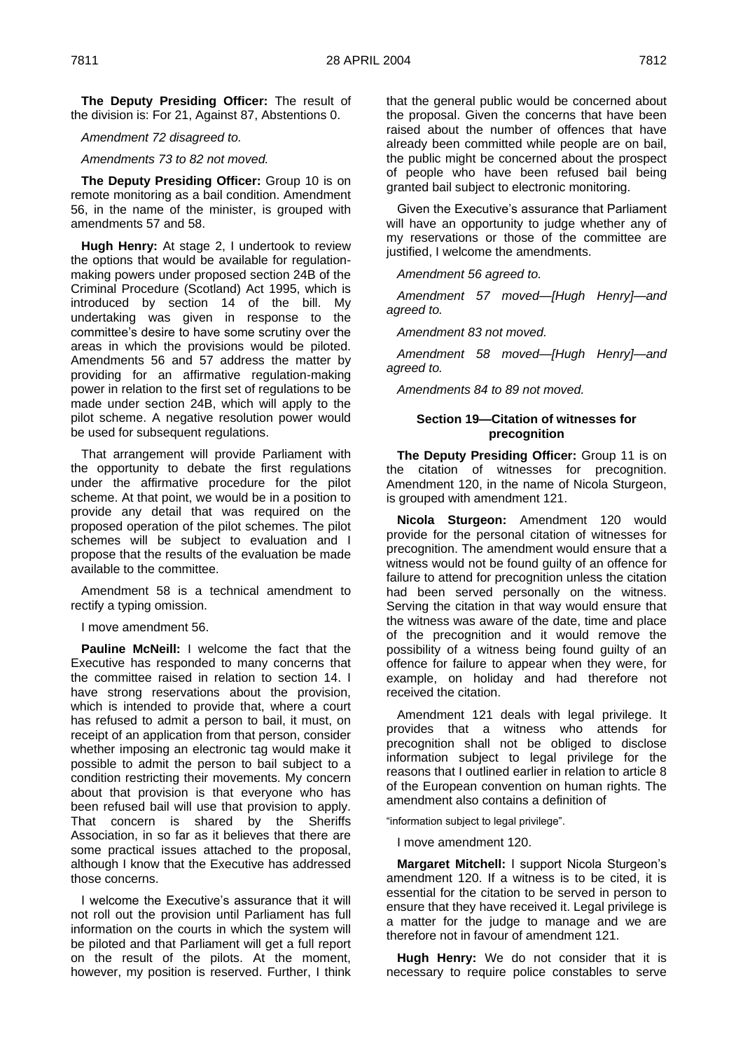**The Deputy Presiding Officer:** The result of the division is: For 21, Against 87, Abstentions 0.

*Amendment 72 disagreed to.*

*Amendments 73 to 82 not moved.*

**The Deputy Presiding Officer:** Group 10 is on remote monitoring as a bail condition. Amendment 56, in the name of the minister, is grouped with amendments 57 and 58.

**Hugh Henry:** At stage 2, I undertook to review the options that would be available for regulation-making powers under proposed section 24B of the Criminal Procedure (Scotland) Act 1995, which is introduced by section 14 of the bill. My undertaking was given in response to the committee's desire to have some scrutiny over the areas in which the provisions would be piloted. Amendments 56 and 57 address the matter by providing for an affirmative regulation-making power in relation to the first set of regulations to be made under section 24B, which will apply to the pilot scheme. A negative resolution power would be used for subsequent regulations.

That arrangement will provide Parliament with the opportunity to debate the first regulations under the affirmative procedure for the pilot scheme. At that point, we would be in a position to provide any detail that was required on the proposed operation of the pilot schemes. The pilot schemes will be subject to evaluation and I propose that the results of the evaluation be made available to the committee.

Amendment 58 is a technical amendment to rectify a typing omission.

I move amendment 56.

**Pauline McNeill:** I welcome the fact that the Executive has responded to many concerns that the committee raised in relation to section 14. I have strong reservations about the provision, which is intended to provide that, where a court has refused to admit a person to bail, it must, on receipt of an application from that person, consider whether imposing an electronic tag would make it possible to admit the person to bail subject to a condition restricting their movements. My concern about that provision is that everyone who has been refused bail will use that provision to apply. That concern is shared by the Sheriffs Association, in so far as it believes that there are some practical issues attached to the proposal, although I know that the Executive has addressed those concerns.

I welcome the Executive's assurance that it will not roll out the provision until Parliament has full information on the courts in which the system will be piloted and that Parliament will get a full report on the result of the pilots. At the moment, however, my position is reserved. Further, I think that the general public would be concerned about the proposal. Given the concerns that have been raised about the number of offences that have already been committed while people are on bail, the public might be concerned about the prospect of people who have been refused bail being granted bail subject to electronic monitoring.

Given the Executive's assurance that Parliament will have an opportunity to judge whether any of my reservations or those of the committee are justified, I welcome the amendments.

*Amendment 56 agreed to.*

*Amendment 57 moved—[Hugh Henry]—and agreed to.*

*Amendment 83 not moved.*

*Amendment 58 moved—[Hugh Henry]—and agreed to.*

*Amendments 84 to 89 not moved.*

### Section 19—Citation of witnesses for precognition

**The Deputy Presiding Officer:** Group 11 is on the citation of witnesses for precognition. Amendment 120, in the name of Nicola Sturgeon, is grouped with amendment 121.

**Nicola Sturgeon:** Amendment 120 would provide for the personal citation of witnesses for precognition. The amendment would ensure that a witness would not be found guilty of an offence for failure to attend for precognition unless the citation had been served personally on the witness. Serving the citation in that way would ensure that the witness was aware of the date, time and place of the precognition and it would remove the possibility of a witness being found guilty of an offence for failure to appear when they were, for example, on holiday and had therefore not received the citation.

Amendment 121 deals with legal privilege. It provides that a witness who attends for precognition shall not be obliged to disclose information subject to legal privilege for the reasons that I outlined earlier in relation to article 8 of the European convention on human rights. The amendment also contains a definition of

"information subject to legal privilege".

I move amendment 120.

**Margaret Mitchell:** I support Nicola Sturgeon's amendment 120. If a witness is to be cited, it is essential for the citation to be served in person to ensure that they have received it. Legal privilege is a matter for the judge to manage and we are therefore not in favour of amendment 121.

**Hugh Henry:** We do not consider that it is necessary to require police constables to serve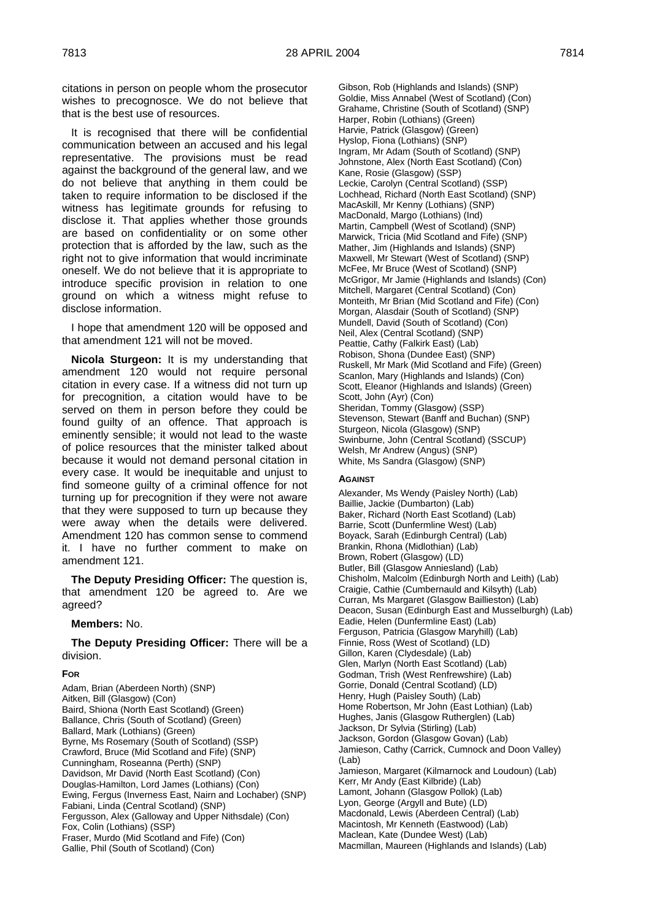citations in person on people whom the prosecutor wishes to precognosce. We do not believe that that is the best use of resources.

It is recognised that there will be confidential communication between an accused and his legal representative. The provisions must be read against the background of the general law, and we do not believe that anything in them could be taken to require information to be disclosed if the witness has legitimate grounds for refusing to disclose it. That applies whether those grounds are based on confidentiality or on some other protection that is afforded by the law, such as the right not to give information that would incriminate oneself. We do not believe that it is appropriate to introduce specific provision in relation to one ground on which a witness might refuse to disclose information.

I hope that amendment 120 will be opposed and that amendment 121 will not be moved.

**Nicola Sturgeon:** It is my understanding that amendment 120 would not require personal citation in every case. If a witness did not turn up for precognition, a citation would have to be served on them in person before they could be found guilty of an offence. That approach is eminently sensible; it would not lead to the waste of police resources that the minister talked about because it would not demand personal citation in every case. It would be inequitable and unjust to find someone guilty of a criminal offence for not turning up for precognition if they were not aware that they were supposed to turn up because they were away when the details were delivered. Amendment 120 has common sense to commend it. I have no further comment to make on amendment 121.

**The Deputy Presiding Officer:** The question is, that amendment 120 be agreed to. Are we agreed?

**Members:** No.

**The Deputy Presiding Officer:** There will be a division.

**FOR**

Adam, Brian (Aberdeen North) (SNP)
Aitken, Bill (Glasgow) (Con)
Baird, Shiona (North East Scotland) (Green)
Ballance, Chris (South of Scotland) (Green)
Ballard, Mark (Lothians) (Green)
Byrne, Ms Rosemary (South of Scotland) (SSP)
Crawford, Bruce (Mid Scotland and Fife) (SNP)
Cunningham, Roseanna (Perth) (SNP)
Davidson, Mr David (North East Scotland) (Con)
Douglas-Hamilton, Lord James (Lothians) (Con)
Ewing, Fergus (Inverness East, Nairn and Lochaber) (SNP)
Fabiani, Linda (Central Scotland) (SNP)
Fergusson, Alex (Galloway and Upper Nithsdale) (Con)
Fox, Colin (Lothians) (SSP)
Fraser, Murdo (Mid Scotland and Fife) (Con)
Gallie, Phil (South of Scotland) (Con)
Gibson, Rob (Highlands and Islands) (SNP)
Goldie, Miss Annabel (West of Scotland) (Con)
Grahame, Christine (South of Scotland) (SNP)
Harper, Robin (Lothians) (Green)
Harvie, Patrick (Glasgow) (Green)
Hyslop, Fiona (Lothians) (SNP)
Ingram, Mr Adam (South of Scotland) (SNP)
Johnstone, Alex (North East Scotland) (Con)
Kane, Rosie (Glasgow) (SSP)
Leckie, Carolyn (Central Scotland) (SSP)
Lochhead, Richard (North East Scotland) (SNP)
MacAskill, Mr Kenny (Lothians) (SNP)
MacDonald, Margo (Lothians) (Ind)
Martin, Campbell (West of Scotland) (SNP)
Marwick, Tricia (Mid Scotland and Fife) (SNP)
Mather, Jim (Highlands and Islands) (SNP)
Maxwell, Mr Stewart (West of Scotland) (SNP)
McFee, Mr Bruce (West of Scotland) (SNP)
McGrigor, Mr Jamie (Highlands and Islands) (Con)
Mitchell, Margaret (Central Scotland) (Con)
Monteith, Mr Brian (Mid Scotland and Fife) (Con)
Morgan, Alasdair (South of Scotland) (SNP)
Mundell, David (South of Scotland) (Con)
Neil, Alex (Central Scotland) (SNP)
Peattie, Cathy (Falkirk East) (Lab)
Robison, Shona (Dundee East) (SNP)
Ruskell, Mr Mark (Mid Scotland and Fife) (Green)
Scanlon, Mary (Highlands and Islands) (Con)
Scott, Eleanor (Highlands and Islands) (Green)
Scott, John (Ayr) (Con)
Sheridan, Tommy (Glasgow) (SSP)
Stevenson, Stewart (Banff and Buchan) (SNP)
Sturgeon, Nicola (Glasgow) (SNP)
Swinburne, John (Central Scotland) (SSCUP)
Welsh, Mr Andrew (Angus) (SNP)
White, Ms Sandra (Glasgow) (SNP)

**AGAINST**

Alexander, Ms Wendy (Paisley North) (Lab)
Baillie, Jackie (Dumbarton) (Lab)
Baker, Richard (North East Scotland) (Lab)
Barrie, Scott (Dunfermline West) (Lab)
Boyack, Sarah (Edinburgh Central) (Lab)
Brankin, Rhona (Midlothian) (Lab)
Brown, Robert (Glasgow) (LD)
Butler, Bill (Glasgow Anniesland) (Lab)
Chisholm, Malcolm (Edinburgh North and Leith) (Lab)
Craigie, Cathie (Cumbernauld and Kilsyth) (Lab)
Curran, Ms Margaret (Glasgow Baillieston) (Lab)
Deacon, Susan (Edinburgh East and Musselburgh) (Lab)
Eadie, Helen (Dunfermline East) (Lab)
Ferguson, Patricia (Glasgow Maryhill) (Lab)
Finnie, Ross (West of Scotland) (LD)
Gillon, Karen (Clydesdale) (Lab)
Glen, Marlyn (North East Scotland) (Lab)
Godman, Trish (West Renfrewshire) (Lab)
Gorrie, Donald (Central Scotland) (LD)
Henry, Hugh (Paisley South) (Lab)
Home Robertson, Mr John (East Lothian) (Lab)
Hughes, Janis (Glasgow Rutherglen) (Lab)
Jackson, Dr Sylvia (Stirling) (Lab)
Jackson, Gordon (Glasgow Govan) (Lab)
Jamieson, Cathy (Carrick, Cumnock and Doon Valley) (Lab)
Jamieson, Margaret (Kilmarnock and Loudoun) (Lab)
Kerr, Mr Andy (East Kilbride) (Lab)
Lamont, Johann (Glasgow Pollok) (Lab)
Lyon, George (Argyll and Bute) (LD)
Macdonald, Lewis (Aberdeen Central) (Lab)
Macintosh, Mr Kenneth (Eastwood) (Lab)
Maclean, Kate (Dundee West) (Lab)
Macmillan, Maureen (Highlands and Islands) (Lab)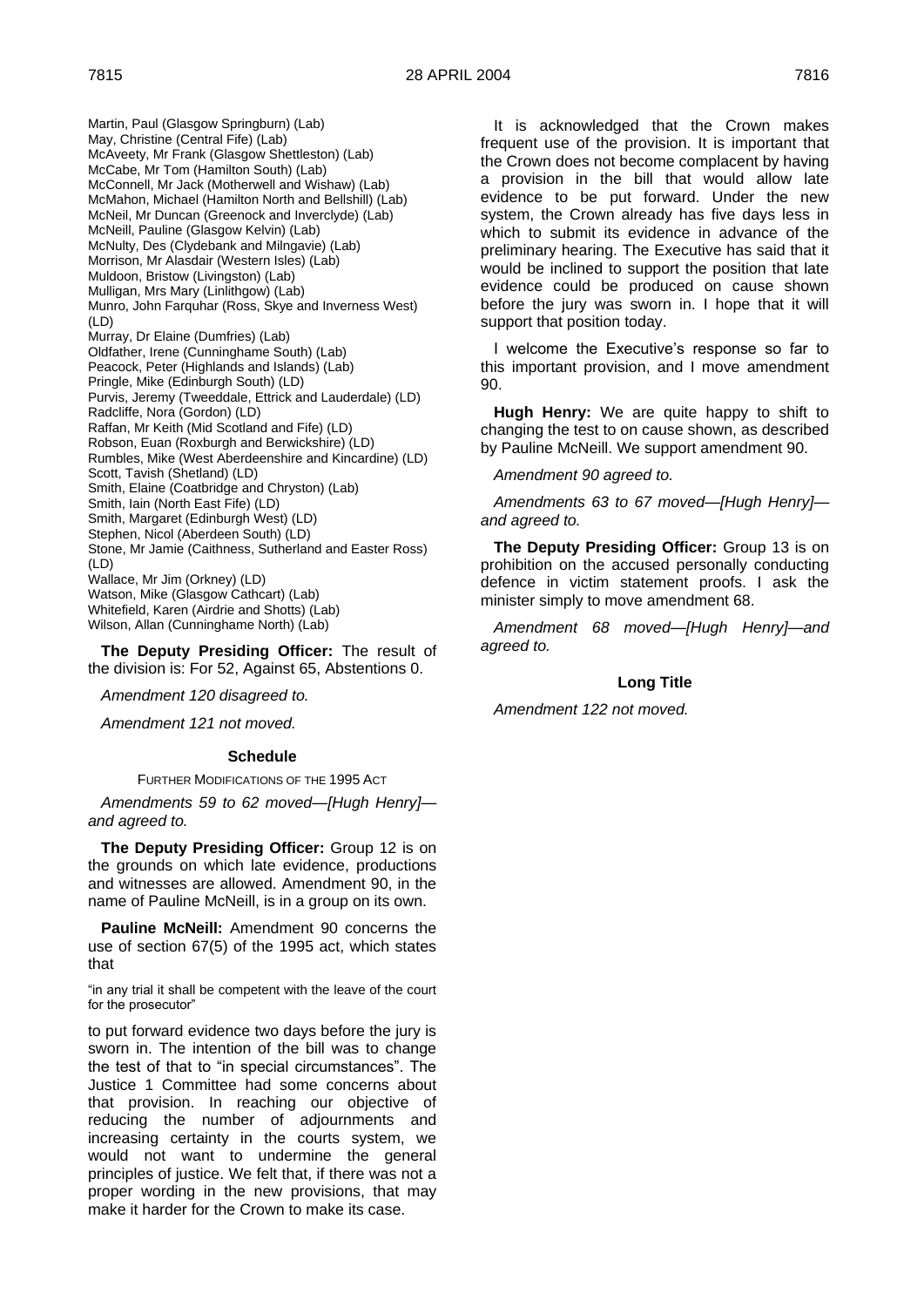Martin, Paul (Glasgow Springburn) (Lab)
May, Christine (Central Fife) (Lab)
McAveety, Mr Frank (Glasgow Shettleston) (Lab)
McCabe, Mr Tom (Hamilton South) (Lab)
McConnell, Mr Jack (Motherwell and Wishaw) (Lab)
McMahon, Michael (Hamilton North and Bellshill) (Lab)
McNeil, Mr Duncan (Greenock and Inverclyde) (Lab)
McNeill, Pauline (Glasgow Kelvin) (Lab)
McNulty, Des (Clydebank and Milngavie) (Lab)
Morrison, Mr Alasdair (Western Isles) (Lab)
Muldoon, Bristow (Livingston) (Lab)
Mulligan, Mrs Mary (Linlithgow) (Lab)
Munro, John Farquhar (Ross, Skye and Inverness West) (LD)
Murray, Dr Elaine (Dumfries) (Lab)
Oldfather, Irene (Cunninghame South) (Lab)
Peacock, Peter (Highlands and Islands) (Lab)
Pringle, Mike (Edinburgh South) (LD)
Purvis, Jeremy (Tweeddale, Ettrick and Lauderdale) (LD)
Radcliffe, Nora (Gordon) (LD)
Raffan, Mr Keith (Mid Scotland and Fife) (LD)
Robson, Euan (Roxburgh and Berwickshire) (LD)
Rumbles, Mike (West Aberdeenshire and Kincardine) (LD)
Scott, Tavish (Shetland) (LD)
Smith, Elaine (Coatbridge and Chryston) (Lab)
Smith, Iain (North East Fife) (LD)
Smith, Margaret (Edinburgh West) (LD)
Stephen, Nicol (Aberdeen South) (LD)
Stone, Mr Jamie (Caithness, Sutherland and Easter Ross) (LD)
Wallace, Mr Jim (Orkney) (LD)
Watson, Mike (Glasgow Cathcart) (Lab)
Whitefield, Karen (Airdrie and Shotts) (Lab)
Wilson, Allan (Cunninghame North) (Lab)

**The Deputy Presiding Officer:** The result of the division is: For 52, Against 65, Abstentions 0.

*Amendment 120 disagreed to.*

*Amendment 121 not moved.*

### Schedule

FURTHER MODIFICATIONS OF THE 1995 ACT

*Amendments 59 to 62 moved—[Hugh Henry]—and agreed to.*

**The Deputy Presiding Officer:** Group 12 is on the grounds on which late evidence, productions and witnesses are allowed. Amendment 90, in the name of Pauline McNeill, is in a group on its own.

**Pauline McNeill:** Amendment 90 concerns the use of section 67(5) of the 1995 act, which states that

"in any trial it shall be competent with the leave of the court for the prosecutor"

to put forward evidence two days before the jury is sworn in. The intention of the bill was to change the test of that to "in special circumstances". The Justice 1 Committee had some concerns about that provision. In reaching our objective of reducing the number of adjournments and increasing certainty in the courts system, we would not want to undermine the general principles of justice. We felt that, if there was not a proper wording in the new provisions, that may make it harder for the Crown to make its case.

It is acknowledged that the Crown makes frequent use of the provision. It is important that the Crown does not become complacent by having a provision in the bill that would allow late evidence to be put forward. Under the new system, the Crown already has five days less in which to submit its evidence in advance of the preliminary hearing. The Executive has said that it would be inclined to support the position that late evidence could be produced on cause shown before the jury was sworn in. I hope that it will support that position today.

I welcome the Executive's response so far to this important provision, and I move amendment 90.

**Hugh Henry:** We are quite happy to shift to changing the test to on cause shown, as described by Pauline McNeill. We support amendment 90.

*Amendment 90 agreed to.*

*Amendments 63 to 67 moved—[Hugh Henry]—and agreed to.*

**The Deputy Presiding Officer:** Group 13 is on prohibition on the accused personally conducting defence in victim statement proofs. I ask the minister simply to move amendment 68.

*Amendment 68 moved—[Hugh Henry]—and agreed to.*

### Long Title

*Amendment 122 not moved.*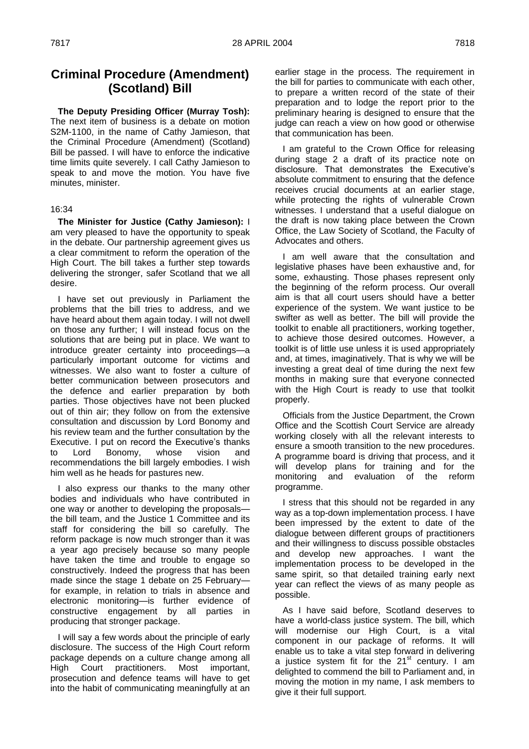## Criminal Procedure (Amendment) (Scotland) Bill

**The Deputy Presiding Officer (Murray Tosh):** The next item of business is a debate on motion S2M-1100, in the name of Cathy Jamieson, that the Criminal Procedure (Amendment) (Scotland) Bill be passed. I will have to enforce the indicative time limits quite severely. I call Cathy Jamieson to speak to and move the motion. You have five minutes, minister.

16:34

**The Minister for Justice (Cathy Jamieson):** I am very pleased to have the opportunity to speak in the debate. Our partnership agreement gives us a clear commitment to reform the operation of the High Court. The bill takes a further step towards delivering the stronger, safer Scotland that we all desire.

I have set out previously in Parliament the problems that the bill tries to address, and we have heard about them again today. I will not dwell on those any further; I will instead focus on the solutions that are being put in place. We want to introduce greater certainty into proceedings—a particularly important outcome for victims and witnesses. We also want to foster a culture of better communication between prosecutors and the defence and earlier preparation by both parties. Those objectives have not been plucked out of thin air; they follow on from the extensive consultation and discussion by Lord Bonomy and his review team and the further consultation by the Executive. I put on record the Executive's thanks to Lord Bonomy, whose vision and recommendations the bill largely embodies. I wish him well as he heads for pastures new.

I also express our thanks to the many other bodies and individuals who have contributed in one way or another to developing the proposals—the bill team, and the Justice 1 Committee and its staff for considering the bill so carefully. The reform package is now much stronger than it was a year ago precisely because so many people have taken the time and trouble to engage so constructively. Indeed the progress that has been made since the stage 1 debate on 25 February—for example, in relation to trials in absence and electronic monitoring—is further evidence of constructive engagement by all parties in producing that stronger package.

I will say a few words about the principle of early disclosure. The success of the High Court reform package depends on a culture change among all High Court practitioners. Most important, prosecution and defence teams will have to get into the habit of communicating meaningfully at an earlier stage in the process. The requirement in the bill for parties to communicate with each other, to prepare a written record of the state of their preparation and to lodge the report prior to the preliminary hearing is designed to ensure that the judge can reach a view on how good or otherwise that communication has been.

I am grateful to the Crown Office for releasing during stage 2 a draft of its practice note on disclosure. That demonstrates the Executive's absolute commitment to ensuring that the defence receives crucial documents at an earlier stage, while protecting the rights of vulnerable Crown witnesses. I understand that a useful dialogue on the draft is now taking place between the Crown Office, the Law Society of Scotland, the Faculty of Advocates and others.

I am well aware that the consultation and legislative phases have been exhaustive and, for some, exhausting. Those phases represent only the beginning of the reform process. Our overall aim is that all court users should have a better experience of the system. We want justice to be swifter as well as better. The bill will provide the toolkit to enable all practitioners, working together, to achieve those desired outcomes. However, a toolkit is of little use unless it is used appropriately and, at times, imaginatively. That is why we will be investing a great deal of time during the next few months in making sure that everyone connected with the High Court is ready to use that toolkit properly.

Officials from the Justice Department, the Crown Office and the Scottish Court Service are already working closely with all the relevant interests to ensure a smooth transition to the new procedures. A programme board is driving that process, and it will develop plans for training and for the monitoring and evaluation of the reform programme.

I stress that this should not be regarded in any way as a top-down implementation process. I have been impressed by the extent to date of the dialogue between different groups of practitioners and their willingness to discuss possible obstacles and develop new approaches. I want the implementation process to be developed in the same spirit, so that detailed training early next year can reflect the views of as many people as possible.

As I have said before, Scotland deserves to have a world-class justice system. The bill, which will modernise our High Court, is a vital component in our package of reforms. It will enable us to take a vital step forward in delivering a justice system fit for the 21st century. I am delighted to commend the bill to Parliament and, in moving the motion in my name, I ask members to give it their full support.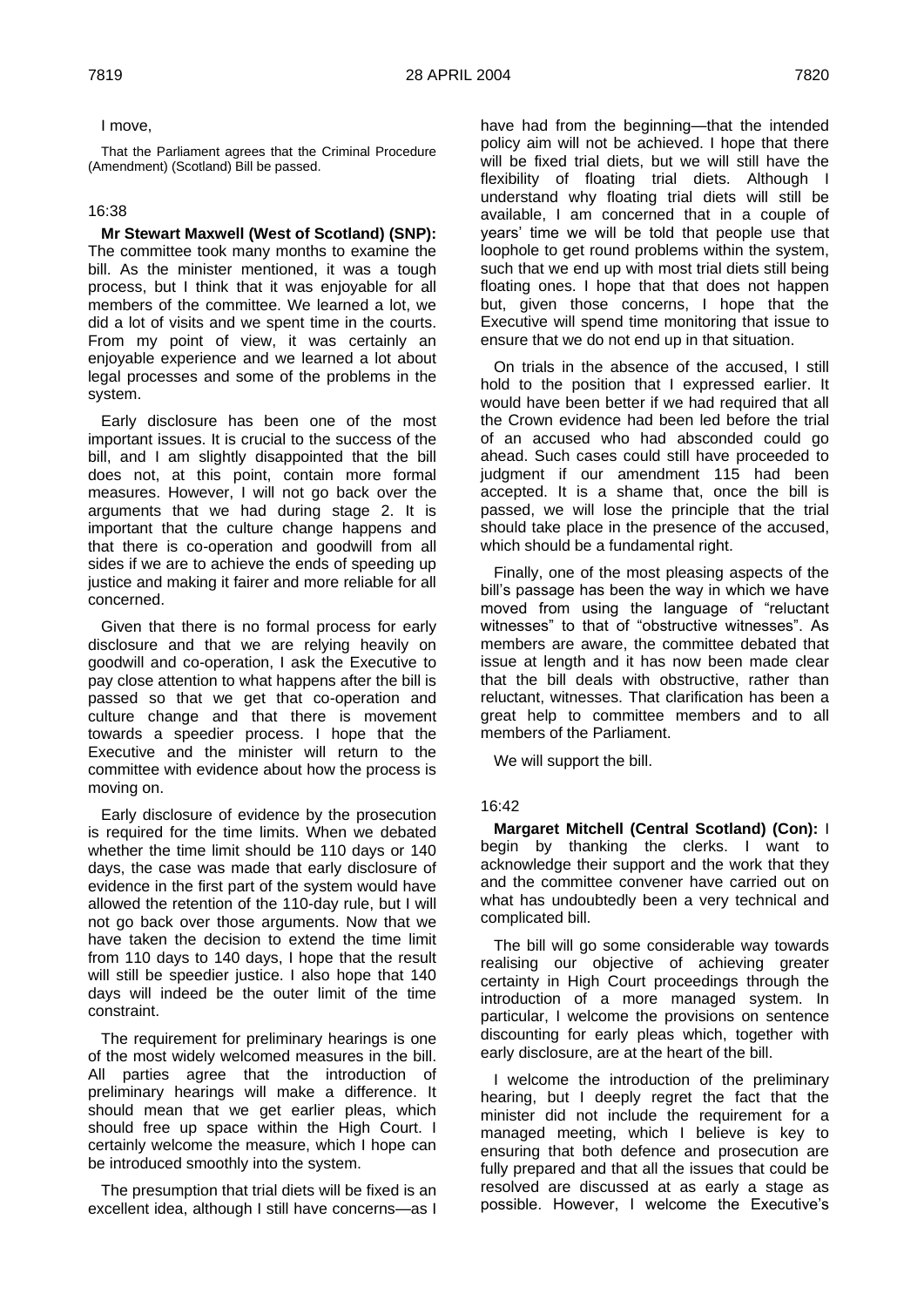I move,

That the Parliament agrees that the Criminal Procedure (Amendment) (Scotland) Bill be passed.

16:38

**Mr Stewart Maxwell (West of Scotland) (SNP):** The committee took many months to examine the bill. As the minister mentioned, it was a tough process, but I think that it was enjoyable for all members of the committee. We learned a lot, we did a lot of visits and we spent time in the courts. From my point of view, it was certainly an enjoyable experience and we learned a lot about legal processes and some of the problems in the system.

Early disclosure has been one of the most important issues. It is crucial to the success of the bill, and I am slightly disappointed that the bill does not, at this point, contain more formal measures. However, I will not go back over the arguments that we had during stage 2. It is important that the culture change happens and that there is co-operation and goodwill from all sides if we are to achieve the ends of speeding up justice and making it fairer and more reliable for all concerned.

Given that there is no formal process for early disclosure and that we are relying heavily on goodwill and co-operation, I ask the Executive to pay close attention to what happens after the bill is passed so that we get that co-operation and culture change and that there is movement towards a speedier process. I hope that the Executive and the minister will return to the committee with evidence about how the process is moving on.

Early disclosure of evidence by the prosecution is required for the time limits. When we debated whether the time limit should be 110 days or 140 days, the case was made that early disclosure of evidence in the first part of the system would have allowed the retention of the 110-day rule, but I will not go back over those arguments. Now that we have taken the decision to extend the time limit from 110 days to 140 days, I hope that the result will still be speedier justice. I also hope that 140 days will indeed be the outer limit of the time constraint.

The requirement for preliminary hearings is one of the most widely welcomed measures in the bill. All parties agree that the introduction of preliminary hearings will make a difference. It should mean that we get earlier pleas, which should free up space within the High Court. I certainly welcome the measure, which I hope can be introduced smoothly into the system.

The presumption that trial diets will be fixed is an excellent idea, although I still have concerns—as I have had from the beginning—that the intended policy aim will not be achieved. I hope that there will be fixed trial diets, but we will still have the flexibility of floating trial diets. Although I understand why floating trial diets will still be available, I am concerned that in a couple of years' time we will be told that people use that loophole to get round problems within the system, such that we end up with most trial diets still being floating ones. I hope that that does not happen but, given those concerns, I hope that the Executive will spend time monitoring that issue to ensure that we do not end up in that situation.

On trials in the absence of the accused, I still hold to the position that I expressed earlier. It would have been better if we had required that all the Crown evidence had been led before the trial of an accused who had absconded could go ahead. Such cases could still have proceeded to judgment if our amendment 115 had been accepted. It is a shame that, once the bill is passed, we will lose the principle that the trial should take place in the presence of the accused, which should be a fundamental right.

Finally, one of the most pleasing aspects of the bill's passage has been the way in which we have moved from using the language of "reluctant witnesses" to that of "obstructive witnesses". As members are aware, the committee debated that issue at length and it has now been made clear that the bill deals with obstructive, rather than reluctant, witnesses. That clarification has been a great help to committee members and to all members of the Parliament.

We will support the bill.

16:42

**Margaret Mitchell (Central Scotland) (Con):** I begin by thanking the clerks. I want to acknowledge their support and the work that they and the committee convener have carried out on what has undoubtedly been a very technical and complicated bill.

The bill will go some considerable way towards realising our objective of achieving greater certainty in High Court proceedings through the introduction of a more managed system. In particular, I welcome the provisions on sentence discounting for early pleas which, together with early disclosure, are at the heart of the bill.

I welcome the introduction of the preliminary hearing, but I deeply regret the fact that the minister did not include the requirement for a managed meeting, which I believe is key to ensuring that both defence and prosecution are fully prepared and that all the issues that could be resolved are discussed at as early a stage as possible. However, I welcome the Executive's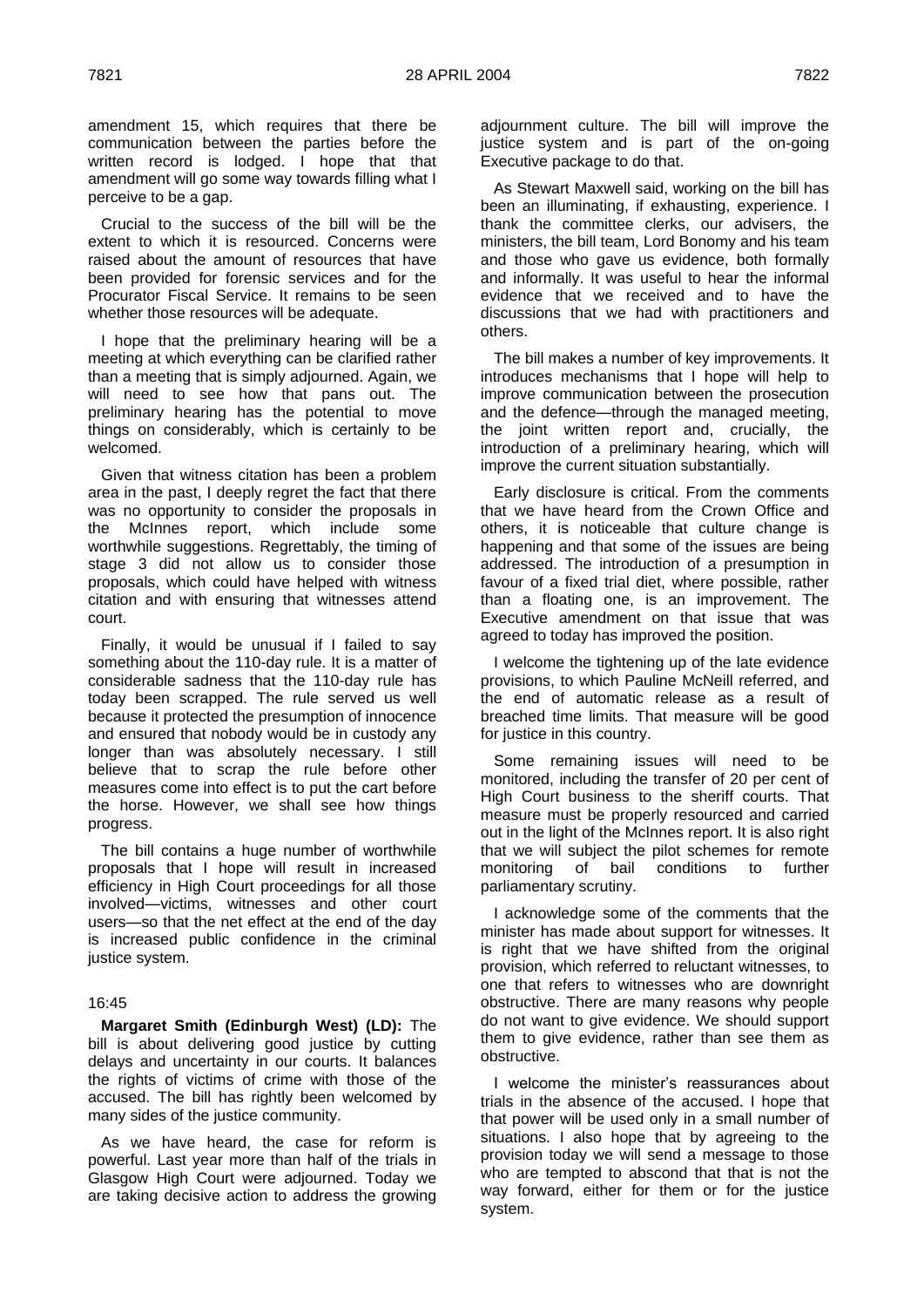amendment 15, which requires that there be communication between the parties before the written record is lodged. I hope that that amendment will go some way towards filling what I perceive to be a gap.

Crucial to the success of the bill will be the extent to which it is resourced. Concerns were raised about the amount of resources that have been provided for forensic services and for the Procurator Fiscal Service. It remains to be seen whether those resources will be adequate.

I hope that the preliminary hearing will be a meeting at which everything can be clarified rather than a meeting that is simply adjourned. Again, we will need to see how that pans out. The preliminary hearing has the potential to move things on considerably, which is certainly to be welcomed.

Given that witness citation has been a problem area in the past, I deeply regret the fact that there was no opportunity to consider the proposals in the McInnes report, which include some worthwhile suggestions. Regrettably, the timing of stage 3 did not allow us to consider those proposals, which could have helped with witness citation and with ensuring that witnesses attend court.

Finally, it would be unusual if I failed to say something about the 110-day rule. It is a matter of considerable sadness that the 110-day rule has today been scrapped. The rule served us well because it protected the presumption of innocence and ensured that nobody would be in custody any longer than was absolutely necessary. I still believe that to scrap the rule before other measures come into effect is to put the cart before the horse. However, we shall see how things progress.

The bill contains a huge number of worthwhile proposals that I hope will result in increased efficiency in High Court proceedings for all those involved—victims, witnesses and other court users—so that the net effect at the end of the day is increased public confidence in the criminal justice system.

16:45

**Margaret Smith (Edinburgh West) (LD):** The bill is about delivering good justice by cutting delays and uncertainty in our courts. It balances the rights of victims of crime with those of the accused. The bill has rightly been welcomed by many sides of the justice community.

As we have heard, the case for reform is powerful. Last year more than half of the trials in Glasgow High Court were adjourned. Today we are taking decisive action to address the growing adjournment culture. The bill will improve the justice system and is part of the on-going Executive package to do that.

As Stewart Maxwell said, working on the bill has been an illuminating, if exhausting, experience. I thank the committee clerks, our advisers, the ministers, the bill team, Lord Bonomy and his team and those who gave us evidence, both formally and informally. It was useful to hear the informal evidence that we received and to have the discussions that we had with practitioners and others.

The bill makes a number of key improvements. It introduces mechanisms that I hope will help to improve communication between the prosecution and the defence—through the managed meeting, the joint written report and, crucially, the introduction of a preliminary hearing, which will improve the current situation substantially.

Early disclosure is critical. From the comments that we have heard from the Crown Office and others, it is noticeable that culture change is happening and that some of the issues are being addressed. The introduction of a presumption in favour of a fixed trial diet, where possible, rather than a floating one, is an improvement. The Executive amendment on that issue that was agreed to today has improved the position.

I welcome the tightening up of the late evidence provisions, to which Pauline McNeill referred, and the end of automatic release as a result of breached time limits. That measure will be good for justice in this country.

Some remaining issues will need to be monitored, including the transfer of 20 per cent of High Court business to the sheriff courts. That measure must be properly resourced and carried out in the light of the McInnes report. It is also right that we will subject the pilot schemes for remote monitoring of bail conditions to further parliamentary scrutiny.

I acknowledge some of the comments that the minister has made about support for witnesses. It is right that we have shifted from the original provision, which referred to reluctant witnesses, to one that refers to witnesses who are downright obstructive. There are many reasons why people do not want to give evidence. We should support them to give evidence, rather than see them as obstructive.

I welcome the minister's reassurances about trials in the absence of the accused. I hope that that power will be used only in a small number of situations. I also hope that by agreeing to the provision today we will send a message to those who are tempted to abscond that that is not the way forward, either for them or for the justice system.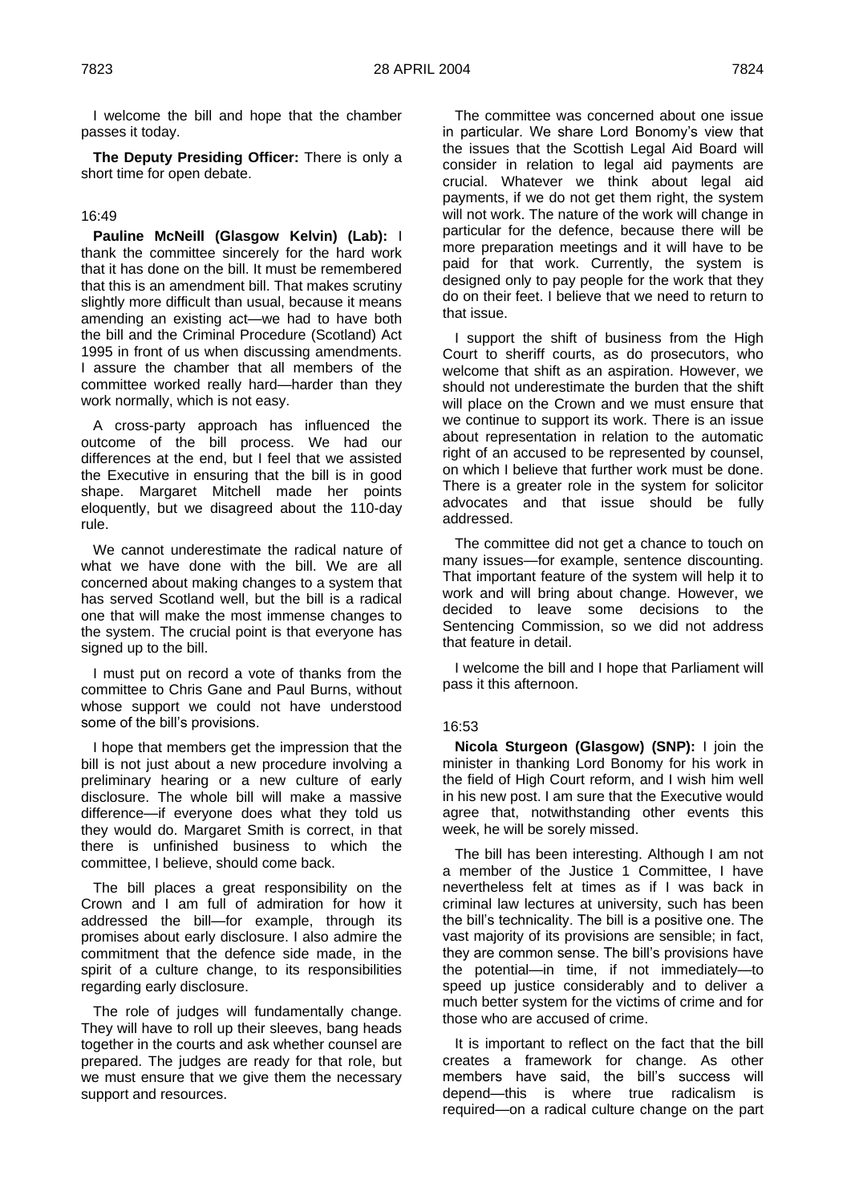I welcome the bill and hope that the chamber passes it today.

**The Deputy Presiding Officer:** There is only a short time for open debate.

16:49

**Pauline McNeill (Glasgow Kelvin) (Lab):** I thank the committee sincerely for the hard work that it has done on the bill. It must be remembered that this is an amendment bill. That makes scrutiny slightly more difficult than usual, because it means amending an existing act—we had to have both the bill and the Criminal Procedure (Scotland) Act 1995 in front of us when discussing amendments. I assure the chamber that all members of the committee worked really hard—harder than they work normally, which is not easy.

A cross-party approach has influenced the outcome of the bill process. We had our differences at the end, but I feel that we assisted the Executive in ensuring that the bill is in good shape. Margaret Mitchell made her points eloquently, but we disagreed about the 110-day rule.

We cannot underestimate the radical nature of what we have done with the bill. We are all concerned about making changes to a system that has served Scotland well, but the bill is a radical one that will make the most immense changes to the system. The crucial point is that everyone has signed up to the bill.

I must put on record a vote of thanks from the committee to Chris Gane and Paul Burns, without whose support we could not have understood some of the bill's provisions.

I hope that members get the impression that the bill is not just about a new procedure involving a preliminary hearing or a new culture of early disclosure. The whole bill will make a massive difference—if everyone does what they told us they would do. Margaret Smith is correct, in that there is unfinished business to which the committee, I believe, should come back.

The bill places a great responsibility on the Crown and I am full of admiration for how it addressed the bill—for example, through its promises about early disclosure. I also admire the commitment that the defence side made, in the spirit of a culture change, to its responsibilities regarding early disclosure.

The role of judges will fundamentally change. They will have to roll up their sleeves, bang heads together in the courts and ask whether counsel are prepared. The judges are ready for that role, but we must ensure that we give them the necessary support and resources.

The committee was concerned about one issue in particular. We share Lord Bonomy's view that the issues that the Scottish Legal Aid Board will consider in relation to legal aid payments are crucial. Whatever we think about legal aid payments, if we do not get them right, the system will not work. The nature of the work will change in particular for the defence, because there will be more preparation meetings and it will have to be paid for that work. Currently, the system is designed only to pay people for the work that they do on their feet. I believe that we need to return to that issue.

I support the shift of business from the High Court to sheriff courts, as do prosecutors, who welcome that shift as an aspiration. However, we should not underestimate the burden that the shift will place on the Crown and we must ensure that we continue to support its work. There is an issue about representation in relation to the automatic right of an accused to be represented by counsel, on which I believe that further work must be done. There is a greater role in the system for solicitor advocates and that issue should be fully addressed.

The committee did not get a chance to touch on many issues—for example, sentence discounting. That important feature of the system will help it to work and will bring about change. However, we decided to leave some decisions to the Sentencing Commission, so we did not address that feature in detail.

I welcome the bill and I hope that Parliament will pass it this afternoon.

16:53

**Nicola Sturgeon (Glasgow) (SNP):** I join the minister in thanking Lord Bonomy for his work in the field of High Court reform, and I wish him well in his new post. I am sure that the Executive would agree that, notwithstanding other events this week, he will be sorely missed.

The bill has been interesting. Although I am not a member of the Justice 1 Committee, I have nevertheless felt at times as if I was back in criminal law lectures at university, such has been the bill's technicality. The bill is a positive one. The vast majority of its provisions are sensible; in fact, they are common sense. The bill's provisions have the potential—in time, if not immediately—to speed up justice considerably and to deliver a much better system for the victims of crime and for those who are accused of crime.

It is important to reflect on the fact that the bill creates a framework for change. As other members have said, the bill's success will depend—this is where true radicalism is required—on a radical culture change on the part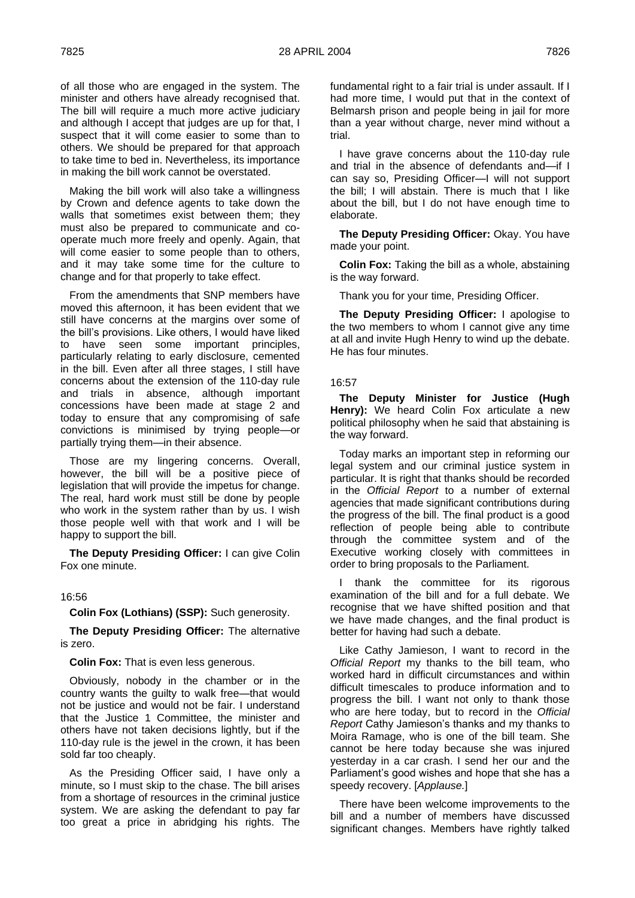of all those who are engaged in the system. The minister and others have already recognised that. The bill will require a much more active judiciary and although I accept that judges are up for that, I suspect that it will come easier to some than to others. We should be prepared for that approach to take time to bed in. Nevertheless, its importance in making the bill work cannot be overstated.

Making the bill work will also take a willingness by Crown and defence agents to take down the walls that sometimes exist between them; they must also be prepared to communicate and co-operate much more freely and openly. Again, that will come easier to some people than to others, and it may take some time for the culture to change and for that properly to take effect.

From the amendments that SNP members have moved this afternoon, it has been evident that we still have concerns at the margins over some of the bill's provisions. Like others, I would have liked to have seen some important principles, particularly relating to early disclosure, cemented in the bill. Even after all three stages, I still have concerns about the extension of the 110-day rule and trials in absence, although important concessions have been made at stage 2 and today to ensure that any compromising of safe convictions is minimised by trying people—or partially trying them—in their absence.

Those are my lingering concerns. Overall, however, the bill will be a positive piece of legislation that will provide the impetus for change. The real, hard work must still be done by people who work in the system rather than by us. I wish those people well with that work and I will be happy to support the bill.

**The Deputy Presiding Officer:** I can give Colin Fox one minute.

16:56

**Colin Fox (Lothians) (SSP):** Such generosity.

**The Deputy Presiding Officer:** The alternative is zero.

**Colin Fox:** That is even less generous.

Obviously, nobody in the chamber or in the country wants the guilty to walk free—that would not be justice and would not be fair. I understand that the Justice 1 Committee, the minister and others have not taken decisions lightly, but if the 110-day rule is the jewel in the crown, it has been sold far too cheaply.

As the Presiding Officer said, I have only a minute, so I must skip to the chase. The bill arises from a shortage of resources in the criminal justice system. We are asking the defendant to pay far too great a price in abridging his rights. The fundamental right to a fair trial is under assault. If I had more time, I would put that in the context of Belmarsh prison and people being in jail for more than a year without charge, never mind without a trial.

I have grave concerns about the 110-day rule and trial in the absence of defendants and—if I can say so, Presiding Officer—I will not support the bill; I will abstain. There is much that I like about the bill, but I do not have enough time to elaborate.

**The Deputy Presiding Officer:** Okay. You have made your point.

**Colin Fox:** Taking the bill as a whole, abstaining is the way forward.

Thank you for your time, Presiding Officer.

**The Deputy Presiding Officer:** I apologise to the two members to whom I cannot give any time at all and invite Hugh Henry to wind up the debate. He has four minutes.

16:57

**The Deputy Minister for Justice (Hugh Henry):** We heard Colin Fox articulate a new political philosophy when he said that abstaining is the way forward.

Today marks an important step in reforming our legal system and our criminal justice system in particular. It is right that thanks should be recorded in the *Official Report* to a number of external agencies that made significant contributions during the progress of the bill. The final product is a good reflection of people being able to contribute through the committee system and of the Executive working closely with committees in order to bring proposals to the Parliament.

I thank the committee for its rigorous examination of the bill and for a full debate. We recognise that we have shifted position and that we have made changes, and the final product is better for having had such a debate.

Like Cathy Jamieson, I want to record in the *Official Report* my thanks to the bill team, who worked hard in difficult circumstances and within difficult timescales to produce information and to progress the bill. I want not only to thank those who are here today, but to record in the *Official Report* Cathy Jamieson's thanks and my thanks to Moira Ramage, who is one of the bill team. She cannot be here today because she was injured yesterday in a car crash. I send her our and the Parliament's good wishes and hope that she has a speedy recovery. [*Applause.*]

There have been welcome improvements to the bill and a number of members have discussed significant changes. Members have rightly talked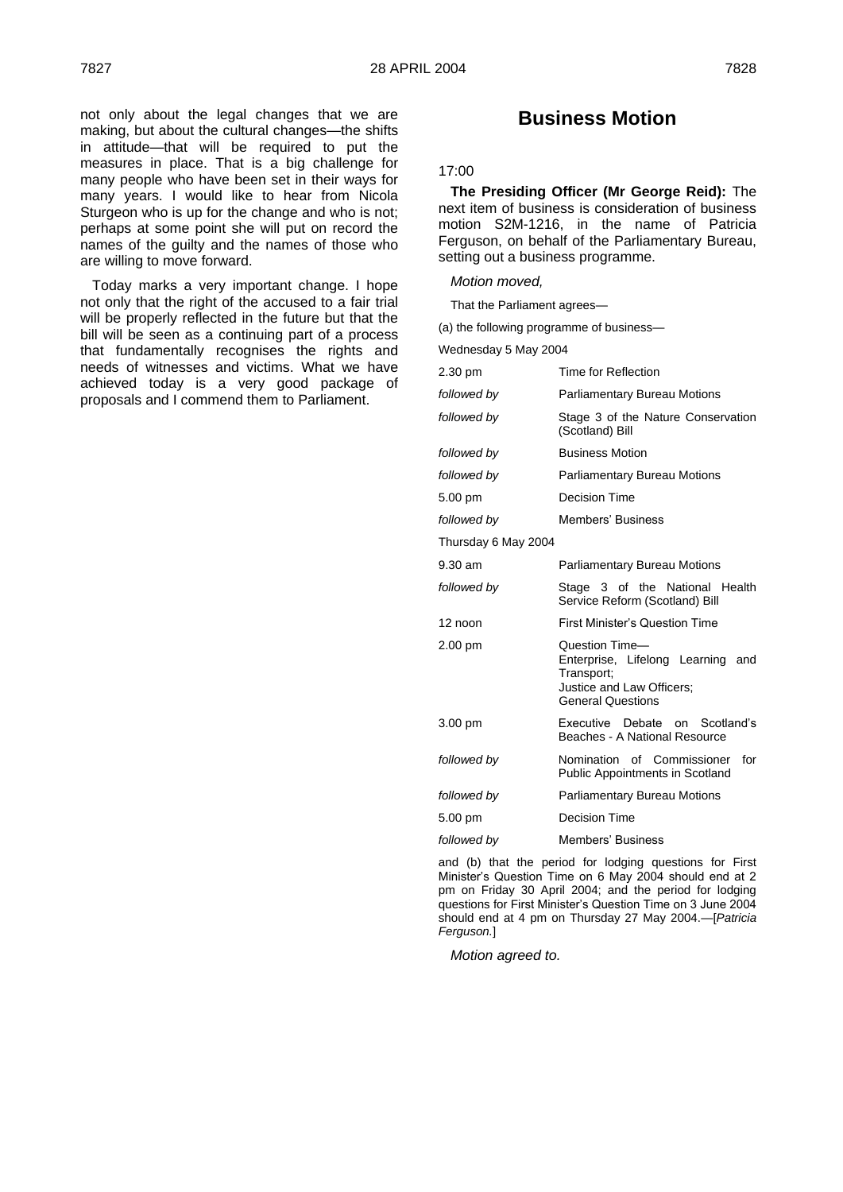not only about the legal changes that we are making, but about the cultural changes—the shifts in attitude—that will be required to put the measures in place. That is a big challenge for many people who have been set in their ways for many years. I would like to hear from Nicola Sturgeon who is up for the change and who is not; perhaps at some point she will put on record the names of the guilty and the names of those who are willing to move forward.

Today marks a very important change. I hope not only that the right of the accused to a fair trial will be properly reflected in the future but that the bill will be seen as a continuing part of a process that fundamentally recognises the rights and needs of witnesses and victims. What we have achieved today is a very good package of proposals and I commend them to Parliament.

## Business Motion

17:00

**The Presiding Officer (Mr George Reid):** The next item of business is consideration of business motion S2M-1216, in the name of Patricia Ferguson, on behalf of the Parliamentary Bureau, setting out a business programme.

*Motion moved,*

That the Parliament agrees—

(a) the following programme of business—

Wednesday 5 May 2004

| | |
|---|---|
| 2.30 pm | Time for Reflection |
| *followed by* | Parliamentary Bureau Motions |
| *followed by* | Stage 3 of the Nature Conservation (Scotland) Bill |
| *followed by* | Business Motion |
| *followed by* | Parliamentary Bureau Motions |
| 5.00 pm | Decision Time |
| *followed by* | Members' Business |

Thursday 6 May 2004

| | |
|---|---|
| 9.30 am | Parliamentary Bureau Motions |
| *followed by* | Stage 3 of the National Health Service Reform (Scotland) Bill |
| 12 noon | First Minister's Question Time |
| 2.00 pm | Question Time— Enterprise, Lifelong Learning and Transport; Justice and Law Officers; General Questions |
| 3.00 pm | Executive Debate on Scotland's Beaches - A National Resource |
| *followed by* | Nomination of Commissioner for Public Appointments in Scotland |
| *followed by* | Parliamentary Bureau Motions |
| 5.00 pm | Decision Time |
| *followed by* | Members' Business |

and (b) that the period for lodging questions for First Minister's Question Time on 6 May 2004 should end at 2 pm on Friday 30 April 2004; and the period for lodging questions for First Minister's Question Time on 3 June 2004 should end at 4 pm on Thursday 27 May 2004.—[*Patricia Ferguson.*]

*Motion agreed to.*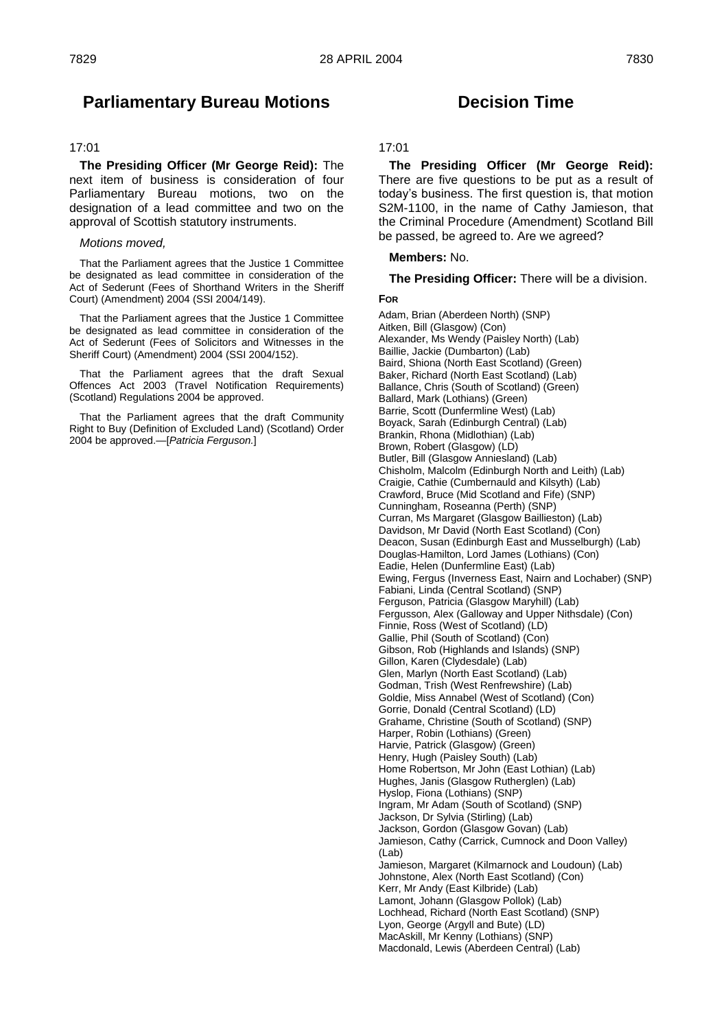## Parliamentary Bureau Motions

17:01

**The Presiding Officer (Mr George Reid):** The next item of business is consideration of four Parliamentary Bureau motions, two on the designation of a lead committee and two on the approval of Scottish statutory instruments.

*Motions moved,*

That the Parliament agrees that the Justice 1 Committee be designated as lead committee in consideration of the Act of Sederunt (Fees of Shorthand Writers in the Sheriff Court) (Amendment) 2004 (SSI 2004/149).

That the Parliament agrees that the Justice 1 Committee be designated as lead committee in consideration of the Act of Sederunt (Fees of Solicitors and Witnesses in the Sheriff Court) (Amendment) 2004 (SSI 2004/152).

That the Parliament agrees that the draft Sexual Offences Act 2003 (Travel Notification Requirements) (Scotland) Regulations 2004 be approved.

That the Parliament agrees that the draft Community Right to Buy (Definition of Excluded Land) (Scotland) Order 2004 be approved.—[*Patricia Ferguson.*]

## Decision Time

17:01

**The Presiding Officer (Mr George Reid):** There are five questions to be put as a result of today's business. The first question is, that motion S2M-1100, in the name of Cathy Jamieson, that the Criminal Procedure (Amendment) Scotland Bill be passed, be agreed to. Are we agreed?

**Members:** No.

**The Presiding Officer:** There will be a division.

**FOR**

Adam, Brian (Aberdeen North) (SNP)
Aitken, Bill (Glasgow) (Con)
Alexander, Ms Wendy (Paisley North) (Lab)
Baillie, Jackie (Dumbarton) (Lab)
Baird, Shiona (North East Scotland) (Green)
Baker, Richard (North East Scotland) (Lab)
Ballance, Chris (South of Scotland) (Green)
Ballard, Mark (Lothians) (Green)
Barrie, Scott (Dunfermline West) (Lab)
Boyack, Sarah (Edinburgh Central) (Lab)
Brankin, Rhona (Midlothian) (Lab)
Brown, Robert (Glasgow) (LD)
Butler, Bill (Glasgow Anniesland) (Lab)
Chisholm, Malcolm (Edinburgh North and Leith) (Lab)
Craigie, Cathie (Cumbernauld and Kilsyth) (Lab)
Crawford, Bruce (Mid Scotland and Fife) (SNP)
Cunningham, Roseanna (Perth) (SNP)
Curran, Ms Margaret (Glasgow Baillieston) (Lab)
Davidson, Mr David (North East Scotland) (Con)
Deacon, Susan (Edinburgh East and Musselburgh) (Lab)
Douglas-Hamilton, Lord James (Lothians) (Con)
Eadie, Helen (Dunfermline East) (Lab)
Ewing, Fergus (Inverness East, Nairn and Lochaber) (SNP)
Fabiani, Linda (Central Scotland) (SNP)
Ferguson, Patricia (Glasgow Maryhill) (Lab)
Fergusson, Alex (Galloway and Upper Nithsdale) (Con)
Finnie, Ross (West of Scotland) (LD)
Gallie, Phil (South of Scotland) (Con)
Gibson, Rob (Highlands and Islands) (SNP)
Gillon, Karen (Clydesdale) (Lab)
Glen, Marlyn (North East Scotland) (Lab)
Godman, Trish (West Renfrewshire) (Lab)
Goldie, Miss Annabel (West of Scotland) (Con)
Gorrie, Donald (Central Scotland) (LD)
Grahame, Christine (South of Scotland) (SNP)
Harper, Robin (Lothians) (Green)
Harvie, Patrick (Glasgow) (Green)
Henry, Hugh (Paisley South) (Lab)
Home Robertson, Mr John (East Lothian) (Lab)
Hughes, Janis (Glasgow Rutherglen) (Lab)
Hyslop, Fiona (Lothians) (SNP)
Ingram, Mr Adam (South of Scotland) (SNP)
Jackson, Dr Sylvia (Stirling) (Lab)
Jackson, Gordon (Glasgow Govan) (Lab)
Jamieson, Cathy (Carrick, Cumnock and Doon Valley) (Lab)
Jamieson, Margaret (Kilmarnock and Loudoun) (Lab)
Johnstone, Alex (North East Scotland) (Con)
Kerr, Mr Andy (East Kilbride) (Lab)
Lamont, Johann (Glasgow Pollok) (Lab)
Lochhead, Richard (North East Scotland) (SNP)
Lyon, George (Argyll and Bute) (LD)
MacAskill, Mr Kenny (Lothians) (SNP)
Macdonald, Lewis (Aberdeen Central) (Lab)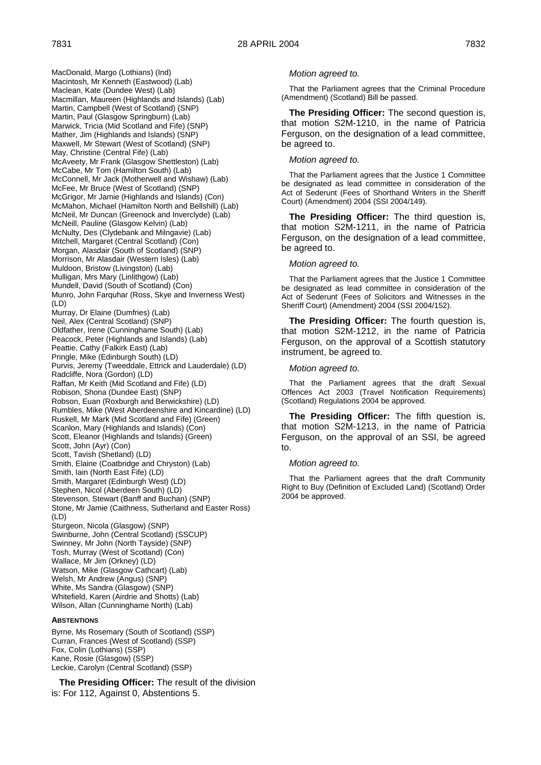MacDonald, Margo (Lothians) (Ind)
Macintosh, Mr Kenneth (Eastwood) (Lab)
Maclean, Kate (Dundee West) (Lab)
Macmillan, Maureen (Highlands and Islands) (Lab)
Martin, Campbell (West of Scotland) (SNP)
Martin, Paul (Glasgow Springburn) (Lab)
Marwick, Tricia (Mid Scotland and Fife) (SNP)
Mather, Jim (Highlands and Islands) (SNP)
Maxwell, Mr Stewart (West of Scotland) (SNP)
May, Christine (Central Fife) (Lab)
McAveety, Mr Frank (Glasgow Shettleston) (Lab)
McCabe, Mr Tom (Hamilton South) (Lab)
McConnell, Mr Jack (Motherwell and Wishaw) (Lab)
McFee, Mr Bruce (West of Scotland) (SNP)
McGrigor, Mr Jamie (Highlands and Islands) (Con)
McMahon, Michael (Hamilton North and Bellshill) (Lab)
McNeil, Mr Duncan (Greenock and Inverclyde) (Lab)
McNeill, Pauline (Glasgow Kelvin) (Lab)
McNulty, Des (Clydebank and Milngavie) (Lab)
Mitchell, Margaret (Central Scotland) (Con)
Morgan, Alasdair (South of Scotland) (SNP)
Morrison, Mr Alasdair (Western Isles) (Lab)
Muldoon, Bristow (Livingston) (Lab)
Mulligan, Mrs Mary (Linlithgow) (Lab)
Mundell, David (South of Scotland) (Con)
Munro, John Farquhar (Ross, Skye and Inverness West) (LD)
Murray, Dr Elaine (Dumfries) (Lab)
Neil, Alex (Central Scotland) (SNP)
Oldfather, Irene (Cunninghame South) (Lab)
Peacock, Peter (Highlands and Islands) (Lab)
Peattie, Cathy (Falkirk East) (Lab)
Pringle, Mike (Edinburgh South) (LD)
Purvis, Jeremy (Tweeddale, Ettrick and Lauderdale) (LD)
Radcliffe, Nora (Gordon) (LD)
Raffan, Mr Keith (Mid Scotland and Fife) (LD)
Robison, Shona (Dundee East) (SNP)
Robson, Euan (Roxburgh and Berwickshire) (LD)
Rumbles, Mike (West Aberdeenshire and Kincardine) (LD)
Ruskell, Mr Mark (Mid Scotland and Fife) (Green)
Scanlon, Mary (Highlands and Islands) (Con)
Scott, Eleanor (Highlands and Islands) (Green)
Scott, John (Ayr) (Con)
Scott, Tavish (Shetland) (LD)
Smith, Elaine (Coatbridge and Chryston) (Lab)
Smith, Iain (North East Fife) (LD)
Smith, Margaret (Edinburgh West) (LD)
Stephen, Nicol (Aberdeen South) (LD)
Stevenson, Stewart (Banff and Buchan) (SNP)
Stone, Mr Jamie (Caithness, Sutherland and Easter Ross) (LD)
Sturgeon, Nicola (Glasgow) (SNP)
Swinburne, John (Central Scotland) (SSCUP)
Swinney, Mr John (North Tayside) (SNP)
Tosh, Murray (West of Scotland) (Con)
Wallace, Mr Jim (Orkney) (LD)
Watson, Mike (Glasgow Cathcart) (Lab)
Welsh, Mr Andrew (Angus) (SNP)
White, Ms Sandra (Glasgow) (SNP)
Whitefield, Karen (Airdrie and Shotts) (Lab)
Wilson, Allan (Cunninghame North) (Lab)

**ABSTENTIONS**

Byrne, Ms Rosemary (South of Scotland) (SSP)
Curran, Frances (West of Scotland) (SSP)
Fox, Colin (Lothians) (SSP)
Kane, Rosie (Glasgow) (SSP)
Leckie, Carolyn (Central Scotland) (SSP)

**The Presiding Officer:** The result of the division is: For 112, Against 0, Abstentions 5.

*Motion agreed to.*

That the Parliament agrees that the Criminal Procedure (Amendment) (Scotland) Bill be passed.

**The Presiding Officer:** The second question is, that motion S2M-1210, in the name of Patricia Ferguson, on the designation of a lead committee, be agreed to.

*Motion agreed to.*

That the Parliament agrees that the Justice 1 Committee be designated as lead committee in consideration of the Act of Sederunt (Fees of Shorthand Writers in the Sheriff Court) (Amendment) 2004 (SSI 2004/149).

**The Presiding Officer:** The third question is, that motion S2M-1211, in the name of Patricia Ferguson, on the designation of a lead committee, be agreed to.

*Motion agreed to.*

That the Parliament agrees that the Justice 1 Committee be designated as lead committee in consideration of the Act of Sederunt (Fees of Solicitors and Witnesses in the Sheriff Court) (Amendment) 2004 (SSI 2004/152).

**The Presiding Officer:** The fourth question is, that motion S2M-1212, in the name of Patricia Ferguson, on the approval of a Scottish statutory instrument, be agreed to.

*Motion agreed to.*

That the Parliament agrees that the draft Sexual Offences Act 2003 (Travel Notification Requirements) (Scotland) Regulations 2004 be approved.

**The Presiding Officer:** The fifth question is, that motion S2M-1213, in the name of Patricia Ferguson, on the approval of an SSI, be agreed to.

*Motion agreed to.*

That the Parliament agrees that the draft Community Right to Buy (Definition of Excluded Land) (Scotland) Order 2004 be approved.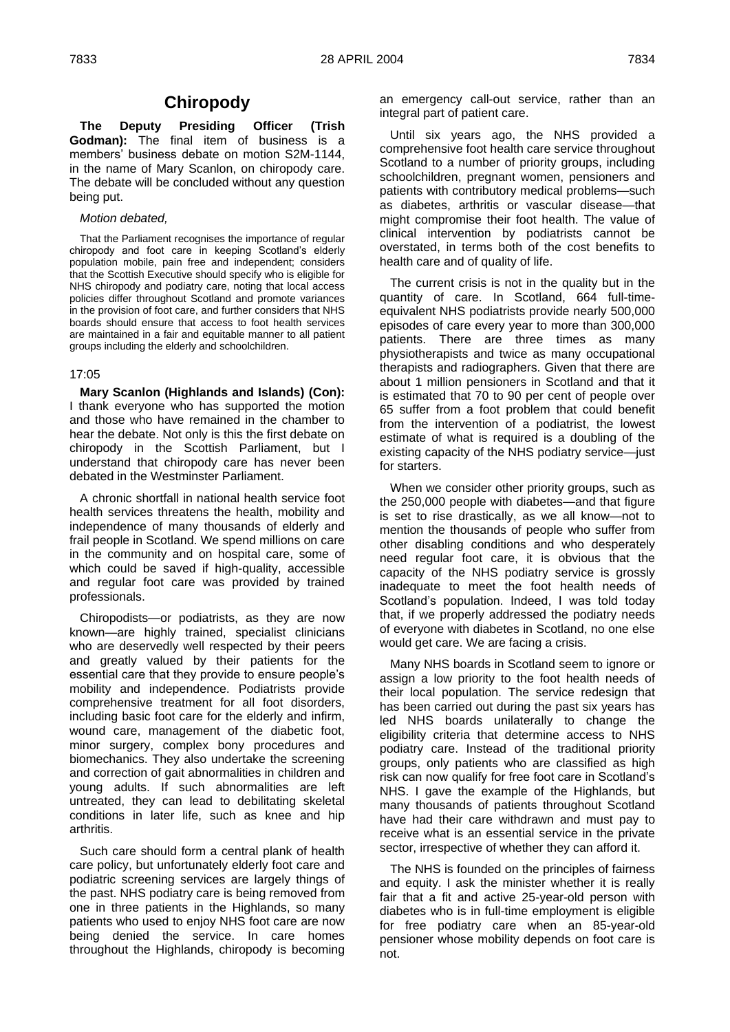## Chiropody

**The Deputy Presiding Officer (Trish Godman):** The final item of business is a members' business debate on motion S2M-1144, in the name of Mary Scanlon, on chiropody care. The debate will be concluded without any question being put.

*Motion debated,*

That the Parliament recognises the importance of regular chiropody and foot care in keeping Scotland's elderly population mobile, pain free and independent; considers that the Scottish Executive should specify who is eligible for NHS chiropody and podiatry care, noting that local access policies differ throughout Scotland and promote variances in the provision of foot care, and further considers that NHS boards should ensure that access to foot health services are maintained in a fair and equitable manner to all patient groups including the elderly and schoolchildren.

17:05

**Mary Scanlon (Highlands and Islands) (Con):** I thank everyone who has supported the motion and those who have remained in the chamber to hear the debate. Not only is this the first debate on chiropody in the Scottish Parliament, but I understand that chiropody care has never been debated in the Westminster Parliament.

A chronic shortfall in national health service foot health services threatens the health, mobility and independence of many thousands of elderly and frail people in Scotland. We spend millions on care in the community and on hospital care, some of which could be saved if high-quality, accessible and regular foot care was provided by trained professionals.

Chiropodists—or podiatrists, as they are now known—are highly trained, specialist clinicians who are deservedly well respected by their peers and greatly valued by their patients for the essential care that they provide to ensure people's mobility and independence. Podiatrists provide comprehensive treatment for all foot disorders, including basic foot care for the elderly and infirm, wound care, management of the diabetic foot, minor surgery, complex bony procedures and biomechanics. They also undertake the screening and correction of gait abnormalities in children and young adults. If such abnormalities are left untreated, they can lead to debilitating skeletal conditions in later life, such as knee and hip arthritis.

Such care should form a central plank of health care policy, but unfortunately elderly foot care and podiatric screening services are largely things of the past. NHS podiatry care is being removed from one in three patients in the Highlands, so many patients who used to enjoy NHS foot care are now being denied the service. In care homes throughout the Highlands, chiropody is becoming an emergency call-out service, rather than an integral part of patient care.

Until six years ago, the NHS provided a comprehensive foot health care service throughout Scotland to a number of priority groups, including schoolchildren, pregnant women, pensioners and patients with contributory medical problems—such as diabetes, arthritis or vascular disease—that might compromise their foot health. The value of clinical intervention by podiatrists cannot be overstated, in terms both of the cost benefits to health care and of quality of life.

The current crisis is not in the quality but in the quantity of care. In Scotland, 664 full-time-equivalent NHS podiatrists provide nearly 500,000 episodes of care every year to more than 300,000 patients. There are three times as many physiotherapists and twice as many occupational therapists and radiographers. Given that there are about 1 million pensioners in Scotland and that it is estimated that 70 to 90 per cent of people over 65 suffer from a foot problem that could benefit from the intervention of a podiatrist, the lowest estimate of what is required is a doubling of the existing capacity of the NHS podiatry service—just for starters.

When we consider other priority groups, such as the 250,000 people with diabetes—and that figure is set to rise drastically, as we all know—not to mention the thousands of people who suffer from other disabling conditions and who desperately need regular foot care, it is obvious that the capacity of the NHS podiatry service is grossly inadequate to meet the foot health needs of Scotland's population. Indeed, I was told today that, if we properly addressed the podiatry needs of everyone with diabetes in Scotland, no one else would get care. We are facing a crisis.

Many NHS boards in Scotland seem to ignore or assign a low priority to the foot health needs of their local population. The service redesign that has been carried out during the past six years has led NHS boards unilaterally to change the eligibility criteria that determine access to NHS podiatry care. Instead of the traditional priority groups, only patients who are classified as high risk can now qualify for free foot care in Scotland's NHS. I gave the example of the Highlands, but many thousands of patients throughout Scotland have had their care withdrawn and must pay to receive what is an essential service in the private sector, irrespective of whether they can afford it.

The NHS is founded on the principles of fairness and equity. I ask the minister whether it is really fair that a fit and active 25-year-old person with diabetes who is in full-time employment is eligible for free podiatry care when an 85-year-old pensioner whose mobility depends on foot care is not.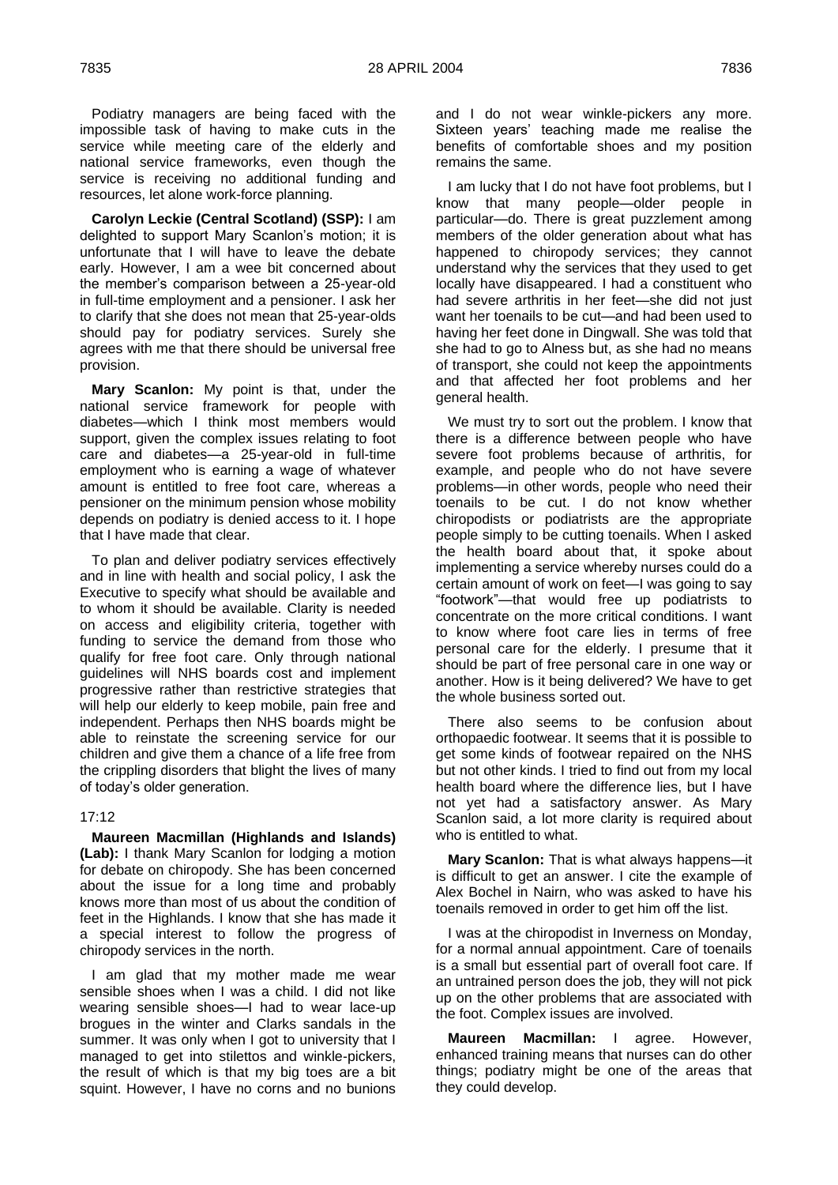Podiatry managers are being faced with the impossible task of having to make cuts in the service while meeting care of the elderly and national service frameworks, even though the service is receiving no additional funding and resources, let alone work-force planning.

**Carolyn Leckie (Central Scotland) (SSP):** I am delighted to support Mary Scanlon's motion; it is unfortunate that I will have to leave the debate early. However, I am a wee bit concerned about the member's comparison between a 25-year-old in full-time employment and a pensioner. I ask her to clarify that she does not mean that 25-year-olds should pay for podiatry services. Surely she agrees with me that there should be universal free provision.

**Mary Scanlon:** My point is that, under the national service framework for people with diabetes—which I think most members would support, given the complex issues relating to foot care and diabetes—a 25-year-old in full-time employment who is earning a wage of whatever amount is entitled to free foot care, whereas a pensioner on the minimum pension whose mobility depends on podiatry is denied access to it. I hope that I have made that clear.

To plan and deliver podiatry services effectively and in line with health and social policy, I ask the Executive to specify what should be available and to whom it should be available. Clarity is needed on access and eligibility criteria, together with funding to service the demand from those who qualify for free foot care. Only through national guidelines will NHS boards cost and implement progressive rather than restrictive strategies that will help our elderly to keep mobile, pain free and independent. Perhaps then NHS boards might be able to reinstate the screening service for our children and give them a chance of a life free from the crippling disorders that blight the lives of many of today's older generation.

17:12

**Maureen Macmillan (Highlands and Islands) (Lab):** I thank Mary Scanlon for lodging a motion for debate on chiropody. She has been concerned about the issue for a long time and probably knows more than most of us about the condition of feet in the Highlands. I know that she has made it a special interest to follow the progress of chiropody services in the north.

I am glad that my mother made me wear sensible shoes when I was a child. I did not like wearing sensible shoes—I had to wear lace-up brogues in the winter and Clarks sandals in the summer. It was only when I got to university that I managed to get into stilettos and winkle-pickers, the result of which is that my big toes are a bit squint. However, I have no corns and no bunions and I do not wear winkle-pickers any more. Sixteen years' teaching made me realise the benefits of comfortable shoes and my position remains the same.

I am lucky that I do not have foot problems, but I know that many people—older people in particular—do. There is great puzzlement among members of the older generation about what has happened to chiropody services; they cannot understand why the services that they used to get locally have disappeared. I had a constituent who had severe arthritis in her feet—she did not just want her toenails to be cut—and had been used to having her feet done in Dingwall. She was told that she had to go to Alness but, as she had no means of transport, she could not keep the appointments and that affected her foot problems and her general health.

We must try to sort out the problem. I know that there is a difference between people who have severe foot problems because of arthritis, for example, and people who do not have severe problems—in other words, people who need their toenails to be cut. I do not know whether chiropodists or podiatrists are the appropriate people simply to be cutting toenails. When I asked the health board about that, it spoke about implementing a service whereby nurses could do a certain amount of work on feet—I was going to say "footwork"—that would free up podiatrists to concentrate on the more critical conditions. I want to know where foot care lies in terms of free personal care for the elderly. I presume that it should be part of free personal care in one way or another. How is it being delivered? We have to get the whole business sorted out.

There also seems to be confusion about orthopaedic footwear. It seems that it is possible to get some kinds of footwear repaired on the NHS but not other kinds. I tried to find out from my local health board where the difference lies, but I have not yet had a satisfactory answer. As Mary Scanlon said, a lot more clarity is required about who is entitled to what.

**Mary Scanlon:** That is what always happens—it is difficult to get an answer. I cite the example of Alex Bochel in Nairn, who was asked to have his toenails removed in order to get him off the list.

I was at the chiropodist in Inverness on Monday, for a normal annual appointment. Care of toenails is a small but essential part of overall foot care. If an untrained person does the job, they will not pick up on the other problems that are associated with the foot. Complex issues are involved.

**Maureen Macmillan:** I agree. However, enhanced training means that nurses can do other things; podiatry might be one of the areas that they could develop.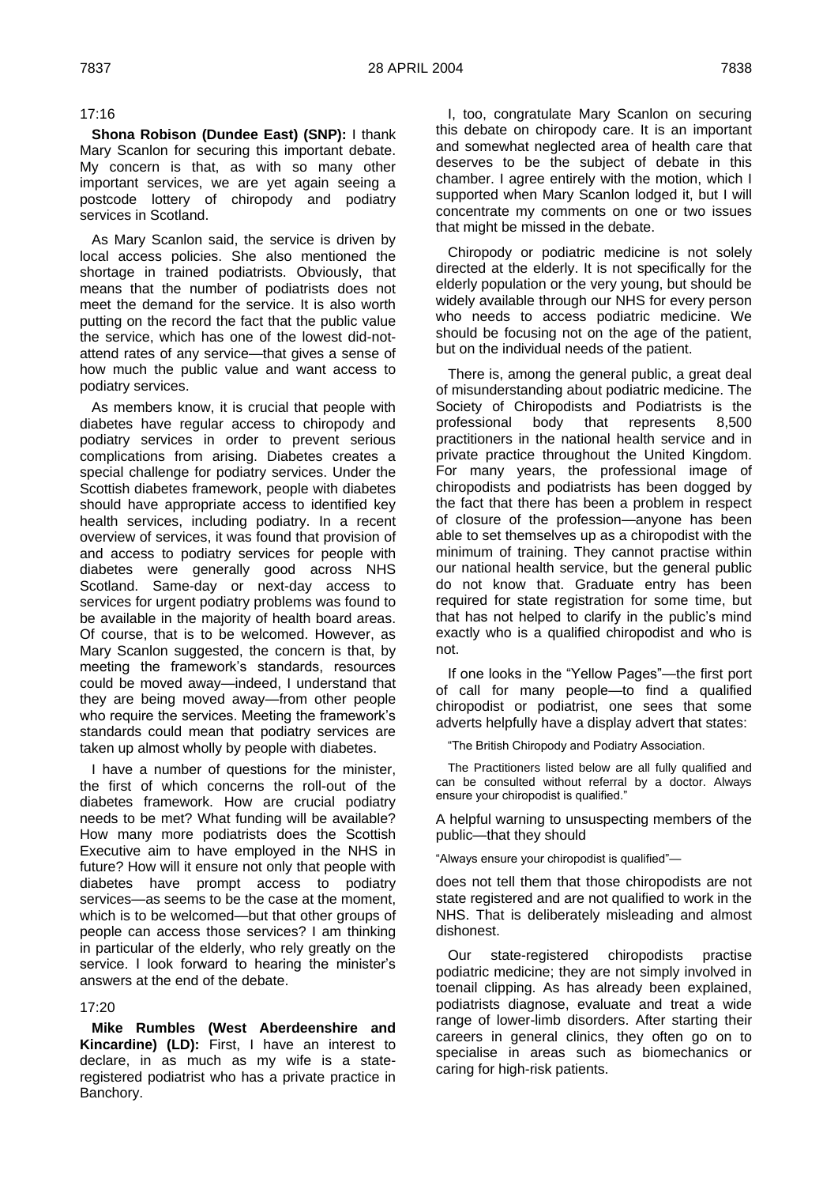17:16

**Shona Robison (Dundee East) (SNP):** I thank Mary Scanlon for securing this important debate. My concern is that, as with so many other important services, we are yet again seeing a postcode lottery of chiropody and podiatry services in Scotland.

As Mary Scanlon said, the service is driven by local access policies. She also mentioned the shortage in trained podiatrists. Obviously, that means that the number of podiatrists does not meet the demand for the service. It is also worth putting on the record the fact that the public value the service, which has one of the lowest did-not-attend rates of any service—that gives a sense of how much the public value and want access to podiatry services.

As members know, it is crucial that people with diabetes have regular access to chiropody and podiatry services in order to prevent serious complications from arising. Diabetes creates a special challenge for podiatry services. Under the Scottish diabetes framework, people with diabetes should have appropriate access to identified key health services, including podiatry. In a recent overview of services, it was found that provision of and access to podiatry services for people with diabetes were generally good across NHS Scotland. Same-day or next-day access to services for urgent podiatry problems was found to be available in the majority of health board areas. Of course, that is to be welcomed. However, as Mary Scanlon suggested, the concern is that, by meeting the framework's standards, resources could be moved away—indeed, I understand that they are being moved away—from other people who require the services. Meeting the framework's standards could mean that podiatry services are taken up almost wholly by people with diabetes.

I have a number of questions for the minister, the first of which concerns the roll-out of the diabetes framework. How are crucial podiatry needs to be met? What funding will be available? How many more podiatrists does the Scottish Executive aim to have employed in the NHS in future? How will it ensure not only that people with diabetes have prompt access to podiatry services—as seems to be the case at the moment, which is to be welcomed—but that other groups of people can access those services? I am thinking in particular of the elderly, who rely greatly on the service. I look forward to hearing the minister's answers at the end of the debate.

17:20

**Mike Rumbles (West Aberdeenshire and Kincardine) (LD):** First, I have an interest to declare, in as much as my wife is a state-registered podiatrist who has a private practice in Banchory.

I, too, congratulate Mary Scanlon on securing this debate on chiropody care. It is an important and somewhat neglected area of health care that deserves to be the subject of debate in this chamber. I agree entirely with the motion, which I supported when Mary Scanlon lodged it, but I will concentrate my comments on one or two issues that might be missed in the debate.

Chiropody or podiatric medicine is not solely directed at the elderly. It is not specifically for the elderly population or the very young, but should be widely available through our NHS for every person who needs to access podiatric medicine. We should be focusing not on the age of the patient, but on the individual needs of the patient.

There is, among the general public, a great deal of misunderstanding about podiatric medicine. The Society of Chiropodists and Podiatrists is the professional body that represents 8,500 practitioners in the national health service and in private practice throughout the United Kingdom. For many years, the professional image of chiropodists and podiatrists has been dogged by the fact that there has been a problem in respect of closure of the profession—anyone has been able to set themselves up as a chiropodist with the minimum of training. They cannot practise within our national health service, but the general public do not know that. Graduate entry has been required for state registration for some time, but that has not helped to clarify in the public's mind exactly who is a qualified chiropodist and who is not.

If one looks in the "Yellow Pages"—the first port of call for many people—to find a qualified chiropodist or podiatrist, one sees that some adverts helpfully have a display advert that states:

> "The British Chiropody and Podiatry Association.
>
> The Practitioners listed below are all fully qualified and can be consulted without referral by a doctor. Always ensure your chiropodist is qualified."

A helpful warning to unsuspecting members of the public—that they should

> "Always ensure your chiropodist is qualified"—

does not tell them that those chiropodists are not state registered and are not qualified to work in the NHS. That is deliberately misleading and almost dishonest.

Our state-registered chiropodists practise podiatric medicine; they are not simply involved in toenail clipping. As has already been explained, podiatrists diagnose, evaluate and treat a wide range of lower-limb disorders. After starting their careers in general clinics, they often go on to specialise in areas such as biomechanics or caring for high-risk patients.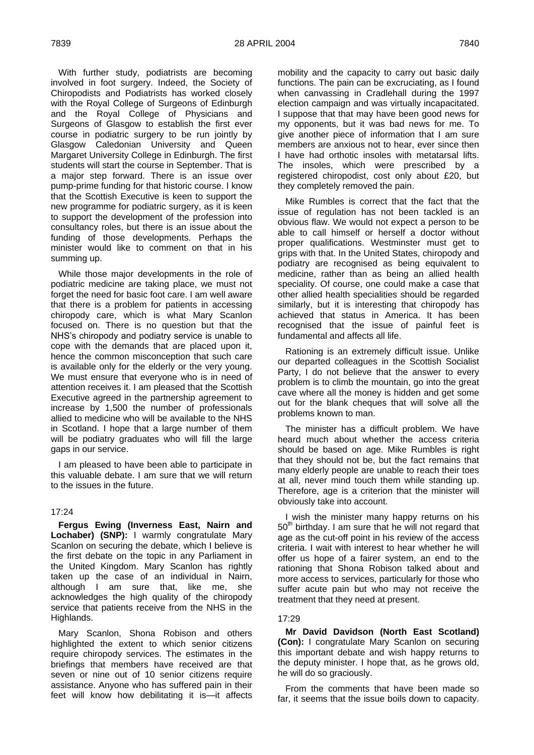With further study, podiatrists are becoming involved in foot surgery. Indeed, the Society of Chiropodists and Podiatrists has worked closely with the Royal College of Surgeons of Edinburgh and the Royal College of Physicians and Surgeons of Glasgow to establish the first ever course in podiatric surgery to be run jointly by Glasgow Caledonian University and Queen Margaret University College in Edinburgh. The first students will start the course in September. That is a major step forward. There is an issue over pump-prime funding for that historic course. I know that the Scottish Executive is keen to support the new programme for podiatric surgery, as it is keen to support the development of the profession into consultancy roles, but there is an issue about the funding of those developments. Perhaps the minister would like to comment on that in his summing up.

While those major developments in the role of podiatric medicine are taking place, we must not forget the need for basic foot care. I am well aware that there is a problem for patients in accessing chiropody care, which is what Mary Scanlon focused on. There is no question but that the NHS's chiropody and podiatry service is unable to cope with the demands that are placed upon it, hence the common misconception that such care is available only for the elderly or the very young. We must ensure that everyone who is in need of attention receives it. I am pleased that the Scottish Executive agreed in the partnership agreement to increase by 1,500 the number of professionals allied to medicine who will be available to the NHS in Scotland. I hope that a large number of them will be podiatry graduates who will fill the large gaps in our service.

I am pleased to have been able to participate in this valuable debate. I am sure that we will return to the issues in the future.

17:24

**Fergus Ewing (Inverness East, Nairn and Lochaber) (SNP):** I warmly congratulate Mary Scanlon on securing the debate, which I believe is the first debate on the topic in any Parliament in the United Kingdom. Mary Scanlon has rightly taken up the case of an individual in Nairn, although I am sure that, like me, she acknowledges the high quality of the chiropody service that patients receive from the NHS in the Highlands.

Mary Scanlon, Shona Robison and others highlighted the extent to which senior citizens require chiropody services. The estimates in the briefings that members have received are that seven or nine out of 10 senior citizens require assistance. Anyone who has suffered pain in their feet will know how debilitating it is—it affects mobility and the capacity to carry out basic daily functions. The pain can be excruciating, as I found when canvassing in Cradlehall during the 1997 election campaign and was virtually incapacitated. I suppose that that may have been good news for my opponents, but it was bad news for me. To give another piece of information that I am sure members are anxious not to hear, ever since then I have had orthotic insoles with metatarsal lifts. The insoles, which were prescribed by a registered chiropodist, cost only about £20, but they completely removed the pain.

Mike Rumbles is correct that the fact that the issue of regulation has not been tackled is an obvious flaw. We would not expect a person to be able to call himself or herself a doctor without proper qualifications. Westminster must get to grips with that. In the United States, chiropody and podiatry are recognised as being equivalent to medicine, rather than as being an allied health speciality. Of course, one could make a case that other allied health specialities should be regarded similarly, but it is interesting that chiropody has achieved that status in America. It has been recognised that the issue of painful feet is fundamental and affects all life.

Rationing is an extremely difficult issue. Unlike our departed colleagues in the Scottish Socialist Party, I do not believe that the answer to every problem is to climb the mountain, go into the great cave where all the money is hidden and get some out for the blank cheques that will solve all the problems known to man.

The minister has a difficult problem. We have heard much about whether the access criteria should be based on age. Mike Rumbles is right that they should not be, but the fact remains that many elderly people are unable to reach their toes at all, never mind touch them while standing up. Therefore, age is a criterion that the minister will obviously take into account.

I wish the minister many happy returns on his 50th birthday. I am sure that he will not regard that age as the cut-off point in his review of the access criteria. I wait with interest to hear whether he will offer us hope of a fairer system, an end to the rationing that Shona Robison talked about and more access to services, particularly for those who suffer acute pain but who may not receive the treatment that they need at present.

17:29

**Mr David Davidson (North East Scotland) (Con):** I congratulate Mary Scanlon on securing this important debate and wish happy returns to the deputy minister. I hope that, as he grows old, he will do so graciously.

From the comments that have been made so far, it seems that the issue boils down to capacity.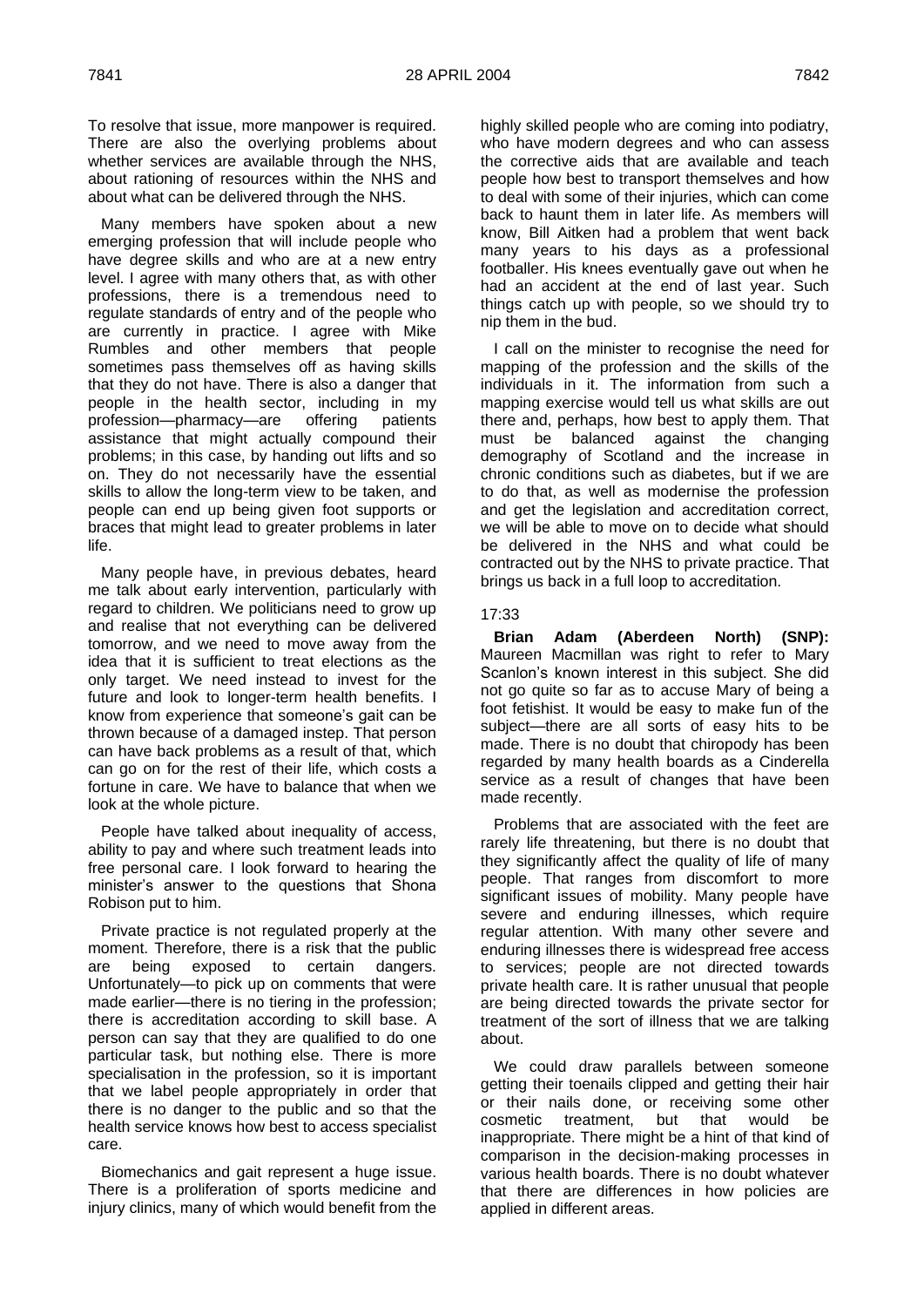To resolve that issue, more manpower is required. There are also the overlying problems about whether services are available through the NHS, about rationing of resources within the NHS and about what can be delivered through the NHS.

Many members have spoken about a new emerging profession that will include people who have degree skills and who are at a new entry level. I agree with many others that, as with other professions, there is a tremendous need to regulate standards of entry and of the people who are currently in practice. I agree with Mike Rumbles and other members that people sometimes pass themselves off as having skills that they do not have. There is also a danger that people in the health sector, including in my profession—pharmacy—are offering patients assistance that might actually compound their problems; in this case, by handing out lifts and so on. They do not necessarily have the essential skills to allow the long-term view to be taken, and people can end up being given foot supports or braces that might lead to greater problems in later life.

Many people have, in previous debates, heard me talk about early intervention, particularly with regard to children. We politicians need to grow up and realise that not everything can be delivered tomorrow, and we need to move away from the idea that it is sufficient to treat elections as the only target. We need instead to invest for the future and look to longer-term health benefits. I know from experience that someone's gait can be thrown because of a damaged instep. That person can have back problems as a result of that, which can go on for the rest of their life, which costs a fortune in care. We have to balance that when we look at the whole picture.

People have talked about inequality of access, ability to pay and where such treatment leads into free personal care. I look forward to hearing the minister's answer to the questions that Shona Robison put to him.

Private practice is not regulated properly at the moment. Therefore, there is a risk that the public are being exposed to certain dangers. Unfortunately—to pick up on comments that were made earlier—there is no tiering in the profession; there is accreditation according to skill base. A person can say that they are qualified to do one particular task, but nothing else. There is more specialisation in the profession, so it is important that we label people appropriately in order that there is no danger to the public and so that the health service knows how best to access specialist care.

Biomechanics and gait represent a huge issue. There is a proliferation of sports medicine and injury clinics, many of which would benefit from the highly skilled people who are coming into podiatry, who have modern degrees and who can assess the corrective aids that are available and teach people how best to transport themselves and how to deal with some of their injuries, which can come back to haunt them in later life. As members will know, Bill Aitken had a problem that went back many years to his days as a professional footballer. His knees eventually gave out when he had an accident at the end of last year. Such things catch up with people, so we should try to nip them in the bud.

I call on the minister to recognise the need for mapping of the profession and the skills of the individuals in it. The information from such a mapping exercise would tell us what skills are out there and, perhaps, how best to apply them. That must be balanced against the changing demography of Scotland and the increase in chronic conditions such as diabetes, but if we are to do that, as well as modernise the profession and get the legislation and accreditation correct, we will be able to move on to decide what should be delivered in the NHS and what could be contracted out by the NHS to private practice. That brings us back in a full loop to accreditation.

17:33

**Brian Adam (Aberdeen North) (SNP):** Maureen Macmillan was right to refer to Mary Scanlon's known interest in this subject. She did not go quite so far as to accuse Mary of being a foot fetishist. It would be easy to make fun of the subject—there are all sorts of easy hits to be made. There is no doubt that chiropody has been regarded by many health boards as a Cinderella service as a result of changes that have been made recently.

Problems that are associated with the feet are rarely life threatening, but there is no doubt that they significantly affect the quality of life of many people. That ranges from discomfort to more significant issues of mobility. Many people have severe and enduring illnesses, which require regular attention. With many other severe and enduring illnesses there is widespread free access to services; people are not directed towards private health care. It is rather unusual that people are being directed towards the private sector for treatment of the sort of illness that we are talking about.

We could draw parallels between someone getting their toenails clipped and getting their hair or their nails done, or receiving some other cosmetic treatment, but that would be inappropriate. There might be a hint of that kind of comparison in the decision-making processes in various health boards. There is no doubt whatever that there are differences in how policies are applied in different areas.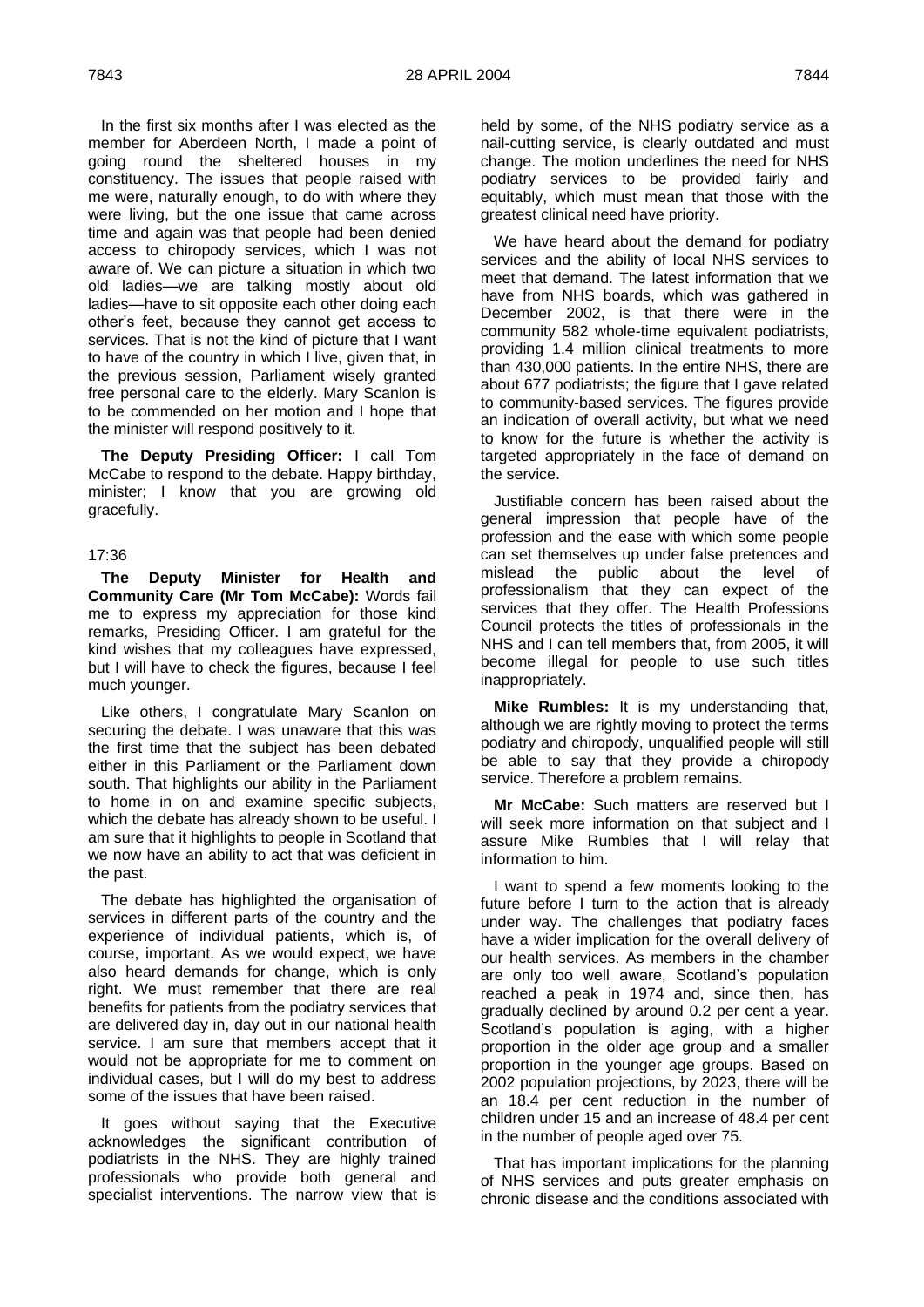In the first six months after I was elected as the member for Aberdeen North, I made a point of going round the sheltered houses in my constituency. The issues that people raised with me were, naturally enough, to do with where they were living, but the one issue that came across time and again was that people had been denied access to chiropody services, which I was not aware of. We can picture a situation in which two old ladies—we are talking mostly about old ladies—have to sit opposite each other doing each other's feet, because they cannot get access to services. That is not the kind of picture that I want to have of the country in which I live, given that, in the previous session, Parliament wisely granted free personal care to the elderly. Mary Scanlon is to be commended on her motion and I hope that the minister will respond positively to it.

**The Deputy Presiding Officer:** I call Tom McCabe to respond to the debate. Happy birthday, minister; I know that you are growing old gracefully.

17:36

**The Deputy Minister for Health and Community Care (Mr Tom McCabe):** Words fail me to express my appreciation for those kind remarks, Presiding Officer. I am grateful for the kind wishes that my colleagues have expressed, but I will have to check the figures, because I feel much younger.

Like others, I congratulate Mary Scanlon on securing the debate. I was unaware that this was the first time that the subject has been debated either in this Parliament or the Parliament down south. That highlights our ability in the Parliament to home in on and examine specific subjects, which the debate has already shown to be useful. I am sure that it highlights to people in Scotland that we now have an ability to act that was deficient in the past.

The debate has highlighted the organisation of services in different parts of the country and the experience of individual patients, which is, of course, important. As we would expect, we have also heard demands for change, which is only right. We must remember that there are real benefits for patients from the podiatry services that are delivered day in, day out in our national health service. I am sure that members accept that it would not be appropriate for me to comment on individual cases, but I will do my best to address some of the issues that have been raised.

It goes without saying that the Executive acknowledges the significant contribution of podiatrists in the NHS. They are highly trained professionals who provide both general and specialist interventions. The narrow view that is held by some, of the NHS podiatry service as a nail-cutting service, is clearly outdated and must change. The motion underlines the need for NHS podiatry services to be provided fairly and equitably, which must mean that those with the greatest clinical need have priority.

We have heard about the demand for podiatry services and the ability of local NHS services to meet that demand. The latest information that we have from NHS boards, which was gathered in December 2002, is that there were in the community 582 whole-time equivalent podiatrists, providing 1.4 million clinical treatments to more than 430,000 patients. In the entire NHS, there are about 677 podiatrists; the figure that I gave related to community-based services. The figures provide an indication of overall activity, but what we need to know for the future is whether the activity is targeted appropriately in the face of demand on the service.

Justifiable concern has been raised about the general impression that people have of the profession and the ease with which some people can set themselves up under false pretences and mislead the public about the level of professionalism that they can expect of the services that they offer. The Health Professions Council protects the titles of professionals in the NHS and I can tell members that, from 2005, it will become illegal for people to use such titles inappropriately.

**Mike Rumbles:** It is my understanding that, although we are rightly moving to protect the terms podiatry and chiropody, unqualified people will still be able to say that they provide a chiropody service. Therefore a problem remains.

**Mr McCabe:** Such matters are reserved but I will seek more information on that subject and I assure Mike Rumbles that I will relay that information to him.

I want to spend a few moments looking to the future before I turn to the action that is already under way. The challenges that podiatry faces have a wider implication for the overall delivery of our health services. As members in the chamber are only too well aware, Scotland's population reached a peak in 1974 and, since then, has gradually declined by around 0.2 per cent a year. Scotland's population is aging, with a higher proportion in the older age group and a smaller proportion in the younger age groups. Based on 2002 population projections, by 2023, there will be an 18.4 per cent reduction in the number of children under 15 and an increase of 48.4 per cent in the number of people aged over 75.

That has important implications for the planning of NHS services and puts greater emphasis on chronic disease and the conditions associated with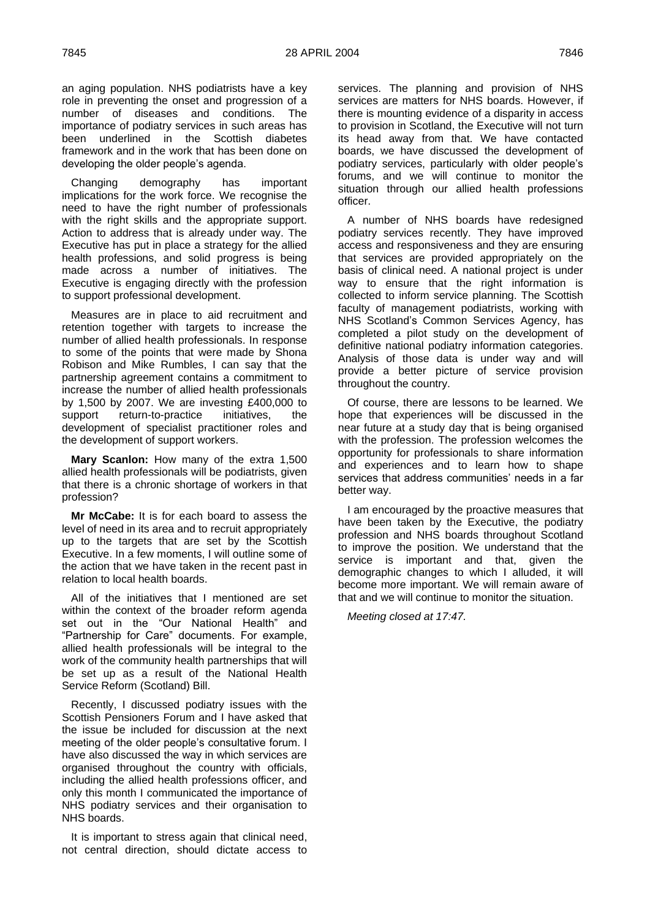an aging population. NHS podiatrists have a key role in preventing the onset and progression of a number of diseases and conditions. The importance of podiatry services in such areas has been underlined in the Scottish diabetes framework and in the work that has been done on developing the older people's agenda.

Changing demography has important implications for the work force. We recognise the need to have the right number of professionals with the right skills and the appropriate support. Action to address that is already under way. The Executive has put in place a strategy for the allied health professions, and solid progress is being made across a number of initiatives. The Executive is engaging directly with the profession to support professional development.

Measures are in place to aid recruitment and retention together with targets to increase the number of allied health professionals. In response to some of the points that were made by Shona Robison and Mike Rumbles, I can say that the partnership agreement contains a commitment to increase the number of allied health professionals by 1,500 by 2007. We are investing £400,000 to support return-to-practice initiatives, the development of specialist practitioner roles and the development of support workers.

**Mary Scanlon:** How many of the extra 1,500 allied health professionals will be podiatrists, given that there is a chronic shortage of workers in that profession?

**Mr McCabe:** It is for each board to assess the level of need in its area and to recruit appropriately up to the targets that are set by the Scottish Executive. In a few moments, I will outline some of the action that we have taken in the recent past in relation to local health boards.

All of the initiatives that I mentioned are set within the context of the broader reform agenda set out in the "Our National Health" and "Partnership for Care" documents. For example, allied health professionals will be integral to the work of the community health partnerships that will be set up as a result of the National Health Service Reform (Scotland) Bill.

Recently, I discussed podiatry issues with the Scottish Pensioners Forum and I have asked that the issue be included for discussion at the next meeting of the older people's consultative forum. I have also discussed the way in which services are organised throughout the country with officials, including the allied health professions officer, and only this month I communicated the importance of NHS podiatry services and their organisation to NHS boards.

It is important to stress again that clinical need, not central direction, should dictate access to services. The planning and provision of NHS services are matters for NHS boards. However, if there is mounting evidence of a disparity in access to provision in Scotland, the Executive will not turn its head away from that. We have contacted boards, we have discussed the development of podiatry services, particularly with older people's forums, and we will continue to monitor the situation through our allied health professions officer.

A number of NHS boards have redesigned podiatry services recently. They have improved access and responsiveness and they are ensuring that services are provided appropriately on the basis of clinical need. A national project is under way to ensure that the right information is collected to inform service planning. The Scottish faculty of management podiatrists, working with NHS Scotland's Common Services Agency, has completed a pilot study on the development of definitive national podiatry information categories. Analysis of those data is under way and will provide a better picture of service provision throughout the country.

Of course, there are lessons to be learned. We hope that experiences will be discussed in the near future at a study day that is being organised with the profession. The profession welcomes the opportunity for professionals to share information and experiences and to learn how to shape services that address communities' needs in a far better way.

I am encouraged by the proactive measures that have been taken by the Executive, the podiatry profession and NHS boards throughout Scotland to improve the position. We understand that the service is important and that, given the demographic changes to which I alluded, it will become more important. We will remain aware of that and we will continue to monitor the situation.

*Meeting closed at 17:47.*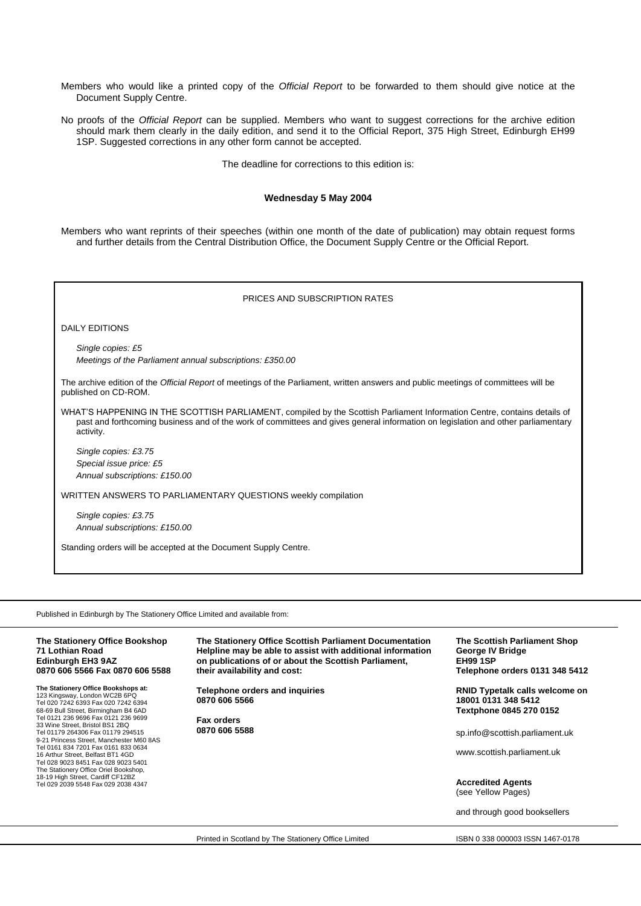Members who would like a printed copy of the *Official Report* to be forwarded to them should give notice at the Document Supply Centre.

No proofs of the *Official Report* can be supplied. Members who want to suggest corrections for the archive edition should mark them clearly in the daily edition, and send it to the Official Report, 375 High Street, Edinburgh EH99 1SP. Suggested corrections in any other form cannot be accepted.

The deadline for corrections to this edition is:

**Wednesday 5 May 2004**

Members who want reprints of their speeches (within one month of the date of publication) may obtain request forms and further details from the Central Distribution Office, the Document Supply Centre or the Official Report.

PRICES AND SUBSCRIPTION RATES

DAILY EDITIONS

*Single copies: £5*
*Meetings of the Parliament annual subscriptions: £350.00*

The archive edition of the *Official Report* of meetings of the Parliament, written answers and public meetings of committees will be published on CD-ROM.

WHAT'S HAPPENING IN THE SCOTTISH PARLIAMENT, compiled by the Scottish Parliament Information Centre, contains details of past and forthcoming business and of the work of committees and gives general information on legislation and other parliamentary activity.

*Single copies: £3.75*
*Special issue price: £5*
*Annual subscriptions: £150.00*

WRITTEN ANSWERS TO PARLIAMENTARY QUESTIONS weekly compilation

*Single copies: £3.75*
*Annual subscriptions: £150.00*

Standing orders will be accepted at the Document Supply Centre.

Published in Edinburgh by The Stationery Office Limited and available from:

**The Stationery Office Bookshop**
**71 Lothian Road**
**Edinburgh EH3 9AZ**
**0870 606 5566 Fax 0870 606 5588**

**The Stationery Office Bookshops at:**
123 Kingsway, London WC2B 6PQ
Tel 020 7242 6393 Fax 020 7242 6394
68-69 Bull Street, Birmingham B4 6AD
Tel 0121 236 9696 Fax 0121 236 9699
33 Wine Street, Bristol BS1 2BQ
Tel 01179 264306 Fax 01179 294515
9-21 Princess Street, Manchester M60 8AS
Tel 0161 834 7201 Fax 0161 833 0634
16 Arthur Street, Belfast BT1 4GD
Tel 028 9023 8451 Fax 028 9023 5401
The Stationery Office Oriel Bookshop,
18-19 High Street, Cardiff CF12BZ
Tel 029 2039 5548 Fax 029 2038 4347

**The Stationery Office Scottish Parliament Documentation Helpline may be able to assist with additional information on publications of or about the Scottish Parliament, their availability and cost:**

**Telephone orders and inquiries**
**0870 606 5566**

**Fax orders**
**0870 606 5588**

**The Scottish Parliament Shop**
**George IV Bridge**
**EH99 1SP**
**Telephone orders 0131 348 5412**

**RNID Typetalk calls welcome on**
**18001 0131 348 5412**
**Textphone 0845 270 0152**

sp.info@scottish.parliament.uk

www.scottish.parliament.uk

**Accredited Agents**
(see Yellow Pages)

and through good booksellers

Printed in Scotland by The Stationery Office Limited

ISBN 0 338 000003 ISSN 1467-0178